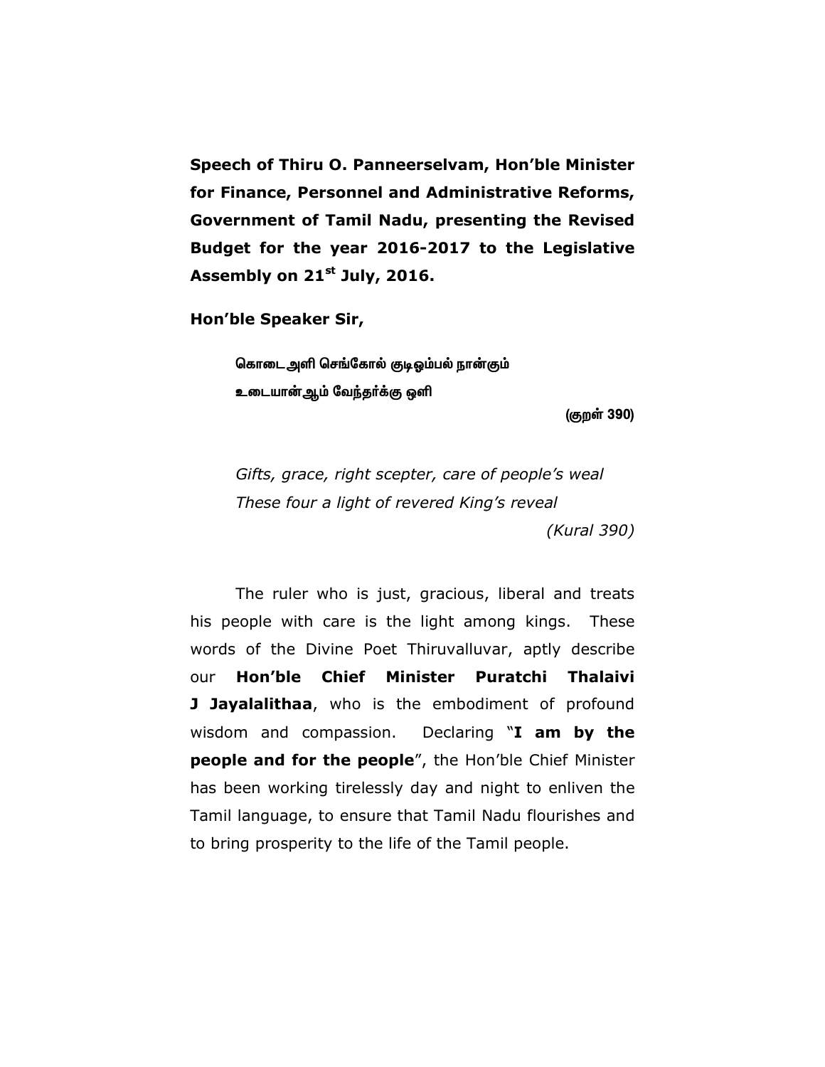**Speech of Thiru O. Panneerselvam, Hon'ble Minister for Finance, Personnel and Administrative Reforms, Government of Tamil Nadu, presenting the Revised Budget for the year 2016-2017 to the Legislative Assembly on 21st July, 2016.**

**Hon'ble Speaker Sir,**

> **கொடைஅளி செங்கோல் குடிஓம்பல் நான்கும்**
> **உடையான்ஆம் வேந்தர்க்கு ஒளி**
>
> **(குறள் 390)**

> *Gifts, grace, right scepter, care of people's weal*
> *These four a light of revered King's reveal*
>
> *(Kural 390)*

The ruler who is just, gracious, liberal and treats his people with care is the light among kings. These words of the Divine Poet Thiruvalluvar, aptly describe our **Hon'ble Chief Minister Puratchi Thalaivi J Jayalalithaa**, who is the embodiment of profound wisdom and compassion. Declaring "**I am by the people and for the people**", the Hon'ble Chief Minister has been working tirelessly day and night to enliven the Tamil language, to ensure that Tamil Nadu flourishes and to bring prosperity to the life of the Tamil people.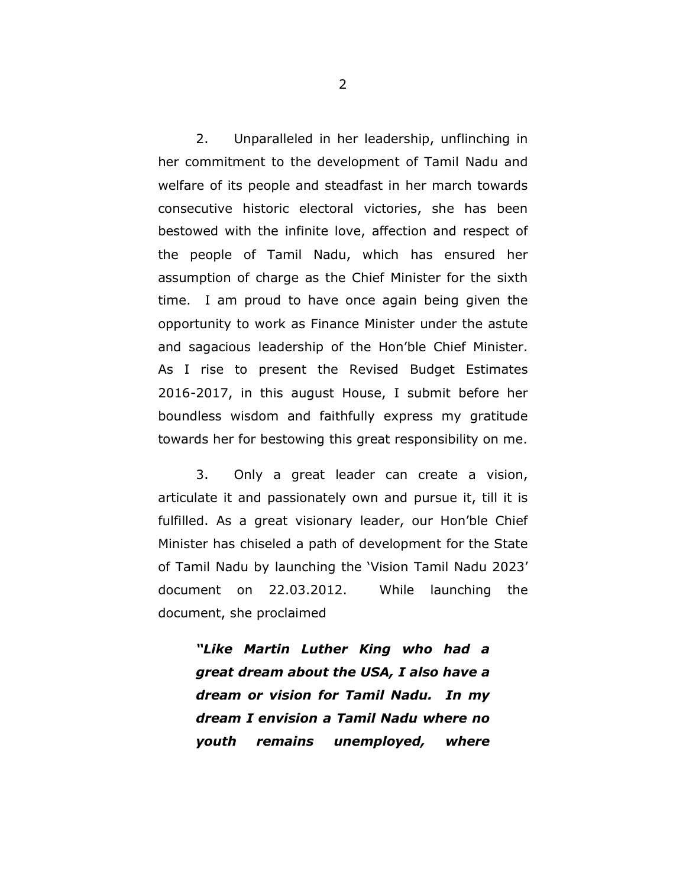2. Unparalleled in her leadership, unflinching in her commitment to the development of Tamil Nadu and welfare of its people and steadfast in her march towards consecutive historic electoral victories, she has been bestowed with the infinite love, affection and respect of the people of Tamil Nadu, which has ensured her assumption of charge as the Chief Minister for the sixth time. I am proud to have once again being given the opportunity to work as Finance Minister under the astute and sagacious leadership of the Hon'ble Chief Minister. As I rise to present the Revised Budget Estimates 2016-2017, in this august House, I submit before her boundless wisdom and faithfully express my gratitude towards her for bestowing this great responsibility on me.

3. Only a great leader can create a vision, articulate it and passionately own and pursue it, till it is fulfilled. As a great visionary leader, our Hon'ble Chief Minister has chiseled a path of development for the State of Tamil Nadu by launching the 'Vision Tamil Nadu 2023' document on 22.03.2012. While launching the document, she proclaimed

> ***"Like Martin Luther King who had a great dream about the USA, I also have a dream or vision for Tamil Nadu. In my dream I envision a Tamil Nadu where no youth remains unemployed, where***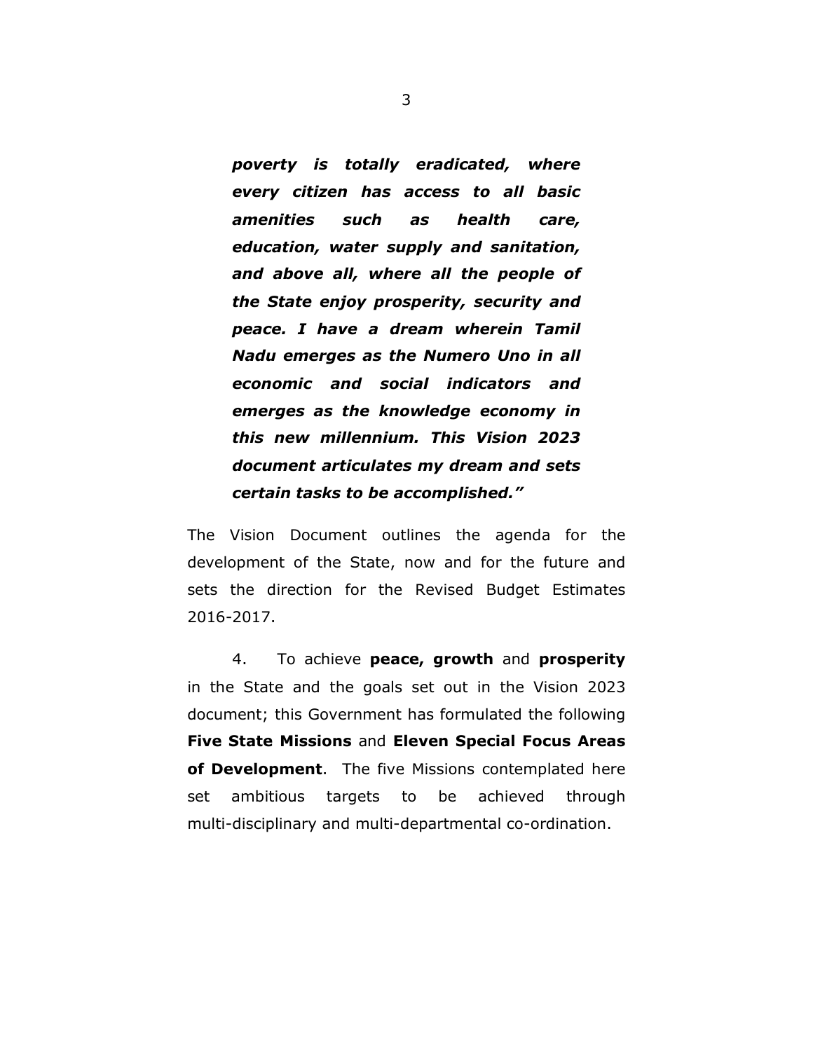***poverty is totally eradicated, where every citizen has access to all basic amenities such as health care, education, water supply and sanitation, and above all, where all the people of the State enjoy prosperity, security and peace. I have a dream wherein Tamil Nadu emerges as the Numero Uno in all economic and social indicators and emerges as the knowledge economy in this new millennium. This Vision 2023 document articulates my dream and sets certain tasks to be accomplished."***

The Vision Document outlines the agenda for the development of the State, now and for the future and sets the direction for the Revised Budget Estimates 2016-2017.

4. To achieve **peace, growth** and **prosperity** in the State and the goals set out in the Vision 2023 document; this Government has formulated the following **Five State Missions** and **Eleven Special Focus Areas of Development**. The five Missions contemplated here set ambitious targets to be achieved through multi-disciplinary and multi-departmental co-ordination.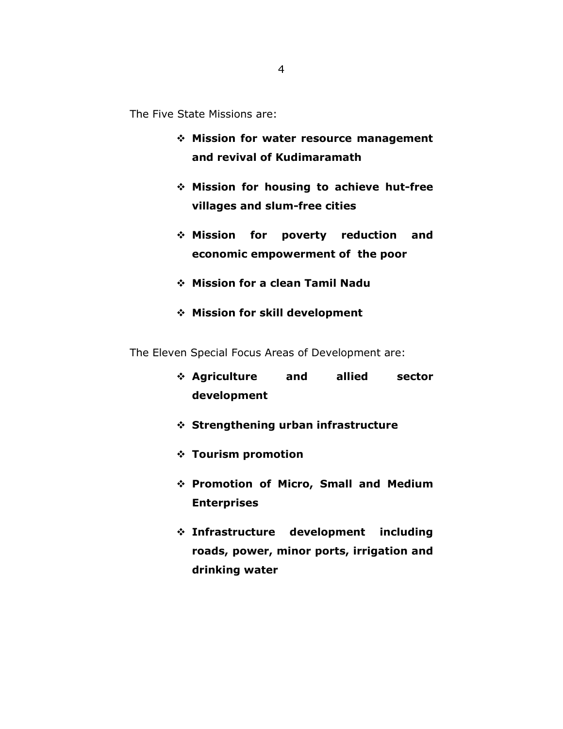The Five State Missions are:

- **Mission for water resource management and revival of Kudimaramath**
- **Mission for housing to achieve hut-free villages and slum-free cities**
- **Mission for poverty reduction and economic empowerment of the poor**
- **Mission for a clean Tamil Nadu**
- **Mission for skill development**

The Eleven Special Focus Areas of Development are:

- **Agriculture and allied sector development**
- **Strengthening urban infrastructure**
- **Tourism promotion**
- **Promotion of Micro, Small and Medium Enterprises**
- **Infrastructure development including roads, power, minor ports, irrigation and drinking water**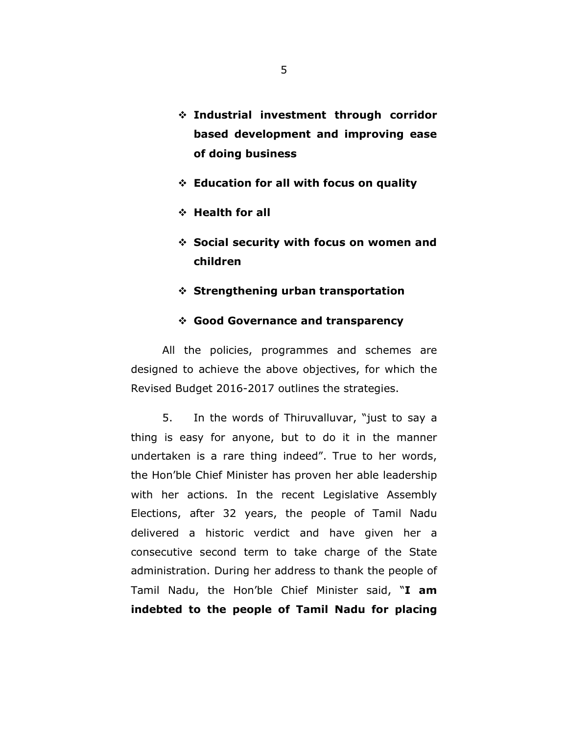- **Industrial investment through corridor based development and improving ease of doing business**

- **Education for all with focus on quality**

- **Health for all**

- **Social security with focus on women and children**

- **Strengthening urban transportation**

- **Good Governance and transparency**

All the policies, programmes and schemes are designed to achieve the above objectives, for which the Revised Budget 2016-2017 outlines the strategies.

5. In the words of Thiruvalluvar, "just to say a thing is easy for anyone, but to do it in the manner undertaken is a rare thing indeed". True to her words, the Hon'ble Chief Minister has proven her able leadership with her actions. In the recent Legislative Assembly Elections, after 32 years, the people of Tamil Nadu delivered a historic verdict and have given her a consecutive second term to take charge of the State administration. During her address to thank the people of Tamil Nadu, the Hon'ble Chief Minister said, "**I am indebted to the people of Tamil Nadu for placing**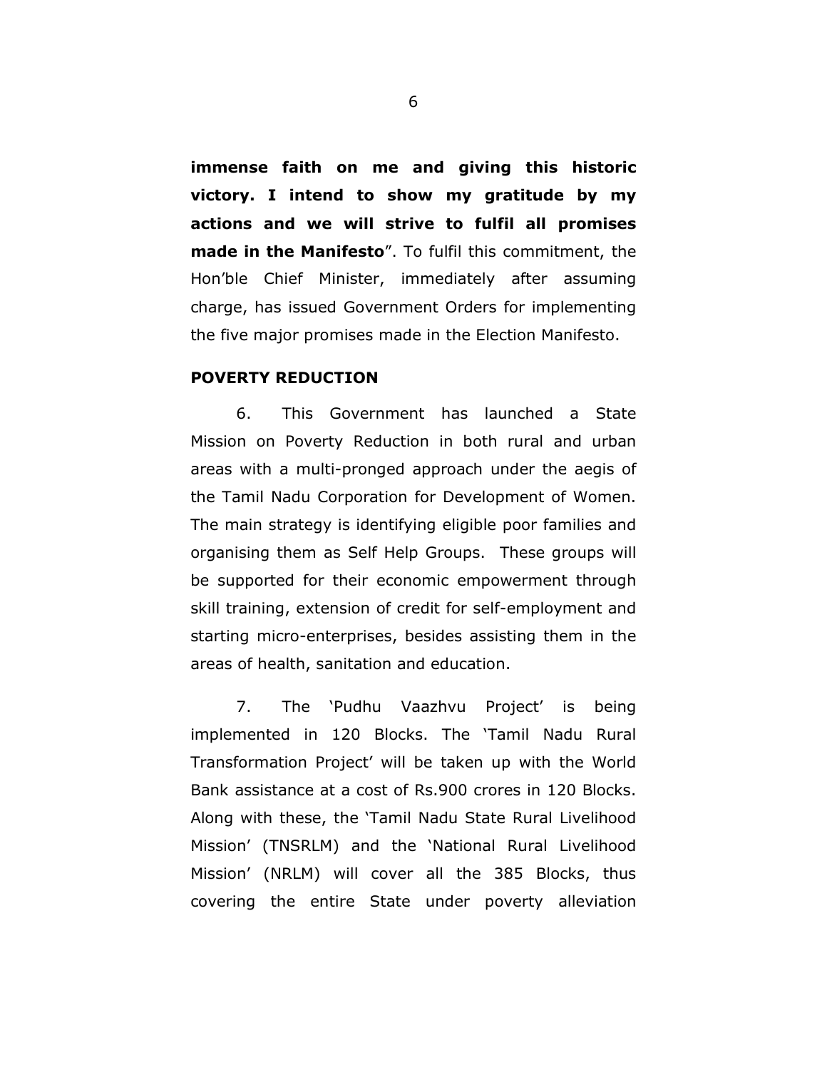**immense faith on me and giving this historic victory. I intend to show my gratitude by my actions and we will strive to fulfil all promises made in the Manifesto**". To fulfil this commitment, the Hon'ble Chief Minister, immediately after assuming charge, has issued Government Orders for implementing the five major promises made in the Election Manifesto.

## POVERTY REDUCTION

6. This Government has launched a State Mission on Poverty Reduction in both rural and urban areas with a multi-pronged approach under the aegis of the Tamil Nadu Corporation for Development of Women. The main strategy is identifying eligible poor families and organising them as Self Help Groups. These groups will be supported for their economic empowerment through skill training, extension of credit for self-employment and starting micro-enterprises, besides assisting them in the areas of health, sanitation and education.

7. The 'Pudhu Vaazhvu Project' is being implemented in 120 Blocks. The 'Tamil Nadu Rural Transformation Project' will be taken up with the World Bank assistance at a cost of Rs.900 crores in 120 Blocks. Along with these, the 'Tamil Nadu State Rural Livelihood Mission' (TNSRLM) and the 'National Rural Livelihood Mission' (NRLM) will cover all the 385 Blocks, thus covering the entire State under poverty alleviation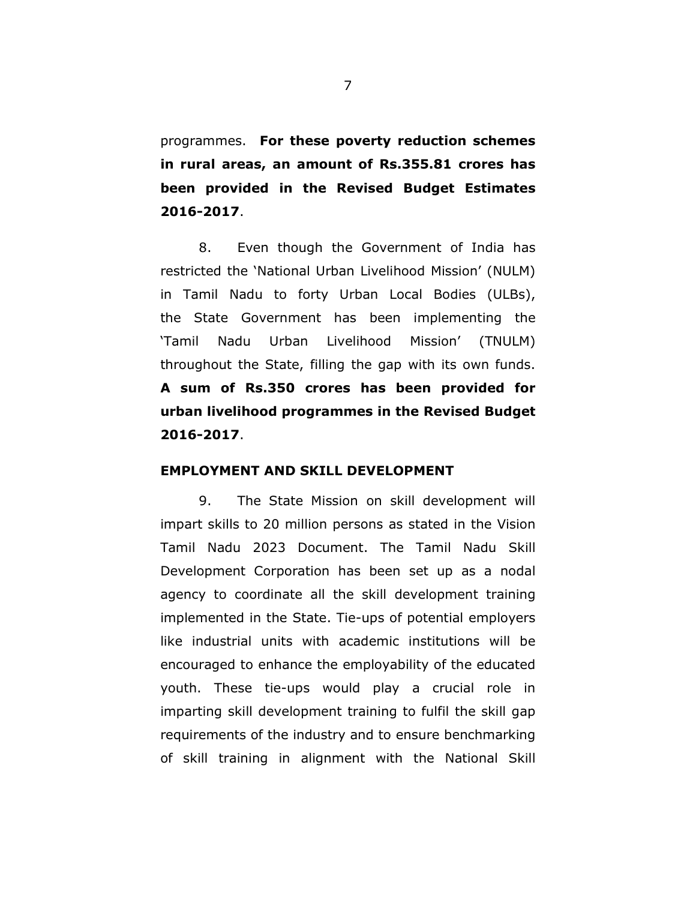programmes. **For these poverty reduction schemes in rural areas, an amount of Rs.355.81 crores has been provided in the Revised Budget Estimates 2016-2017**.

8. Even though the Government of India has restricted the 'National Urban Livelihood Mission' (NULM) in Tamil Nadu to forty Urban Local Bodies (ULBs), the State Government has been implementing the 'Tamil Nadu Urban Livelihood Mission' (TNULM) throughout the State, filling the gap with its own funds. **A sum of Rs.350 crores has been provided for urban livelihood programmes in the Revised Budget 2016-2017**.

## EMPLOYMENT AND SKILL DEVELOPMENT

9. The State Mission on skill development will impart skills to 20 million persons as stated in the Vision Tamil Nadu 2023 Document. The Tamil Nadu Skill Development Corporation has been set up as a nodal agency to coordinate all the skill development training implemented in the State. Tie-ups of potential employers like industrial units with academic institutions will be encouraged to enhance the employability of the educated youth. These tie-ups would play a crucial role in imparting skill development training to fulfil the skill gap requirements of the industry and to ensure benchmarking of skill training in alignment with the National Skill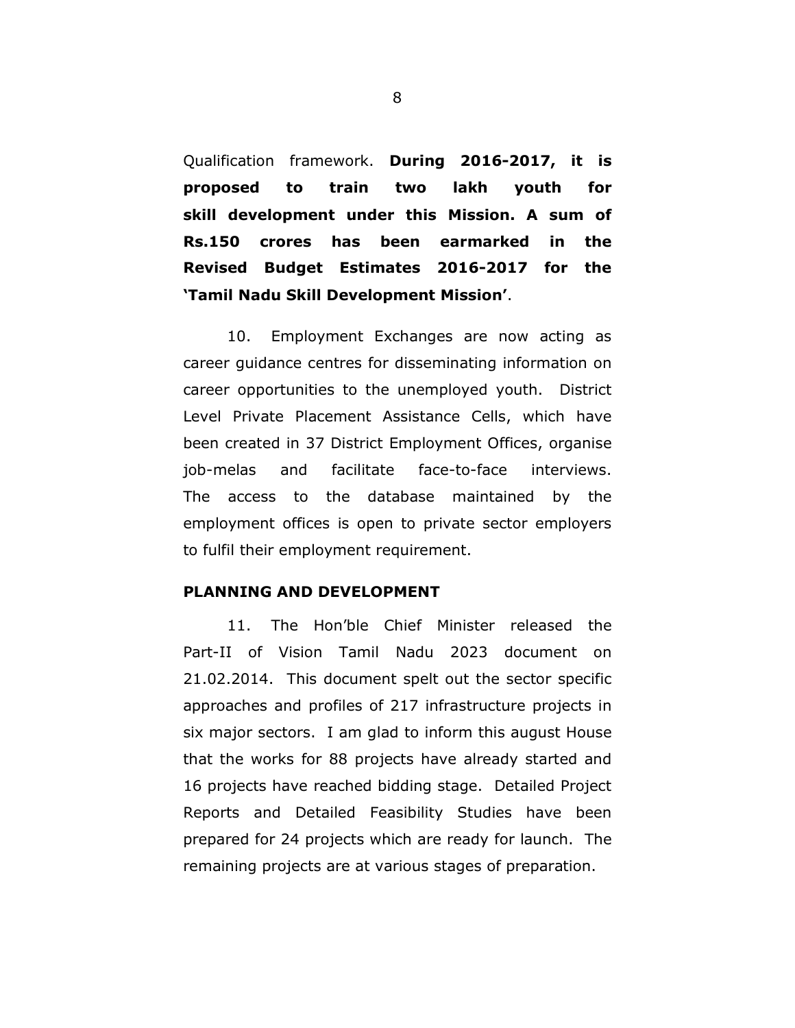Qualification framework. **During 2016-2017, it is proposed to train two lakh youth for skill development under this Mission. A sum of Rs.150 crores has been earmarked in the Revised Budget Estimates 2016-2017 for the 'Tamil Nadu Skill Development Mission'**.

10. Employment Exchanges are now acting as career guidance centres for disseminating information on career opportunities to the unemployed youth. District Level Private Placement Assistance Cells, which have been created in 37 District Employment Offices, organise job-melas and facilitate face-to-face interviews. The access to the database maintained by the employment offices is open to private sector employers to fulfil their employment requirement.

## PLANNING AND DEVELOPMENT

11. The Hon'ble Chief Minister released the Part-II of Vision Tamil Nadu 2023 document on 21.02.2014. This document spelt out the sector specific approaches and profiles of 217 infrastructure projects in six major sectors. I am glad to inform this august House that the works for 88 projects have already started and 16 projects have reached bidding stage. Detailed Project Reports and Detailed Feasibility Studies have been prepared for 24 projects which are ready for launch. The remaining projects are at various stages of preparation.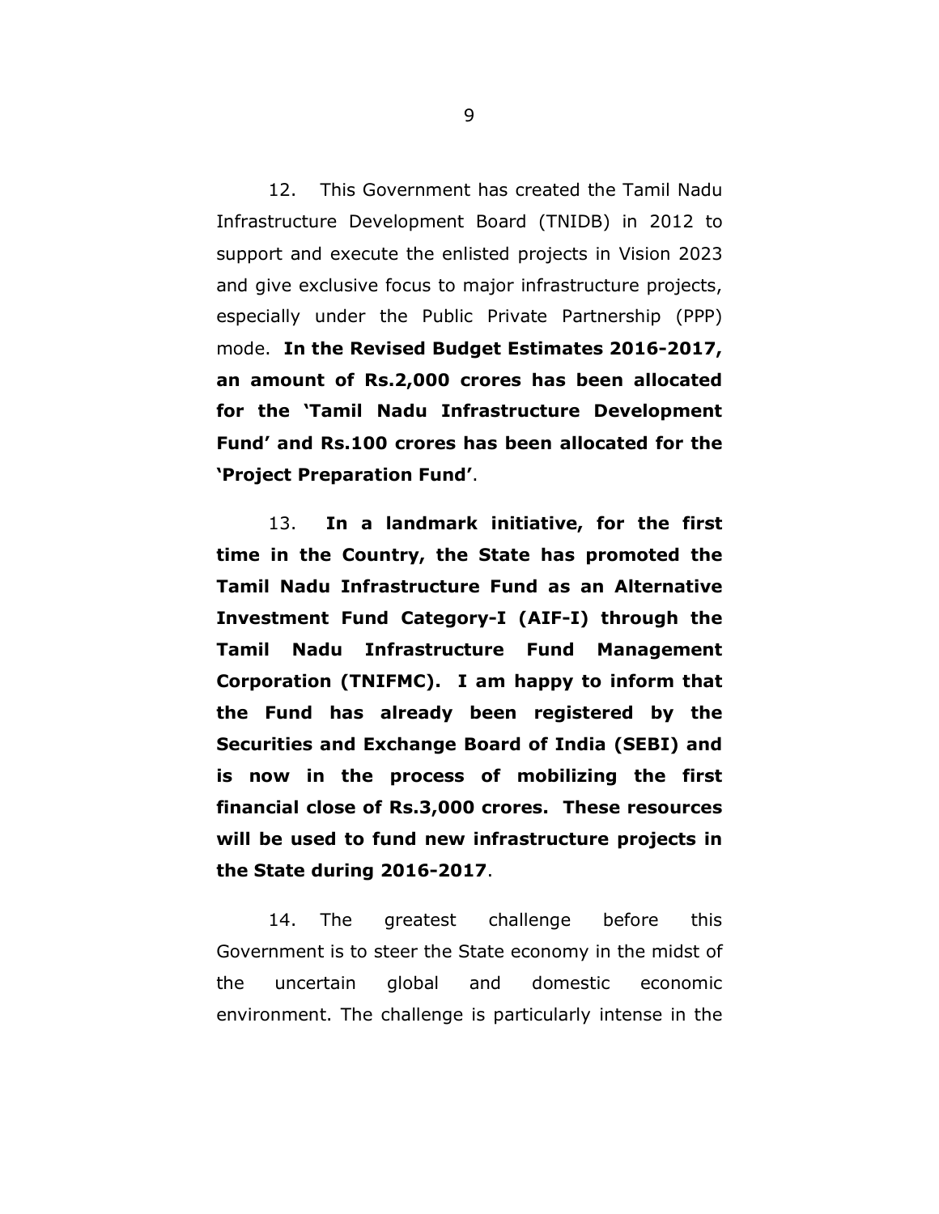12. This Government has created the Tamil Nadu Infrastructure Development Board (TNIDB) in 2012 to support and execute the enlisted projects in Vision 2023 and give exclusive focus to major infrastructure projects, especially under the Public Private Partnership (PPP) mode. **In the Revised Budget Estimates 2016-2017, an amount of Rs.2,000 crores has been allocated for the 'Tamil Nadu Infrastructure Development Fund' and Rs.100 crores has been allocated for the 'Project Preparation Fund'**.

13. **In a landmark initiative, for the first time in the Country, the State has promoted the Tamil Nadu Infrastructure Fund as an Alternative Investment Fund Category-I (AIF-I) through the Tamil Nadu Infrastructure Fund Management Corporation (TNIFMC). I am happy to inform that the Fund has already been registered by the Securities and Exchange Board of India (SEBI) and is now in the process of mobilizing the first financial close of Rs.3,000 crores. These resources will be used to fund new infrastructure projects in the State during 2016-2017**.

14. The greatest challenge before this Government is to steer the State economy in the midst of the uncertain global and domestic economic environment. The challenge is particularly intense in the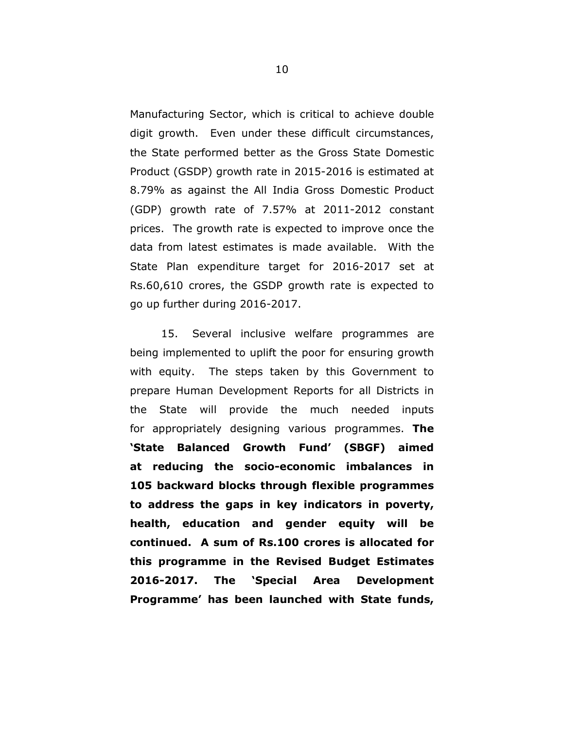Manufacturing Sector, which is critical to achieve double digit growth. Even under these difficult circumstances, the State performed better as the Gross State Domestic Product (GSDP) growth rate in 2015-2016 is estimated at 8.79% as against the All India Gross Domestic Product (GDP) growth rate of 7.57% at 2011-2012 constant prices. The growth rate is expected to improve once the data from latest estimates is made available. With the State Plan expenditure target for 2016-2017 set at Rs.60,610 crores, the GSDP growth rate is expected to go up further during 2016-2017.

15. Several inclusive welfare programmes are being implemented to uplift the poor for ensuring growth with equity. The steps taken by this Government to prepare Human Development Reports for all Districts in the State will provide the much needed inputs for appropriately designing various programmes. **The 'State Balanced Growth Fund' (SBGF) aimed at reducing the socio-economic imbalances in 105 backward blocks through flexible programmes to address the gaps in key indicators in poverty, health, education and gender equity will be continued. A sum of Rs.100 crores is allocated for this programme in the Revised Budget Estimates 2016-2017. The 'Special Area Development Programme' has been launched with State funds,**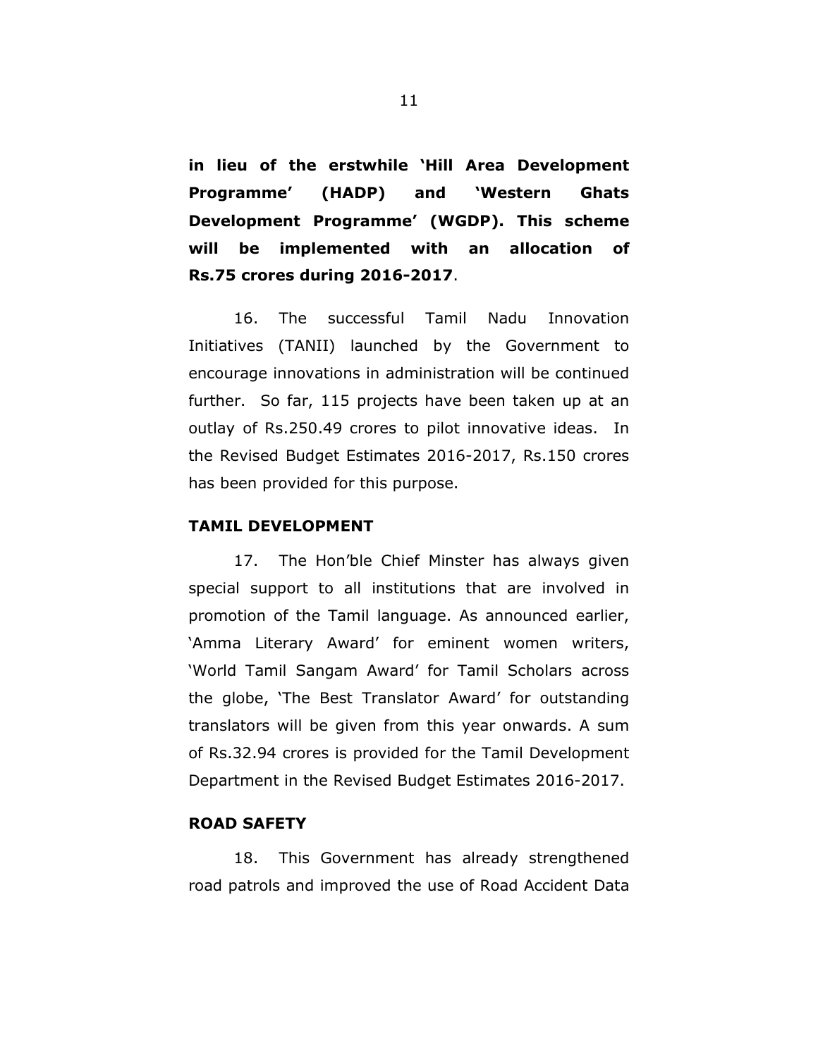**in lieu of the erstwhile 'Hill Area Development Programme' (HADP) and 'Western Ghats Development Programme' (WGDP). This scheme will be implemented with an allocation of Rs.75 crores during 2016-2017**.

16. The successful Tamil Nadu Innovation Initiatives (TANII) launched by the Government to encourage innovations in administration will be continued further. So far, 115 projects have been taken up at an outlay of Rs.250.49 crores to pilot innovative ideas. In the Revised Budget Estimates 2016-2017, Rs.150 crores has been provided for this purpose.

**TAMIL DEVELOPMENT**

17. The Hon'ble Chief Minster has always given special support to all institutions that are involved in promotion of the Tamil language. As announced earlier, 'Amma Literary Award' for eminent women writers, 'World Tamil Sangam Award' for Tamil Scholars across the globe, 'The Best Translator Award' for outstanding translators will be given from this year onwards. A sum of Rs.32.94 crores is provided for the Tamil Development Department in the Revised Budget Estimates 2016-2017.

**ROAD SAFETY**

18. This Government has already strengthened road patrols and improved the use of Road Accident Data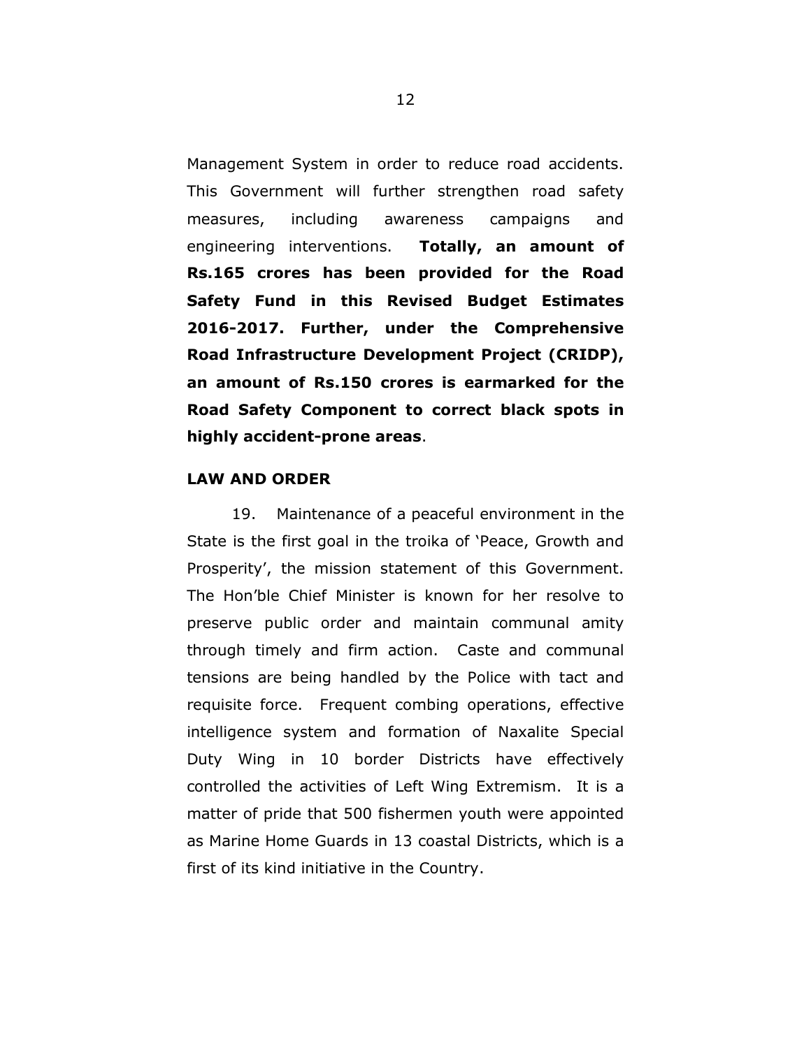Management System in order to reduce road accidents. This Government will further strengthen road safety measures, including awareness campaigns and engineering interventions. **Totally, an amount of Rs.165 crores has been provided for the Road Safety Fund in this Revised Budget Estimates 2016-2017. Further, under the Comprehensive Road Infrastructure Development Project (CRIDP), an amount of Rs.150 crores is earmarked for the Road Safety Component to correct black spots in highly accident-prone areas**.

**LAW AND ORDER**

19. Maintenance of a peaceful environment in the State is the first goal in the troika of 'Peace, Growth and Prosperity', the mission statement of this Government. The Hon'ble Chief Minister is known for her resolve to preserve public order and maintain communal amity through timely and firm action. Caste and communal tensions are being handled by the Police with tact and requisite force. Frequent combing operations, effective intelligence system and formation of Naxalite Special Duty Wing in 10 border Districts have effectively controlled the activities of Left Wing Extremism. It is a matter of pride that 500 fishermen youth were appointed as Marine Home Guards in 13 coastal Districts, which is a first of its kind initiative in the Country.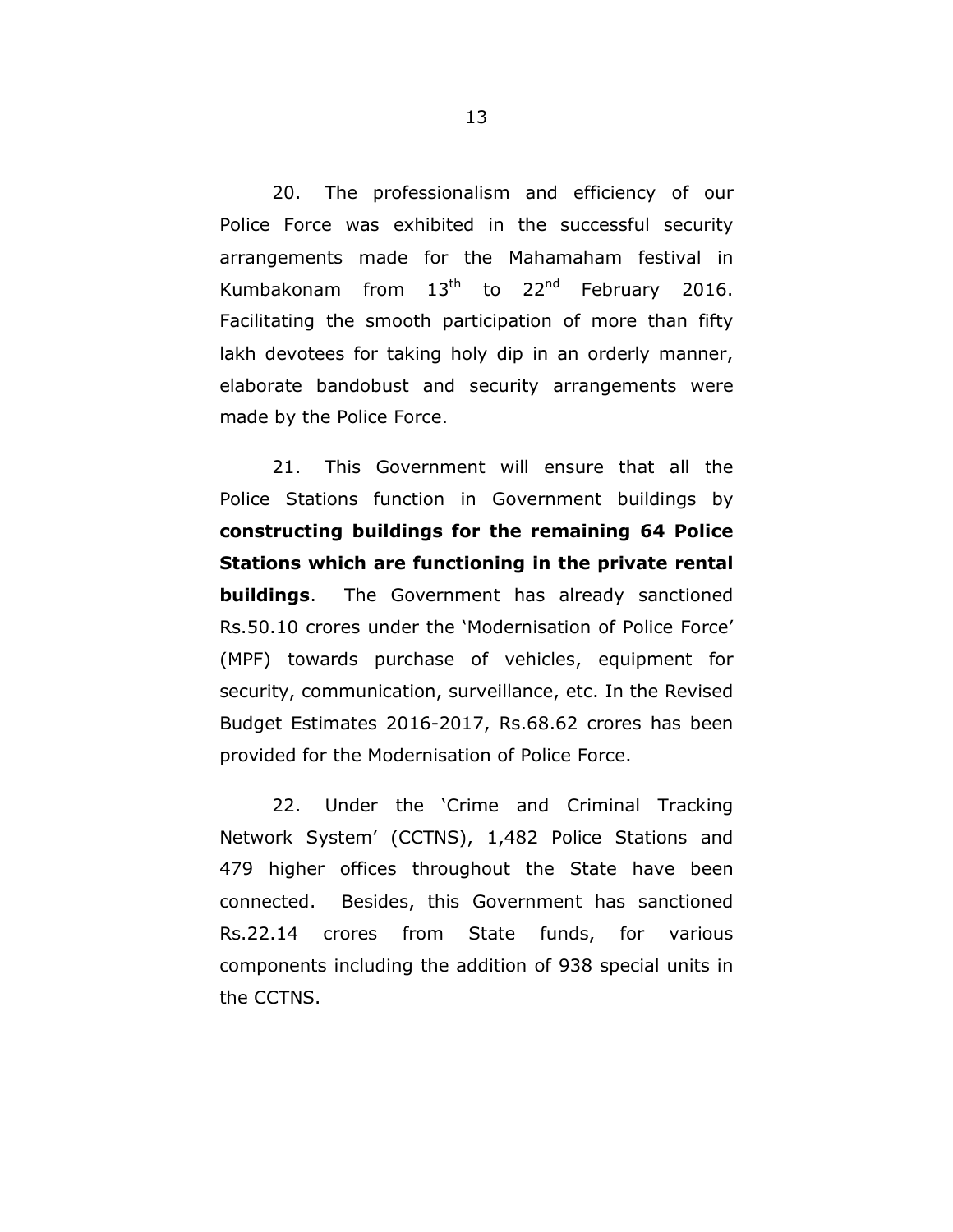20. The professionalism and efficiency of our Police Force was exhibited in the successful security arrangements made for the Mahamaham festival in Kumbakonam from 13th to 22nd February 2016. Facilitating the smooth participation of more than fifty lakh devotees for taking holy dip in an orderly manner, elaborate bandobust and security arrangements were made by the Police Force.

21. This Government will ensure that all the Police Stations function in Government buildings by **constructing buildings for the remaining 64 Police Stations which are functioning in the private rental buildings**. The Government has already sanctioned Rs.50.10 crores under the 'Modernisation of Police Force' (MPF) towards purchase of vehicles, equipment for security, communication, surveillance, etc. In the Revised Budget Estimates 2016-2017, Rs.68.62 crores has been provided for the Modernisation of Police Force.

22. Under the 'Crime and Criminal Tracking Network System' (CCTNS), 1,482 Police Stations and 479 higher offices throughout the State have been connected. Besides, this Government has sanctioned Rs.22.14 crores from State funds, for various components including the addition of 938 special units in the CCTNS.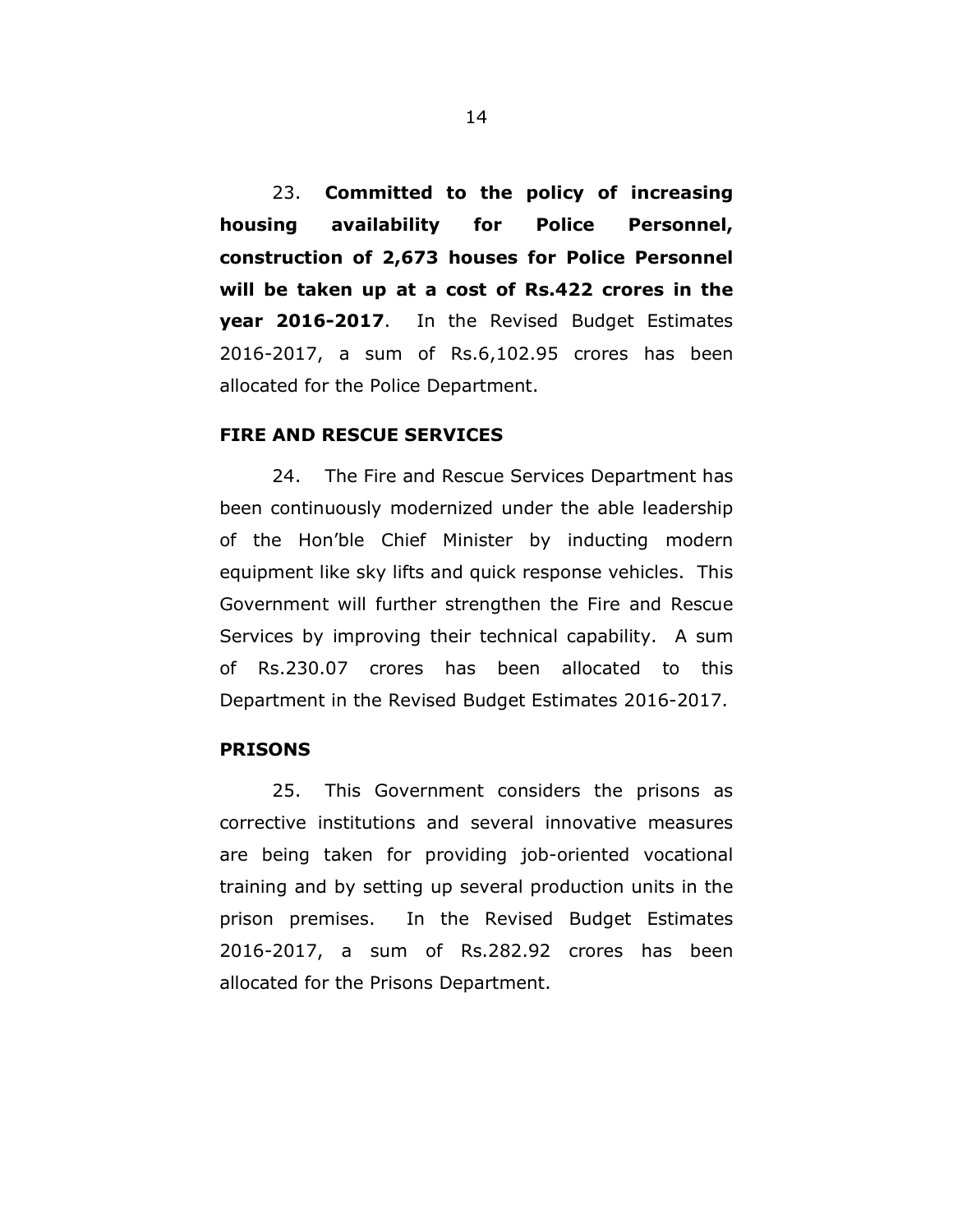23. **Committed to the policy of increasing housing availability for Police Personnel, construction of 2,673 houses for Police Personnel will be taken up at a cost of Rs.422 crores in the year 2016-2017**. In the Revised Budget Estimates 2016-2017, a sum of Rs.6,102.95 crores has been allocated for the Police Department.

## FIRE AND RESCUE SERVICES

24. The Fire and Rescue Services Department has been continuously modernized under the able leadership of the Hon'ble Chief Minister by inducting modern equipment like sky lifts and quick response vehicles. This Government will further strengthen the Fire and Rescue Services by improving their technical capability. A sum of Rs.230.07 crores has been allocated to this Department in the Revised Budget Estimates 2016-2017.

## PRISONS

25. This Government considers the prisons as corrective institutions and several innovative measures are being taken for providing job-oriented vocational training and by setting up several production units in the prison premises. In the Revised Budget Estimates 2016-2017, a sum of Rs.282.92 crores has been allocated for the Prisons Department.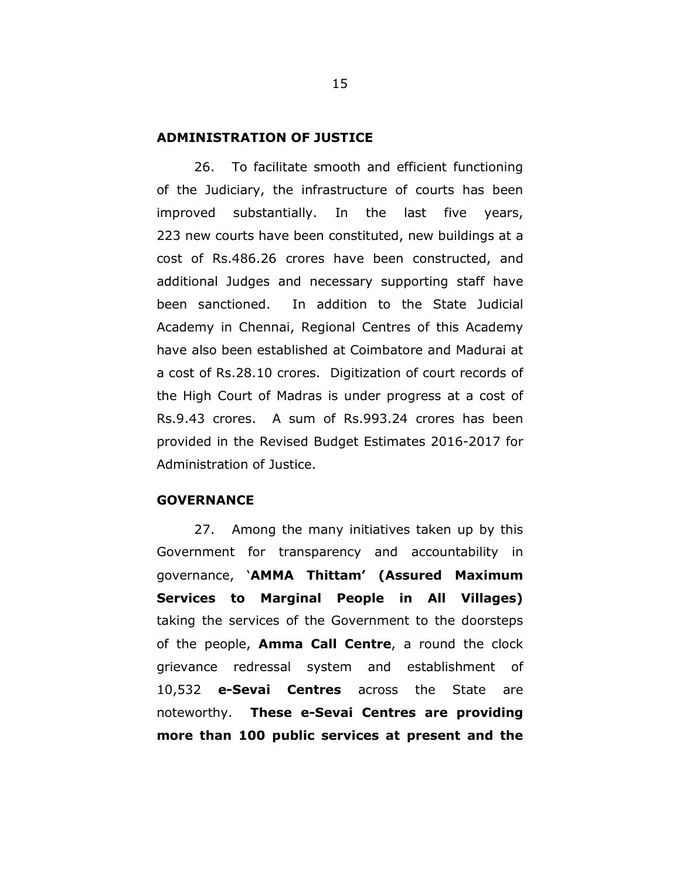## ADMINISTRATION OF JUSTICE

26. To facilitate smooth and efficient functioning of the Judiciary, the infrastructure of courts has been improved substantially. In the last five years, 223 new courts have been constituted, new buildings at a cost of Rs.486.26 crores have been constructed, and additional Judges and necessary supporting staff have been sanctioned. In addition to the State Judicial Academy in Chennai, Regional Centres of this Academy have also been established at Coimbatore and Madurai at a cost of Rs.28.10 crores. Digitization of court records of the High Court of Madras is under progress at a cost of Rs.9.43 crores. A sum of Rs.993.24 crores has been provided in the Revised Budget Estimates 2016-2017 for Administration of Justice.

## GOVERNANCE

27. Among the many initiatives taken up by this Government for transparency and accountability in governance, '**AMMA Thittam' (Assured Maximum Services to Marginal People in All Villages)** taking the services of the Government to the doorsteps of the people, **Amma Call Centre**, a round the clock grievance redressal system and establishment of 10,532 **e-Sevai Centres** across the State are noteworthy. **These e-Sevai Centres are providing more than 100 public services at present and the**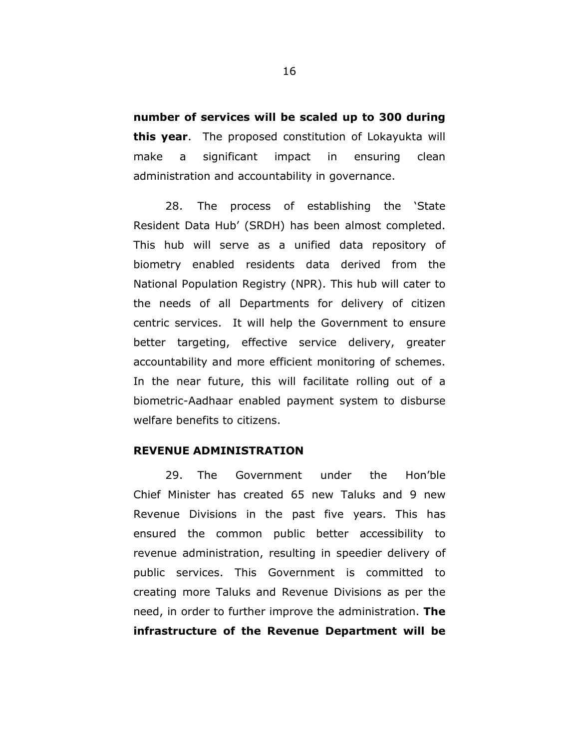**number of services will be scaled up to 300 during this year**. The proposed constitution of Lokayukta will make a significant impact in ensuring clean administration and accountability in governance.

28. The process of establishing the 'State Resident Data Hub' (SRDH) has been almost completed. This hub will serve as a unified data repository of biometry enabled residents data derived from the National Population Registry (NPR). This hub will cater to the needs of all Departments for delivery of citizen centric services. It will help the Government to ensure better targeting, effective service delivery, greater accountability and more efficient monitoring of schemes. In the near future, this will facilitate rolling out of a biometric-Aadhaar enabled payment system to disburse welfare benefits to citizens.

**REVENUE ADMINISTRATION**

29. The Government under the Hon'ble Chief Minister has created 65 new Taluks and 9 new Revenue Divisions in the past five years. This has ensured the common public better accessibility to revenue administration, resulting in speedier delivery of public services. This Government is committed to creating more Taluks and Revenue Divisions as per the need, in order to further improve the administration. **The infrastructure of the Revenue Department will be**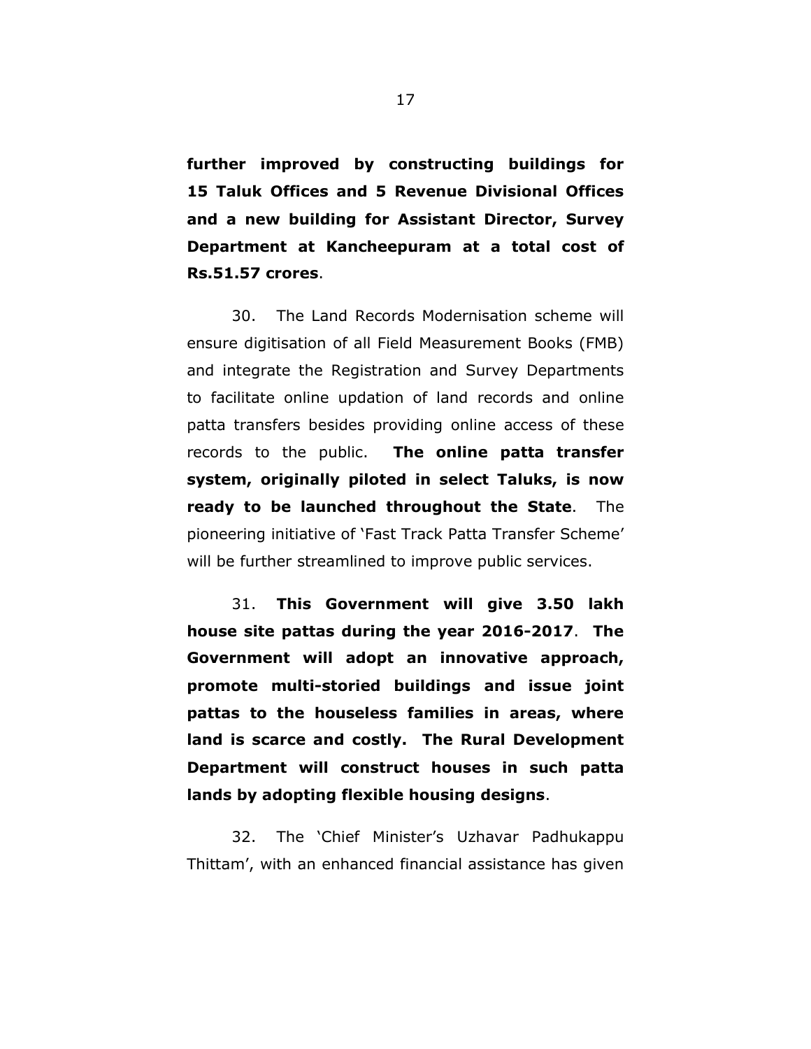**further improved by constructing buildings for 15 Taluk Offices and 5 Revenue Divisional Offices and a new building for Assistant Director, Survey Department at Kancheepuram at a total cost of Rs.51.57 crores**.

30. The Land Records Modernisation scheme will ensure digitisation of all Field Measurement Books (FMB) and integrate the Registration and Survey Departments to facilitate online updation of land records and online patta transfers besides providing online access of these records to the public. **The online patta transfer system, originally piloted in select Taluks, is now ready to be launched throughout the State**. The pioneering initiative of 'Fast Track Patta Transfer Scheme' will be further streamlined to improve public services.

31. **This Government will give 3.50 lakh house site pattas during the year 2016-2017**. **The Government will adopt an innovative approach, promote multi-storied buildings and issue joint pattas to the houseless families in areas, where land is scarce and costly. The Rural Development Department will construct houses in such patta lands by adopting flexible housing designs**.

32. The 'Chief Minister's Uzhavar Padhukappu Thittam', with an enhanced financial assistance has given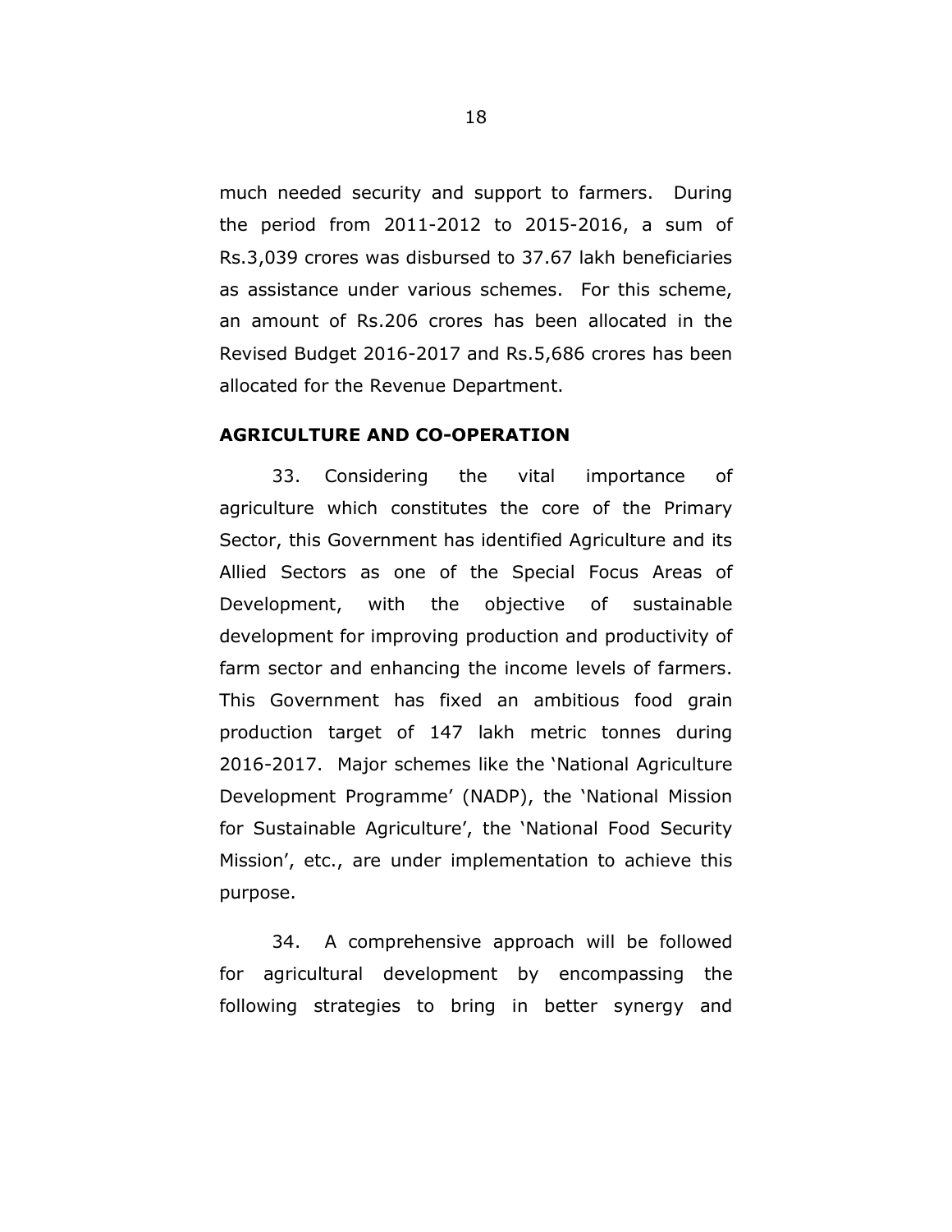much needed security and support to farmers. During the period from 2011-2012 to 2015-2016, a sum of Rs.3,039 crores was disbursed to 37.67 lakh beneficiaries as assistance under various schemes. For this scheme, an amount of Rs.206 crores has been allocated in the Revised Budget 2016-2017 and Rs.5,686 crores has been allocated for the Revenue Department.

**AGRICULTURE AND CO-OPERATION**

33. Considering the vital importance of agriculture which constitutes the core of the Primary Sector, this Government has identified Agriculture and its Allied Sectors as one of the Special Focus Areas of Development, with the objective of sustainable development for improving production and productivity of farm sector and enhancing the income levels of farmers. This Government has fixed an ambitious food grain production target of 147 lakh metric tonnes during 2016-2017. Major schemes like the 'National Agriculture Development Programme' (NADP), the 'National Mission for Sustainable Agriculture', the 'National Food Security Mission', etc., are under implementation to achieve this purpose.

34. A comprehensive approach will be followed for agricultural development by encompassing the following strategies to bring in better synergy and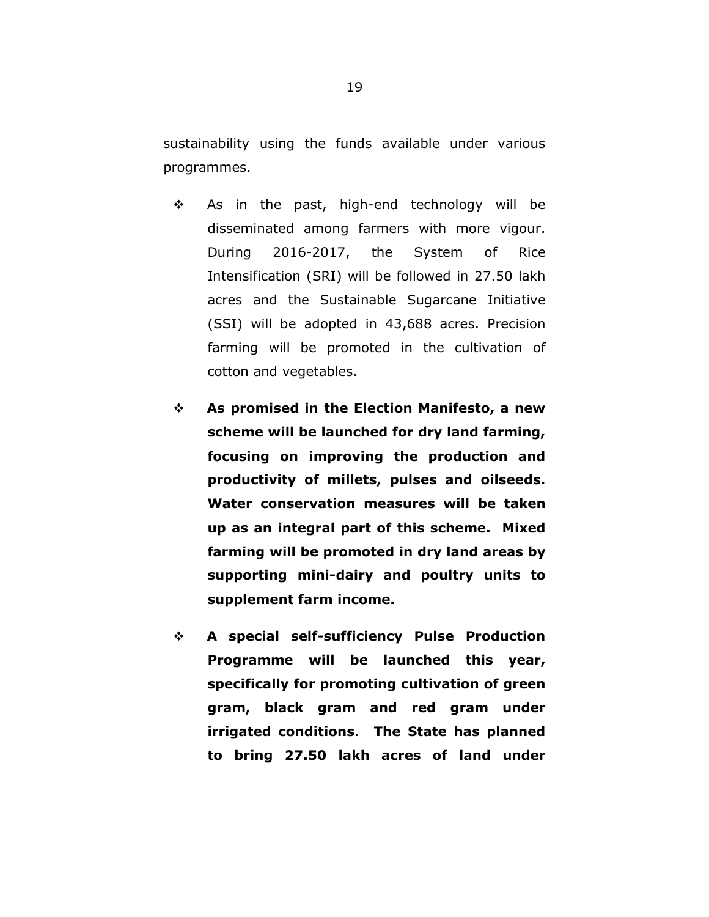sustainability using the funds available under various programmes.

- As in the past, high-end technology will be disseminated among farmers with more vigour. During 2016-2017, the System of Rice Intensification (SRI) will be followed in 27.50 lakh acres and the Sustainable Sugarcane Initiative (SSI) will be adopted in 43,688 acres. Precision farming will be promoted in the cultivation of cotton and vegetables.

- **As promised in the Election Manifesto, a new scheme will be launched for dry land farming, focusing on improving the production and productivity of millets, pulses and oilseeds. Water conservation measures will be taken up as an integral part of this scheme. Mixed farming will be promoted in dry land areas by supporting mini-dairy and poultry units to supplement farm income.**

- **A special self-sufficiency Pulse Production Programme will be launched this year, specifically for promoting cultivation of green gram, black gram and red gram under irrigated conditions**. **The State has planned to bring 27.50 lakh acres of land under**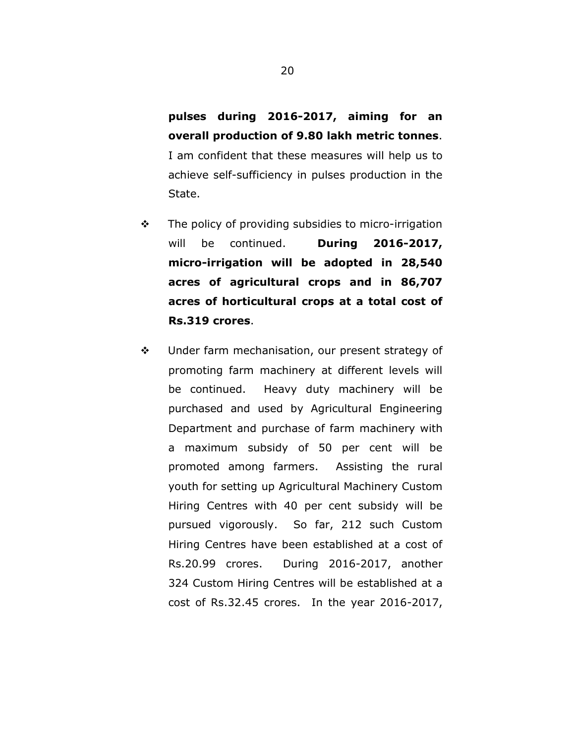**pulses during 2016-2017, aiming for an overall production of 9.80 lakh metric tonnes**. I am confident that these measures will help us to achieve self-sufficiency in pulses production in the State.

- The policy of providing subsidies to micro-irrigation will be continued. **During 2016-2017, micro-irrigation will be adopted in 28,540 acres of agricultural crops and in 86,707 acres of horticultural crops at a total cost of Rs.319 crores**.

- Under farm mechanisation, our present strategy of promoting farm machinery at different levels will be continued. Heavy duty machinery will be purchased and used by Agricultural Engineering Department and purchase of farm machinery with a maximum subsidy of 50 per cent will be promoted among farmers. Assisting the rural youth for setting up Agricultural Machinery Custom Hiring Centres with 40 per cent subsidy will be pursued vigorously. So far, 212 such Custom Hiring Centres have been established at a cost of Rs.20.99 crores. During 2016-2017, another 324 Custom Hiring Centres will be established at a cost of Rs.32.45 crores. In the year 2016-2017,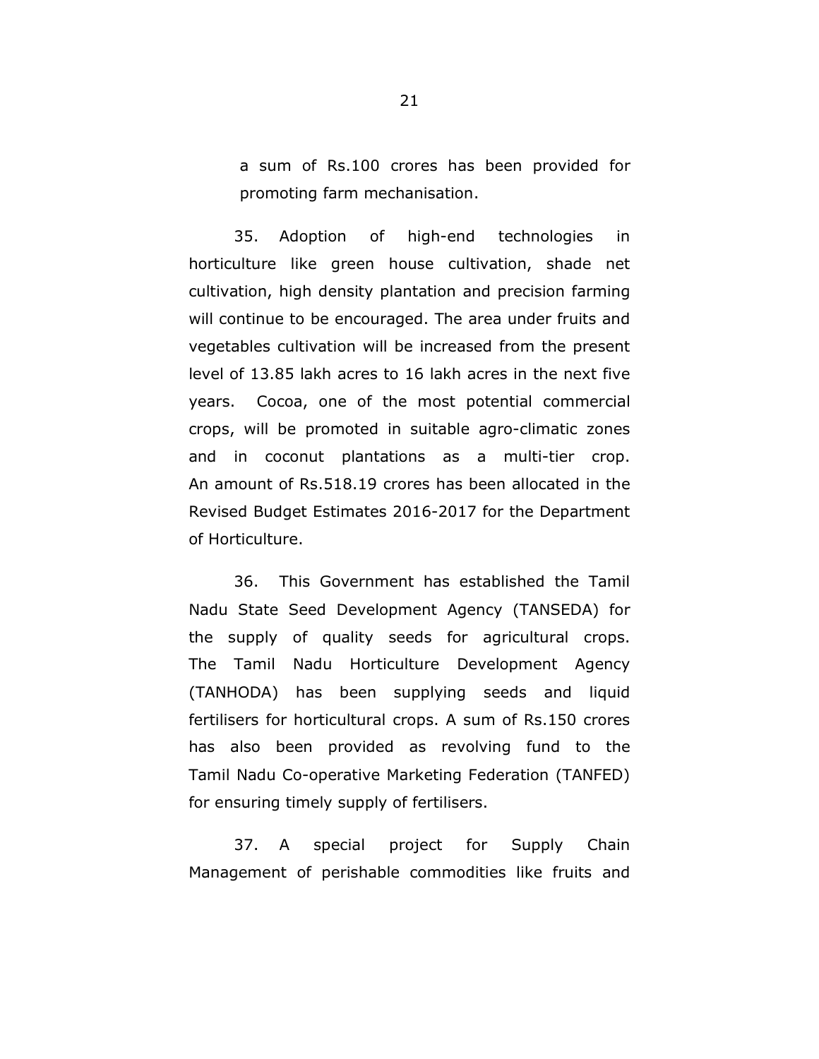a sum of Rs.100 crores has been provided for promoting farm mechanisation.

35. Adoption of high-end technologies in horticulture like green house cultivation, shade net cultivation, high density plantation and precision farming will continue to be encouraged. The area under fruits and vegetables cultivation will be increased from the present level of 13.85 lakh acres to 16 lakh acres in the next five years. Cocoa, one of the most potential commercial crops, will be promoted in suitable agro-climatic zones and in coconut plantations as a multi-tier crop. An amount of Rs.518.19 crores has been allocated in the Revised Budget Estimates 2016-2017 for the Department of Horticulture.

36. This Government has established the Tamil Nadu State Seed Development Agency (TANSEDA) for the supply of quality seeds for agricultural crops. The Tamil Nadu Horticulture Development Agency (TANHODA) has been supplying seeds and liquid fertilisers for horticultural crops. A sum of Rs.150 crores has also been provided as revolving fund to the Tamil Nadu Co-operative Marketing Federation (TANFED) for ensuring timely supply of fertilisers.

37. A special project for Supply Chain Management of perishable commodities like fruits and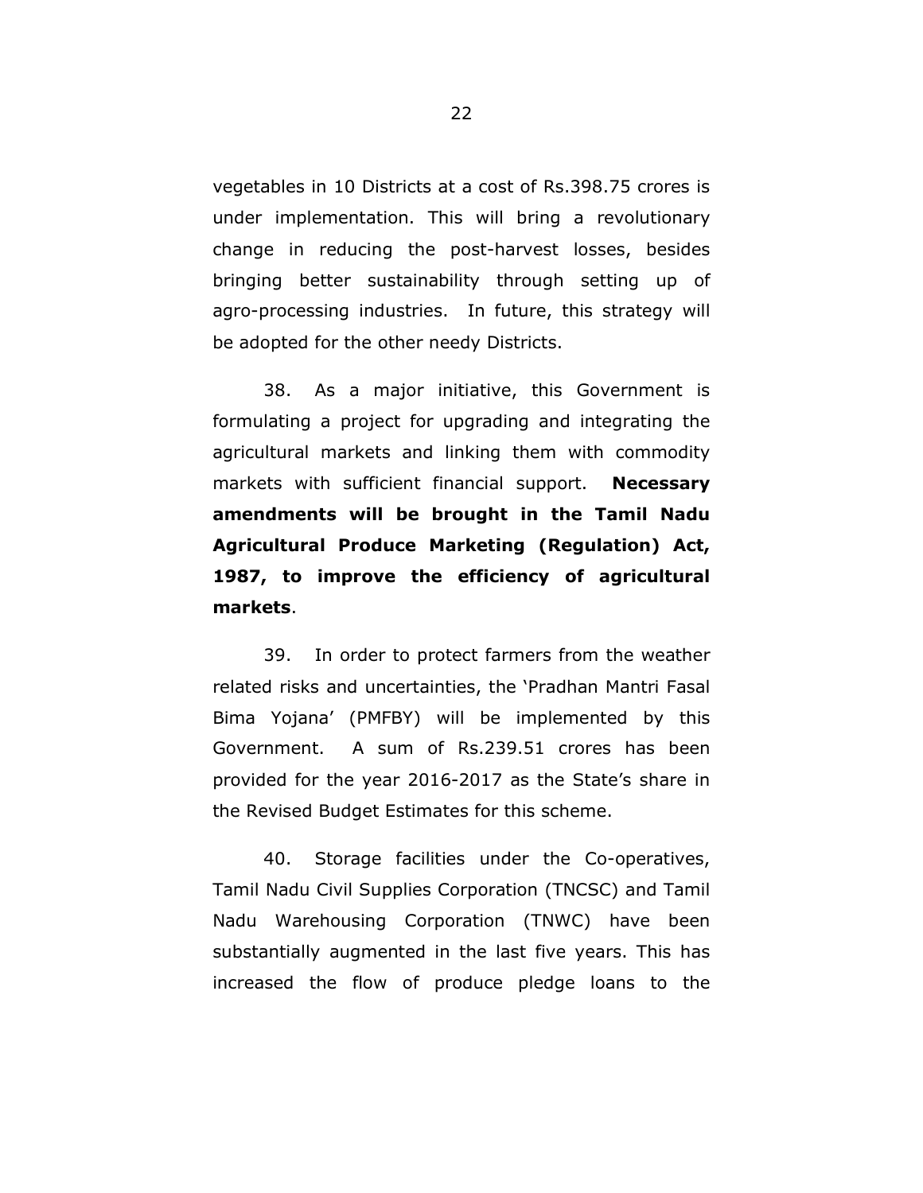vegetables in 10 Districts at a cost of Rs.398.75 crores is under implementation. This will bring a revolutionary change in reducing the post-harvest losses, besides bringing better sustainability through setting up of agro-processing industries. In future, this strategy will be adopted for the other needy Districts.

38. As a major initiative, this Government is formulating a project for upgrading and integrating the agricultural markets and linking them with commodity markets with sufficient financial support. **Necessary amendments will be brought in the Tamil Nadu Agricultural Produce Marketing (Regulation) Act, 1987, to improve the efficiency of agricultural markets**.

39. In order to protect farmers from the weather related risks and uncertainties, the 'Pradhan Mantri Fasal Bima Yojana' (PMFBY) will be implemented by this Government. A sum of Rs.239.51 crores has been provided for the year 2016-2017 as the State's share in the Revised Budget Estimates for this scheme.

40. Storage facilities under the Co-operatives, Tamil Nadu Civil Supplies Corporation (TNCSC) and Tamil Nadu Warehousing Corporation (TNWC) have been substantially augmented in the last five years. This has increased the flow of produce pledge loans to the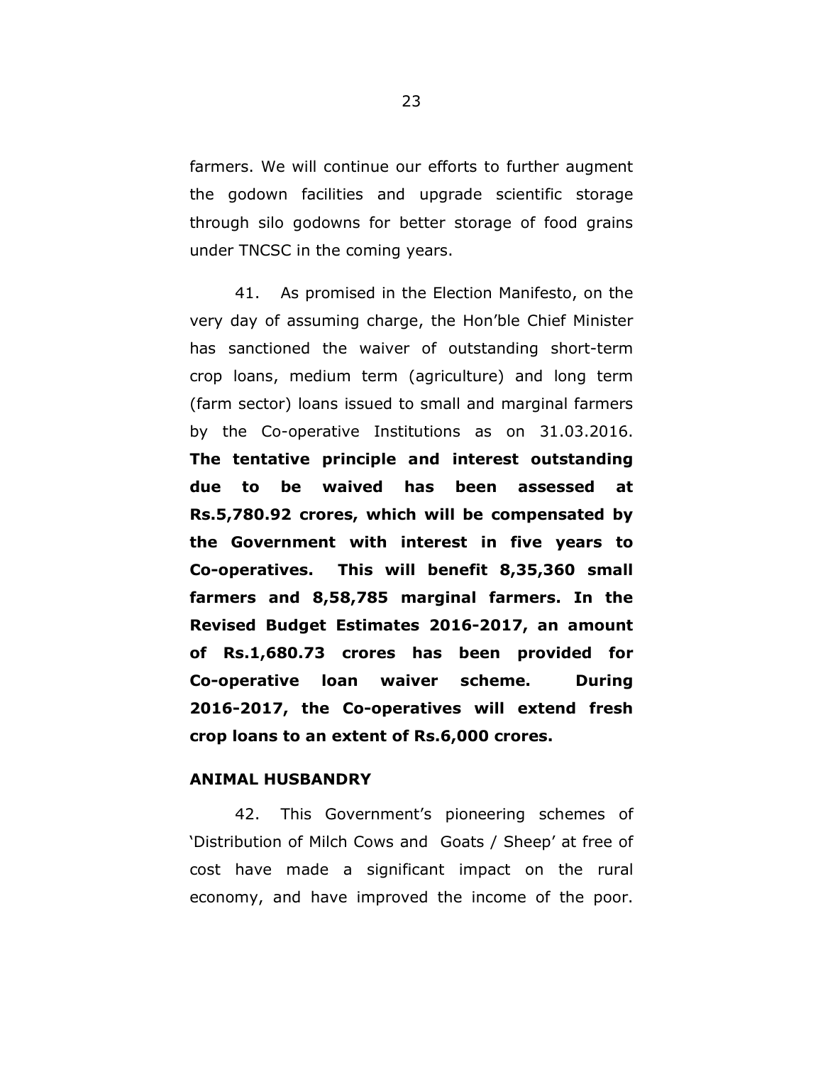farmers. We will continue our efforts to further augment the godown facilities and upgrade scientific storage through silo godowns for better storage of food grains under TNCSC in the coming years.

41. As promised in the Election Manifesto, on the very day of assuming charge, the Hon'ble Chief Minister has sanctioned the waiver of outstanding short-term crop loans, medium term (agriculture) and long term (farm sector) loans issued to small and marginal farmers by the Co-operative Institutions as on 31.03.2016. **The tentative principle and interest outstanding due to be waived has been assessed at Rs.5,780.92 crores, which will be compensated by the Government with interest in five years to Co-operatives. This will benefit 8,35,360 small farmers and 8,58,785 marginal farmers. In the Revised Budget Estimates 2016-2017, an amount of Rs.1,680.73 crores has been provided for Co-operative loan waiver scheme. During 2016-2017, the Co-operatives will extend fresh crop loans to an extent of Rs.6,000 crores.**

## ANIMAL HUSBANDRY

42. This Government's pioneering schemes of 'Distribution of Milch Cows and Goats / Sheep' at free of cost have made a significant impact on the rural economy, and have improved the income of the poor.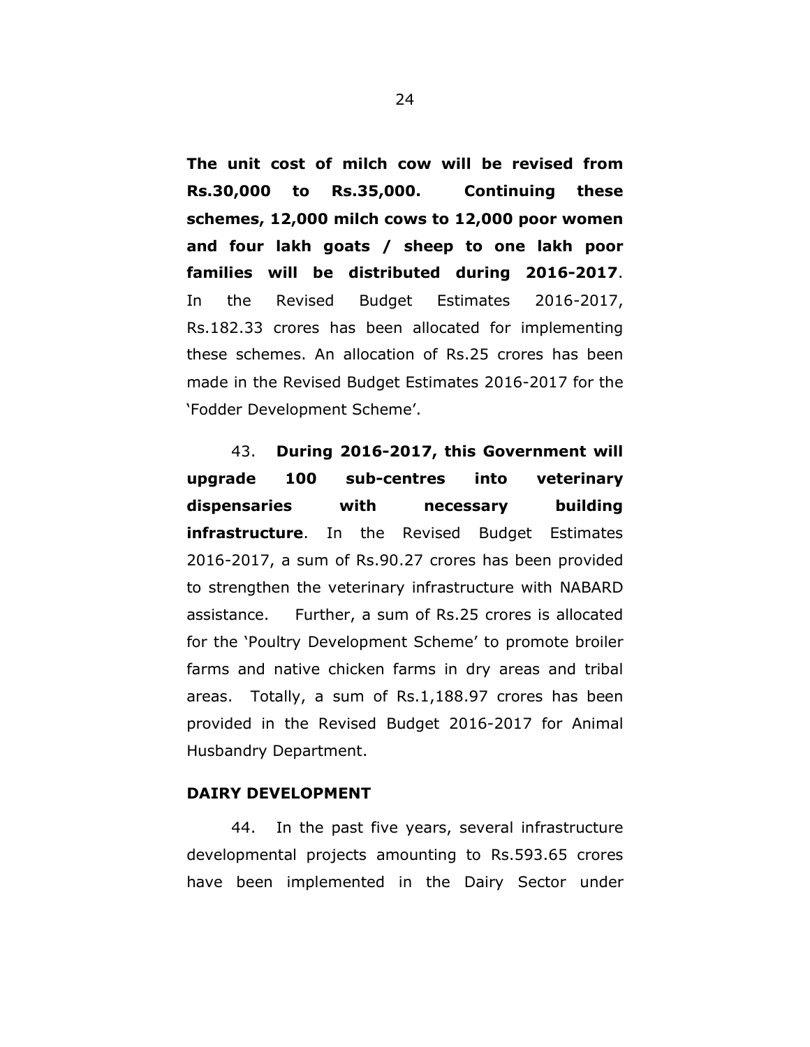**The unit cost of milch cow will be revised from Rs.30,000 to Rs.35,000. Continuing these schemes, 12,000 milch cows to 12,000 poor women and four lakh goats / sheep to one lakh poor families will be distributed during 2016-2017**. In the Revised Budget Estimates 2016-2017, Rs.182.33 crores has been allocated for implementing these schemes. An allocation of Rs.25 crores has been made in the Revised Budget Estimates 2016-2017 for the 'Fodder Development Scheme'.

43. **During 2016-2017, this Government will upgrade 100 sub-centres into veterinary dispensaries with necessary building infrastructure**. In the Revised Budget Estimates 2016-2017, a sum of Rs.90.27 crores has been provided to strengthen the veterinary infrastructure with NABARD assistance. Further, a sum of Rs.25 crores is allocated for the 'Poultry Development Scheme' to promote broiler farms and native chicken farms in dry areas and tribal areas. Totally, a sum of Rs.1,188.97 crores has been provided in the Revised Budget 2016-2017 for Animal Husbandry Department.

## DAIRY DEVELOPMENT

44. In the past five years, several infrastructure developmental projects amounting to Rs.593.65 crores have been implemented in the Dairy Sector under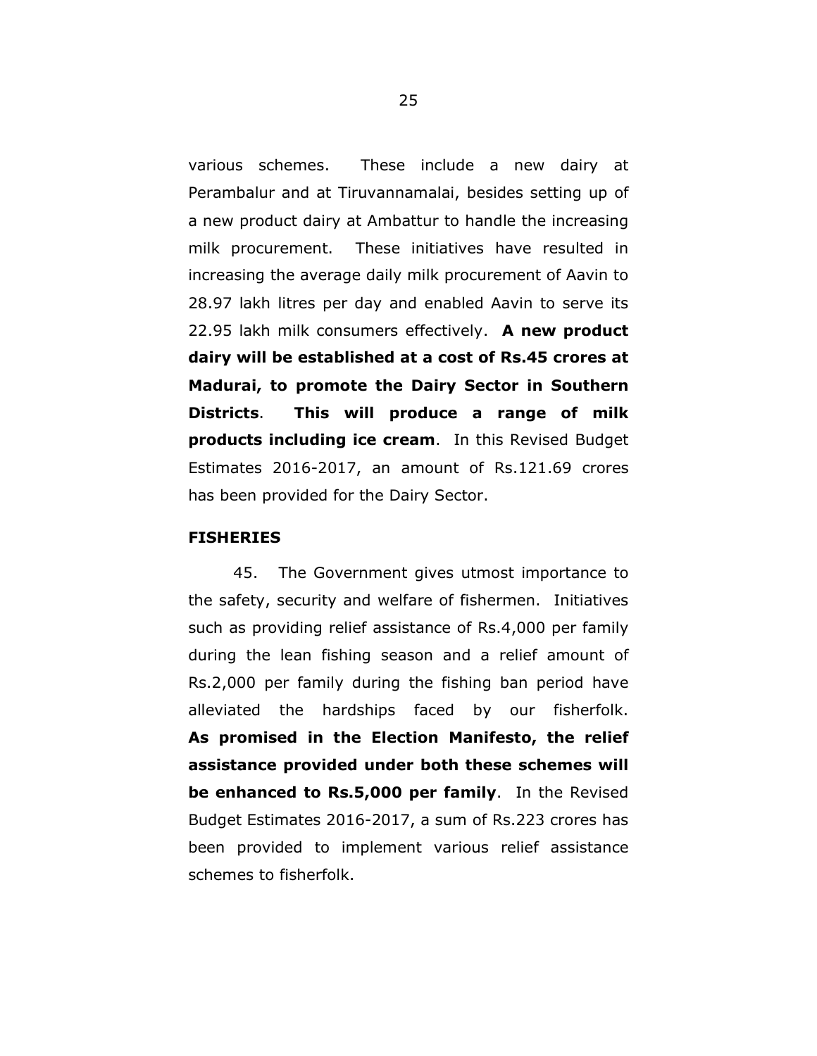various schemes. These include a new dairy at Perambalur and at Tiruvannamalai, besides setting up of a new product dairy at Ambattur to handle the increasing milk procurement. These initiatives have resulted in increasing the average daily milk procurement of Aavin to 28.97 lakh litres per day and enabled Aavin to serve its 22.95 lakh milk consumers effectively. **A new product dairy will be established at a cost of Rs.45 crores at Madurai, to promote the Dairy Sector in Southern Districts**. **This will produce a range of milk products including ice cream**. In this Revised Budget Estimates 2016-2017, an amount of Rs.121.69 crores has been provided for the Dairy Sector.

**FISHERIES**

45. The Government gives utmost importance to the safety, security and welfare of fishermen. Initiatives such as providing relief assistance of Rs.4,000 per family during the lean fishing season and a relief amount of Rs.2,000 per family during the fishing ban period have alleviated the hardships faced by our fisherfolk. **As promised in the Election Manifesto, the relief assistance provided under both these schemes will be enhanced to Rs.5,000 per family**. In the Revised Budget Estimates 2016-2017, a sum of Rs.223 crores has been provided to implement various relief assistance schemes to fisherfolk.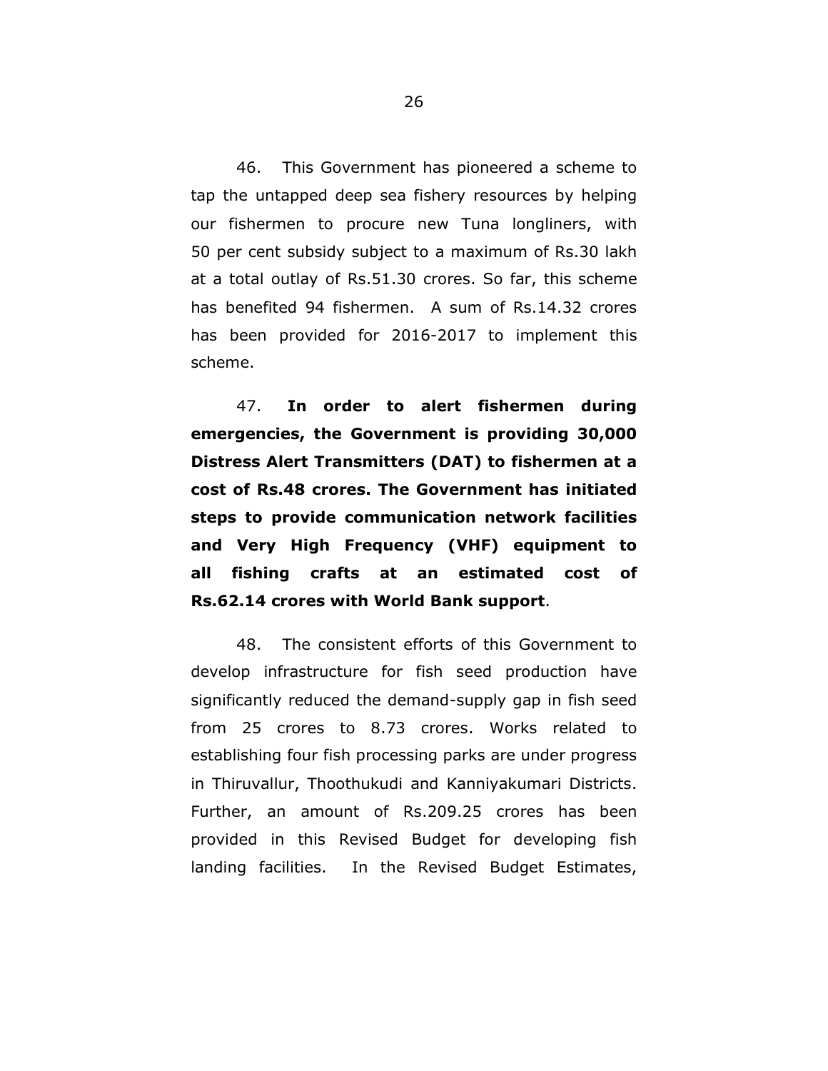46. This Government has pioneered a scheme to tap the untapped deep sea fishery resources by helping our fishermen to procure new Tuna longliners, with 50 per cent subsidy subject to a maximum of Rs.30 lakh at a total outlay of Rs.51.30 crores. So far, this scheme has benefited 94 fishermen. A sum of Rs.14.32 crores has been provided for 2016-2017 to implement this scheme.

47. **In order to alert fishermen during emergencies, the Government is providing 30,000 Distress Alert Transmitters (DAT) to fishermen at a cost of Rs.48 crores. The Government has initiated steps to provide communication network facilities and Very High Frequency (VHF) equipment to all fishing crafts at an estimated cost of Rs.62.14 crores with World Bank support**.

48. The consistent efforts of this Government to develop infrastructure for fish seed production have significantly reduced the demand-supply gap in fish seed from 25 crores to 8.73 crores. Works related to establishing four fish processing parks are under progress in Thiruvallur, Thoothukudi and Kanniyakumari Districts. Further, an amount of Rs.209.25 crores has been provided in this Revised Budget for developing fish landing facilities. In the Revised Budget Estimates,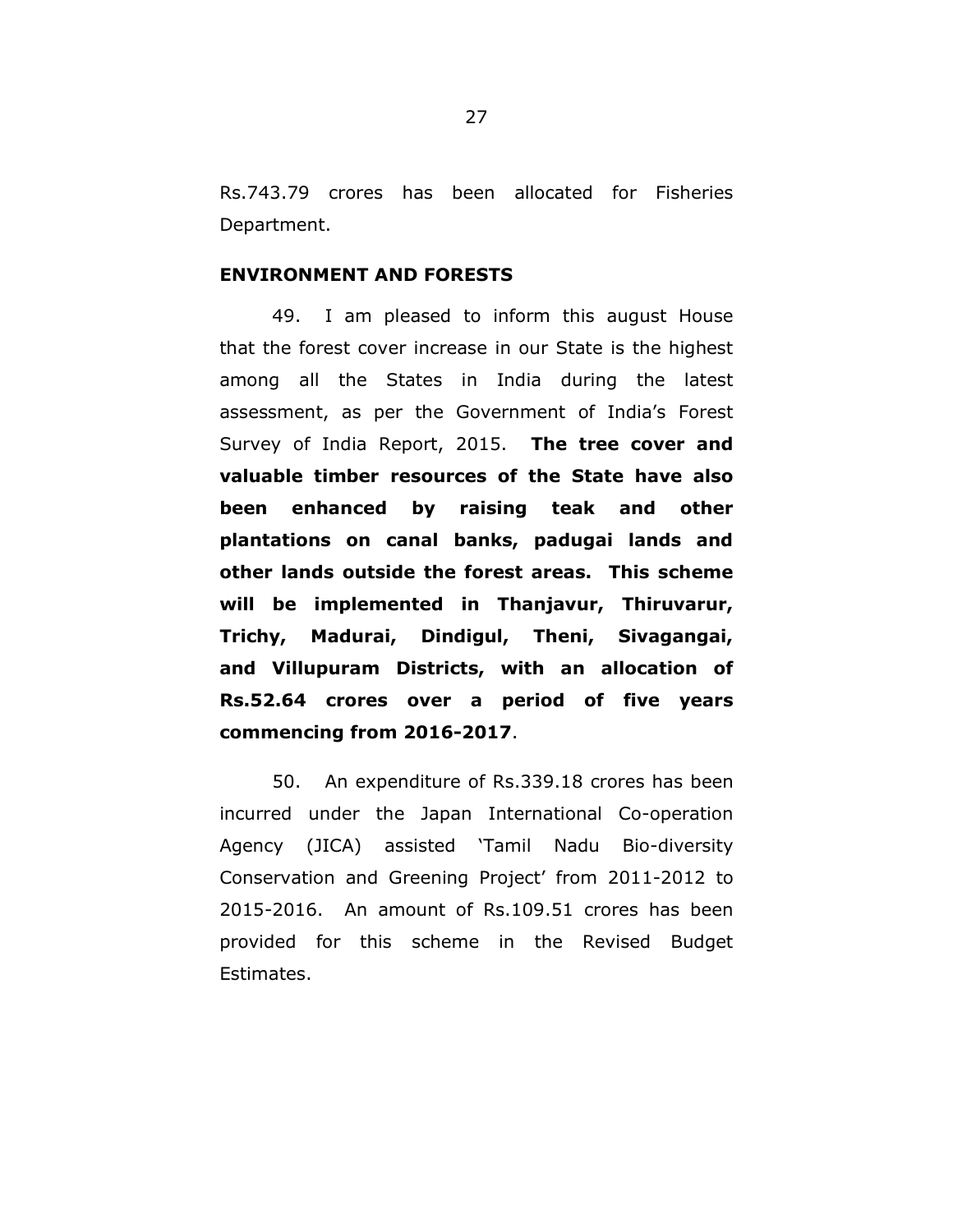Rs.743.79 crores has been allocated for Fisheries Department.

**ENVIRONMENT AND FORESTS**

49. I am pleased to inform this august House that the forest cover increase in our State is the highest among all the States in India during the latest assessment, as per the Government of India's Forest Survey of India Report, 2015. **The tree cover and valuable timber resources of the State have also been enhanced by raising teak and other plantations on canal banks, padugai lands and other lands outside the forest areas. This scheme will be implemented in Thanjavur, Thiruvarur, Trichy, Madurai, Dindigul, Theni, Sivagangai, and Villupuram Districts, with an allocation of Rs.52.64 crores over a period of five years commencing from 2016-2017**.

50. An expenditure of Rs.339.18 crores has been incurred under the Japan International Co-operation Agency (JICA) assisted 'Tamil Nadu Bio-diversity Conservation and Greening Project' from 2011-2012 to 2015-2016. An amount of Rs.109.51 crores has been provided for this scheme in the Revised Budget Estimates.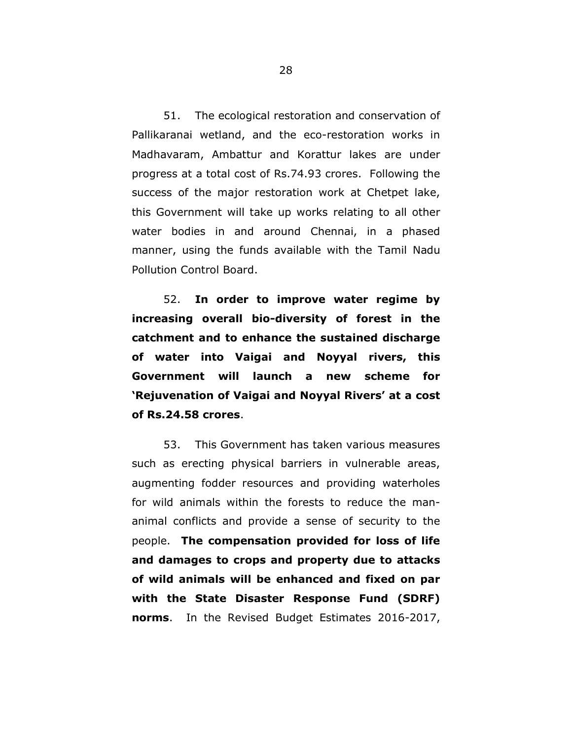51. The ecological restoration and conservation of Pallikaranai wetland, and the eco-restoration works in Madhavaram, Ambattur and Korattur lakes are under progress at a total cost of Rs.74.93 crores. Following the success of the major restoration work at Chetpet lake, this Government will take up works relating to all other water bodies in and around Chennai, in a phased manner, using the funds available with the Tamil Nadu Pollution Control Board.

52. **In order to improve water regime by increasing overall bio-diversity of forest in the catchment and to enhance the sustained discharge of water into Vaigai and Noyyal rivers, this Government will launch a new scheme for 'Rejuvenation of Vaigai and Noyyal Rivers' at a cost of Rs.24.58 crores**.

53. This Government has taken various measures such as erecting physical barriers in vulnerable areas, augmenting fodder resources and providing waterholes for wild animals within the forests to reduce the man-animal conflicts and provide a sense of security to the people. **The compensation provided for loss of life and damages to crops and property due to attacks of wild animals will be enhanced and fixed on par with the State Disaster Response Fund (SDRF) norms**. In the Revised Budget Estimates 2016-2017,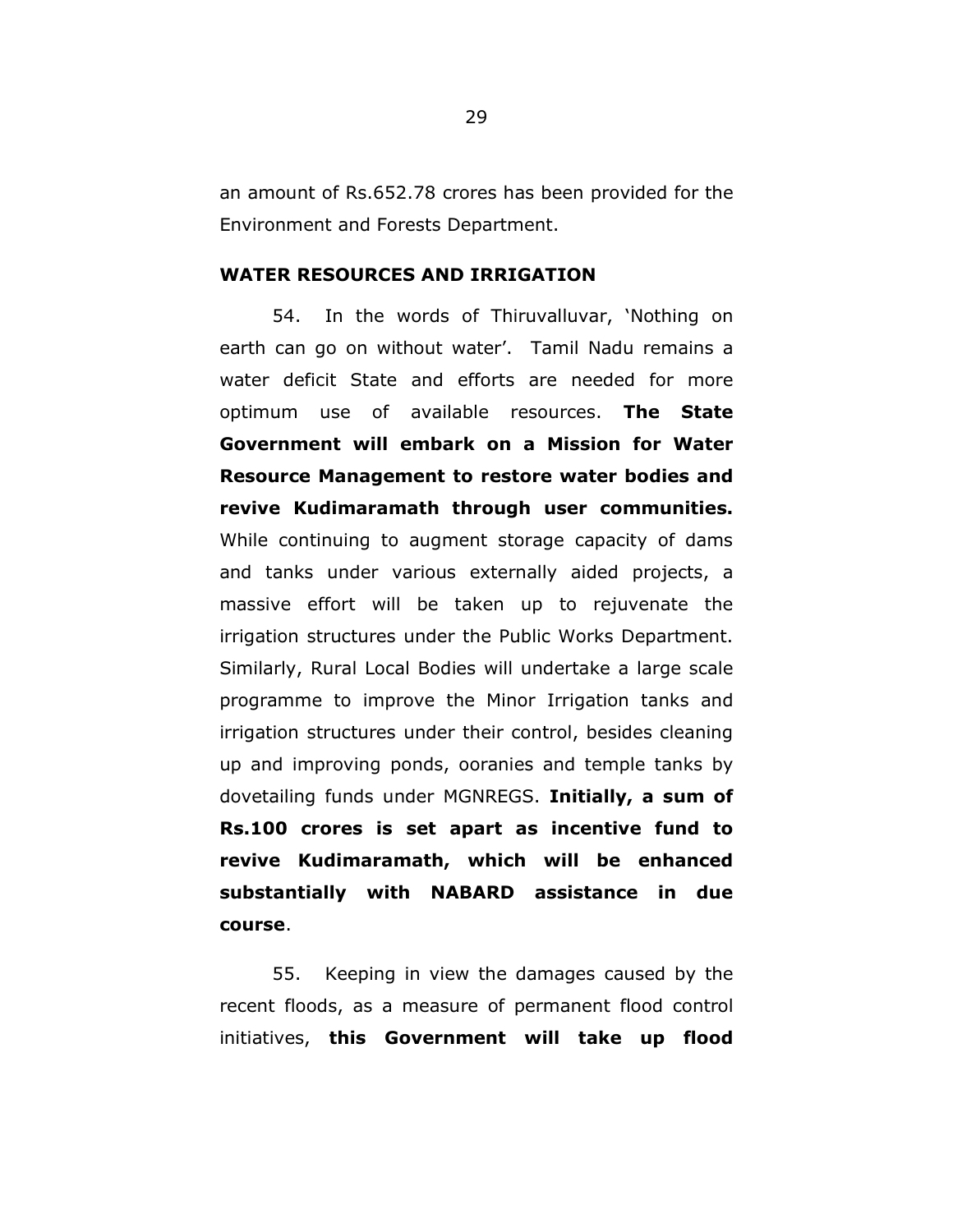an amount of Rs.652.78 crores has been provided for the Environment and Forests Department.

## WATER RESOURCES AND IRRIGATION

54. In the words of Thiruvalluvar, 'Nothing on earth can go on without water'. Tamil Nadu remains a water deficit State and efforts are needed for more optimum use of available resources. **The State Government will embark on a Mission for Water Resource Management to restore water bodies and revive Kudimaramath through user communities.** While continuing to augment storage capacity of dams and tanks under various externally aided projects, a massive effort will be taken up to rejuvenate the irrigation structures under the Public Works Department. Similarly, Rural Local Bodies will undertake a large scale programme to improve the Minor Irrigation tanks and irrigation structures under their control, besides cleaning up and improving ponds, ooranies and temple tanks by dovetailing funds under MGNREGS. **Initially, a sum of Rs.100 crores is set apart as incentive fund to revive Kudimaramath, which will be enhanced substantially with NABARD assistance in due course**.

55. Keeping in view the damages caused by the recent floods, as a measure of permanent flood control initiatives, **this Government will take up flood**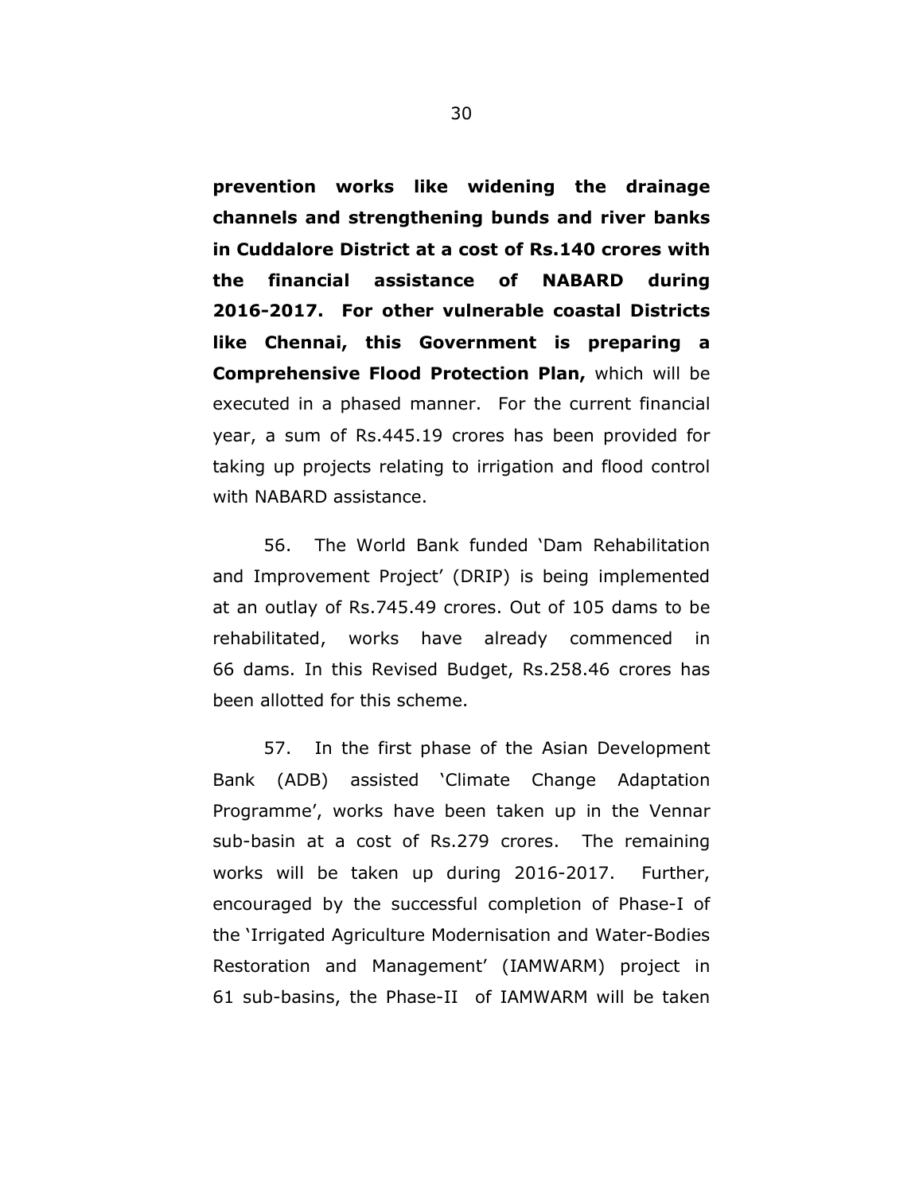**prevention works like widening the drainage channels and strengthening bunds and river banks in Cuddalore District at a cost of Rs.140 crores with the financial assistance of NABARD during 2016-2017. For other vulnerable coastal Districts like Chennai, this Government is preparing a Comprehensive Flood Protection Plan,** which will be executed in a phased manner. For the current financial year, a sum of Rs.445.19 crores has been provided for taking up projects relating to irrigation and flood control with NABARD assistance.

56. The World Bank funded 'Dam Rehabilitation and Improvement Project' (DRIP) is being implemented at an outlay of Rs.745.49 crores. Out of 105 dams to be rehabilitated, works have already commenced in 66 dams. In this Revised Budget, Rs.258.46 crores has been allotted for this scheme.

57. In the first phase of the Asian Development Bank (ADB) assisted 'Climate Change Adaptation Programme', works have been taken up in the Vennar sub-basin at a cost of Rs.279 crores. The remaining works will be taken up during 2016-2017. Further, encouraged by the successful completion of Phase-I of the 'Irrigated Agriculture Modernisation and Water-Bodies Restoration and Management' (IAMWARM) project in 61 sub-basins, the Phase-II of IAMWARM will be taken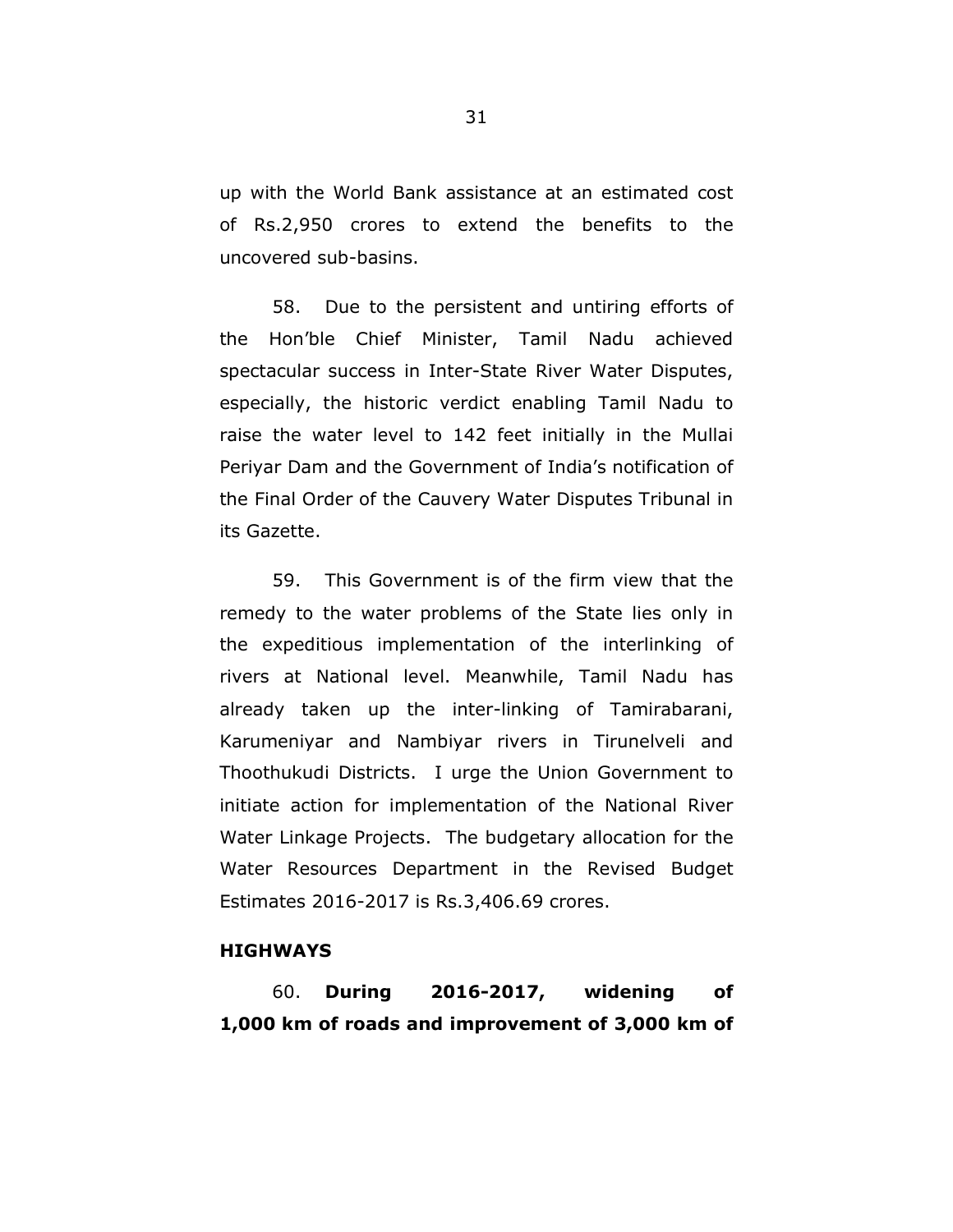up with the World Bank assistance at an estimated cost of Rs.2,950 crores to extend the benefits to the uncovered sub-basins.

58. Due to the persistent and untiring efforts of the Hon'ble Chief Minister, Tamil Nadu achieved spectacular success in Inter-State River Water Disputes, especially, the historic verdict enabling Tamil Nadu to raise the water level to 142 feet initially in the Mullai Periyar Dam and the Government of India's notification of the Final Order of the Cauvery Water Disputes Tribunal in its Gazette.

59. This Government is of the firm view that the remedy to the water problems of the State lies only in the expeditious implementation of the interlinking of rivers at National level. Meanwhile, Tamil Nadu has already taken up the inter-linking of Tamirabarani, Karumeniyar and Nambiyar rivers in Tirunelveli and Thoothukudi Districts. I urge the Union Government to initiate action for implementation of the National River Water Linkage Projects. The budgetary allocation for the Water Resources Department in the Revised Budget Estimates 2016-2017 is Rs.3,406.69 crores.

**HIGHWAYS**

60. **During 2016-2017, widening of 1,000 km of roads and improvement of 3,000 km of**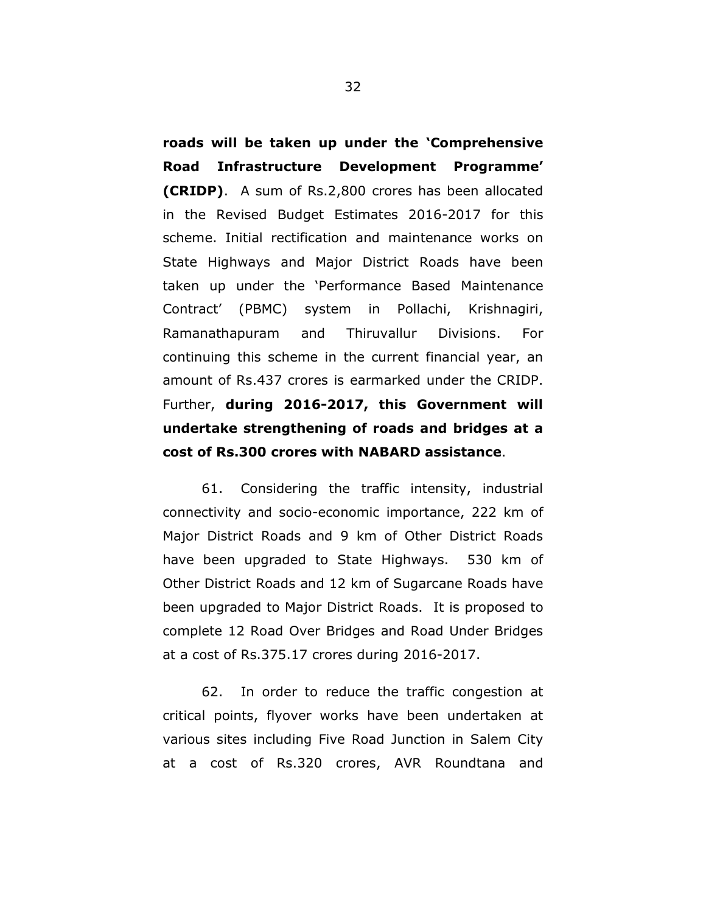**roads will be taken up under the 'Comprehensive Road Infrastructure Development Programme' (CRIDP)**. A sum of Rs.2,800 crores has been allocated in the Revised Budget Estimates 2016-2017 for this scheme. Initial rectification and maintenance works on State Highways and Major District Roads have been taken up under the 'Performance Based Maintenance Contract' (PBMC) system in Pollachi, Krishnagiri, Ramanathapuram and Thiruvallur Divisions. For continuing this scheme in the current financial year, an amount of Rs.437 crores is earmarked under the CRIDP. Further, **during 2016-2017, this Government will undertake strengthening of roads and bridges at a cost of Rs.300 crores with NABARD assistance**.

61. Considering the traffic intensity, industrial connectivity and socio-economic importance, 222 km of Major District Roads and 9 km of Other District Roads have been upgraded to State Highways. 530 km of Other District Roads and 12 km of Sugarcane Roads have been upgraded to Major District Roads. It is proposed to complete 12 Road Over Bridges and Road Under Bridges at a cost of Rs.375.17 crores during 2016-2017.

62. In order to reduce the traffic congestion at critical points, flyover works have been undertaken at various sites including Five Road Junction in Salem City at a cost of Rs.320 crores, AVR Roundtana and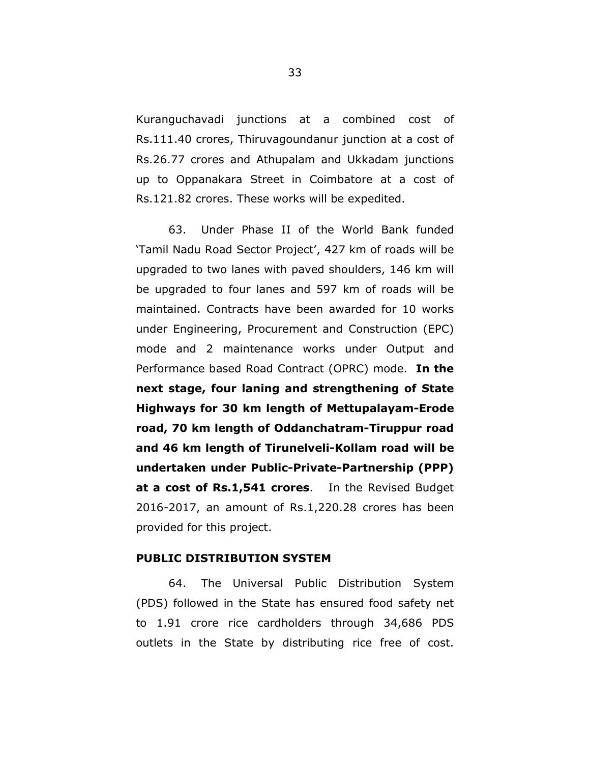Kuranguchavadi junctions at a combined cost of Rs.111.40 crores, Thiruvagoundanur junction at a cost of Rs.26.77 crores and Athupalam and Ukkadam junctions up to Oppanakara Street in Coimbatore at a cost of Rs.121.82 crores. These works will be expedited.

63. Under Phase II of the World Bank funded 'Tamil Nadu Road Sector Project', 427 km of roads will be upgraded to two lanes with paved shoulders, 146 km will be upgraded to four lanes and 597 km of roads will be maintained. Contracts have been awarded for 10 works under Engineering, Procurement and Construction (EPC) mode and 2 maintenance works under Output and Performance based Road Contract (OPRC) mode. **In the next stage, four laning and strengthening of State Highways for 30 km length of Mettupalayam-Erode road, 70 km length of Oddanchatram-Tiruppur road and 46 km length of Tirunelveli-Kollam road will be undertaken under Public-Private-Partnership (PPP) at a cost of Rs.1,541 crores**. In the Revised Budget 2016-2017, an amount of Rs.1,220.28 crores has been provided for this project.

**PUBLIC DISTRIBUTION SYSTEM**

64. The Universal Public Distribution System (PDS) followed in the State has ensured food safety net to 1.91 crore rice cardholders through 34,686 PDS outlets in the State by distributing rice free of cost.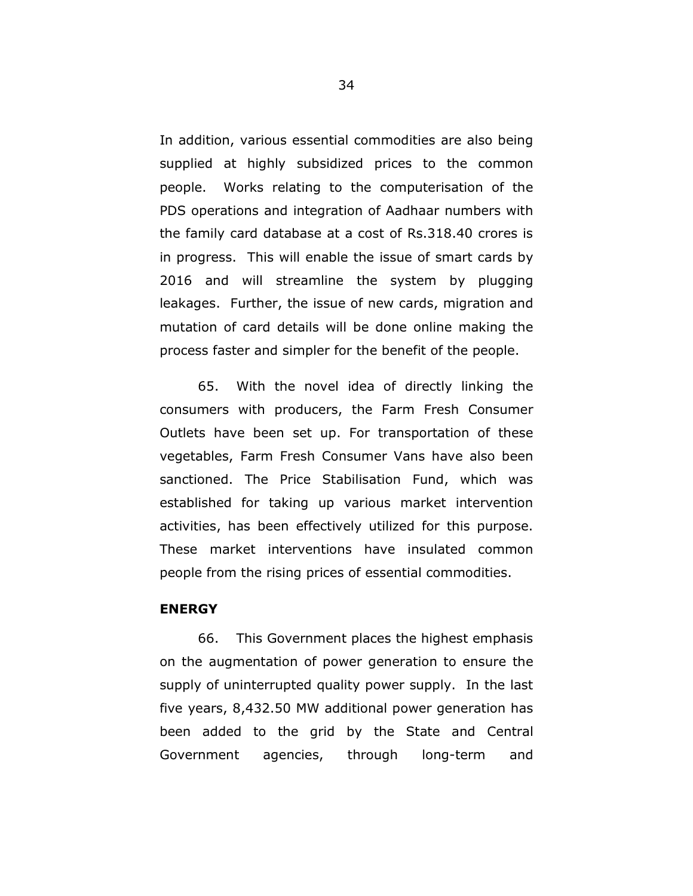In addition, various essential commodities are also being supplied at highly subsidized prices to the common people. Works relating to the computerisation of the PDS operations and integration of Aadhaar numbers with the family card database at a cost of Rs.318.40 crores is in progress. This will enable the issue of smart cards by 2016 and will streamline the system by plugging leakages. Further, the issue of new cards, migration and mutation of card details will be done online making the process faster and simpler for the benefit of the people.

65. With the novel idea of directly linking the consumers with producers, the Farm Fresh Consumer Outlets have been set up. For transportation of these vegetables, Farm Fresh Consumer Vans have also been sanctioned. The Price Stabilisation Fund, which was established for taking up various market intervention activities, has been effectively utilized for this purpose. These market interventions have insulated common people from the rising prices of essential commodities.

**ENERGY**

66. This Government places the highest emphasis on the augmentation of power generation to ensure the supply of uninterrupted quality power supply. In the last five years, 8,432.50 MW additional power generation has been added to the grid by the State and Central Government agencies, through long-term and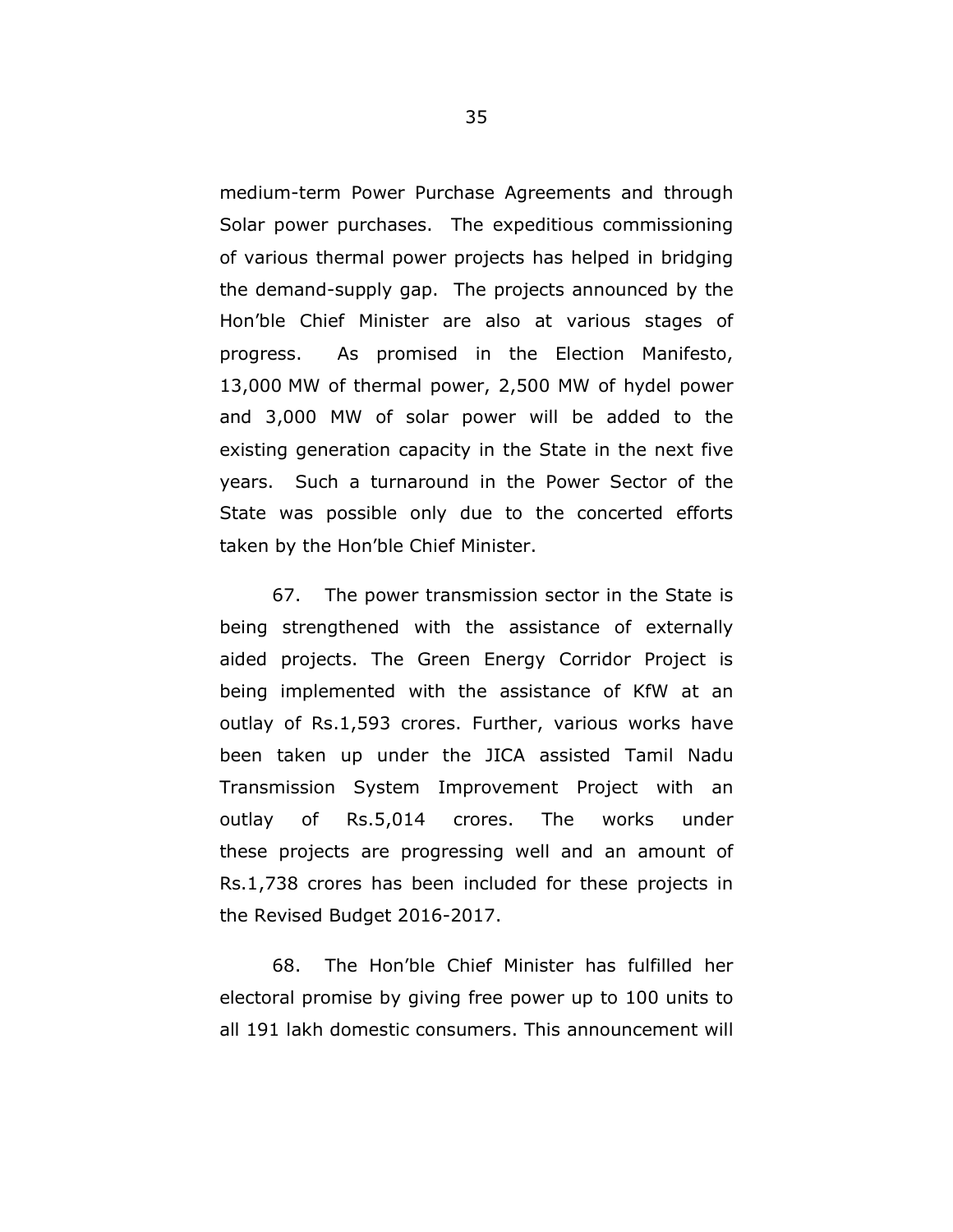medium-term Power Purchase Agreements and through Solar power purchases. The expeditious commissioning of various thermal power projects has helped in bridging the demand-supply gap. The projects announced by the Hon'ble Chief Minister are also at various stages of progress. As promised in the Election Manifesto, 13,000 MW of thermal power, 2,500 MW of hydel power and 3,000 MW of solar power will be added to the existing generation capacity in the State in the next five years. Such a turnaround in the Power Sector of the State was possible only due to the concerted efforts taken by the Hon'ble Chief Minister.

67. The power transmission sector in the State is being strengthened with the assistance of externally aided projects. The Green Energy Corridor Project is being implemented with the assistance of KfW at an outlay of Rs.1,593 crores. Further, various works have been taken up under the JICA assisted Tamil Nadu Transmission System Improvement Project with an outlay of Rs.5,014 crores. The works under these projects are progressing well and an amount of Rs.1,738 crores has been included for these projects in the Revised Budget 2016-2017.

68. The Hon'ble Chief Minister has fulfilled her electoral promise by giving free power up to 100 units to all 191 lakh domestic consumers. This announcement will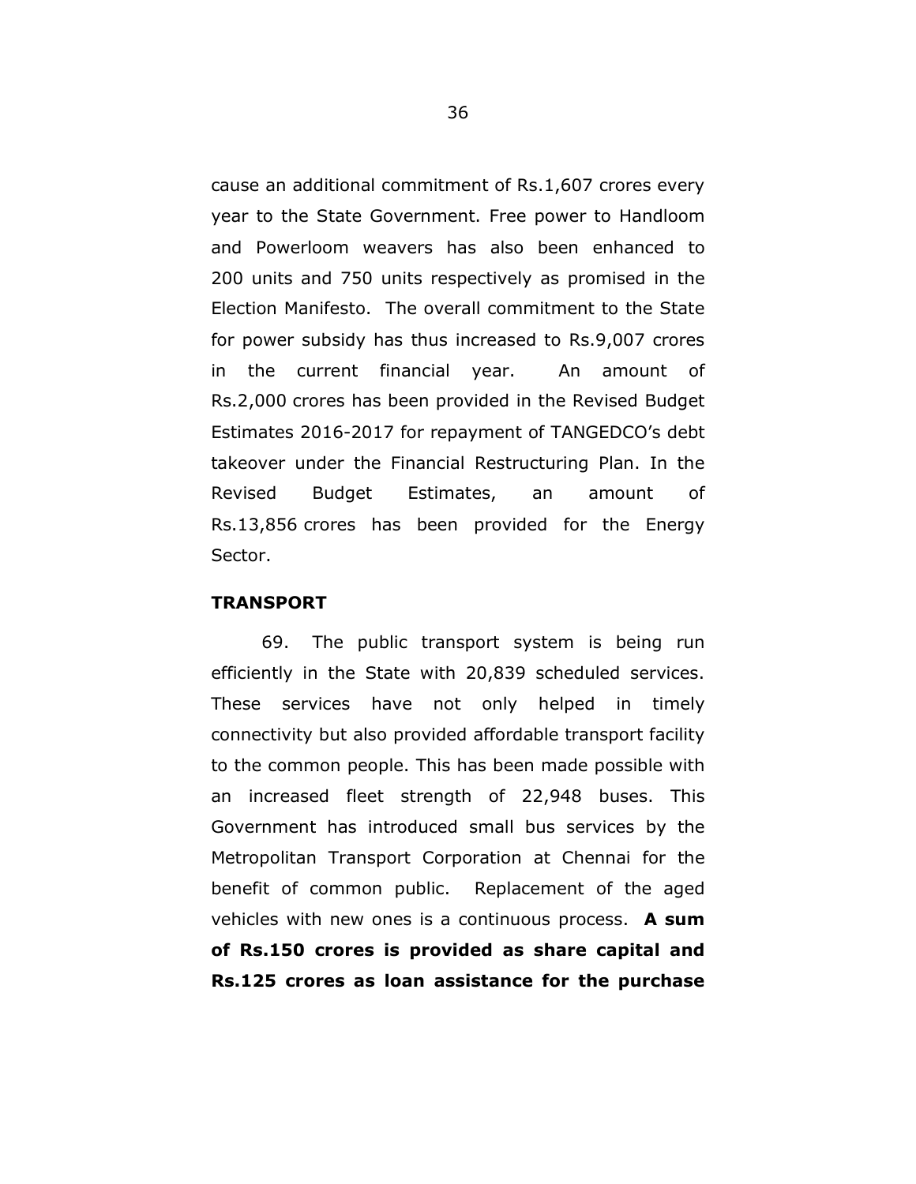cause an additional commitment of Rs.1,607 crores every year to the State Government. Free power to Handloom and Powerloom weavers has also been enhanced to 200 units and 750 units respectively as promised in the Election Manifesto. The overall commitment to the State for power subsidy has thus increased to Rs.9,007 crores in the current financial year. An amount of Rs.2,000 crores has been provided in the Revised Budget Estimates 2016-2017 for repayment of TANGEDCO's debt takeover under the Financial Restructuring Plan. In the Revised Budget Estimates, an amount of Rs.13,856 crores has been provided for the Energy Sector.

**TRANSPORT**

69. The public transport system is being run efficiently in the State with 20,839 scheduled services. These services have not only helped in timely connectivity but also provided affordable transport facility to the common people. This has been made possible with an increased fleet strength of 22,948 buses. This Government has introduced small bus services by the Metropolitan Transport Corporation at Chennai for the benefit of common public. Replacement of the aged vehicles with new ones is a continuous process. **A sum of Rs.150 crores is provided as share capital and Rs.125 crores as loan assistance for the purchase**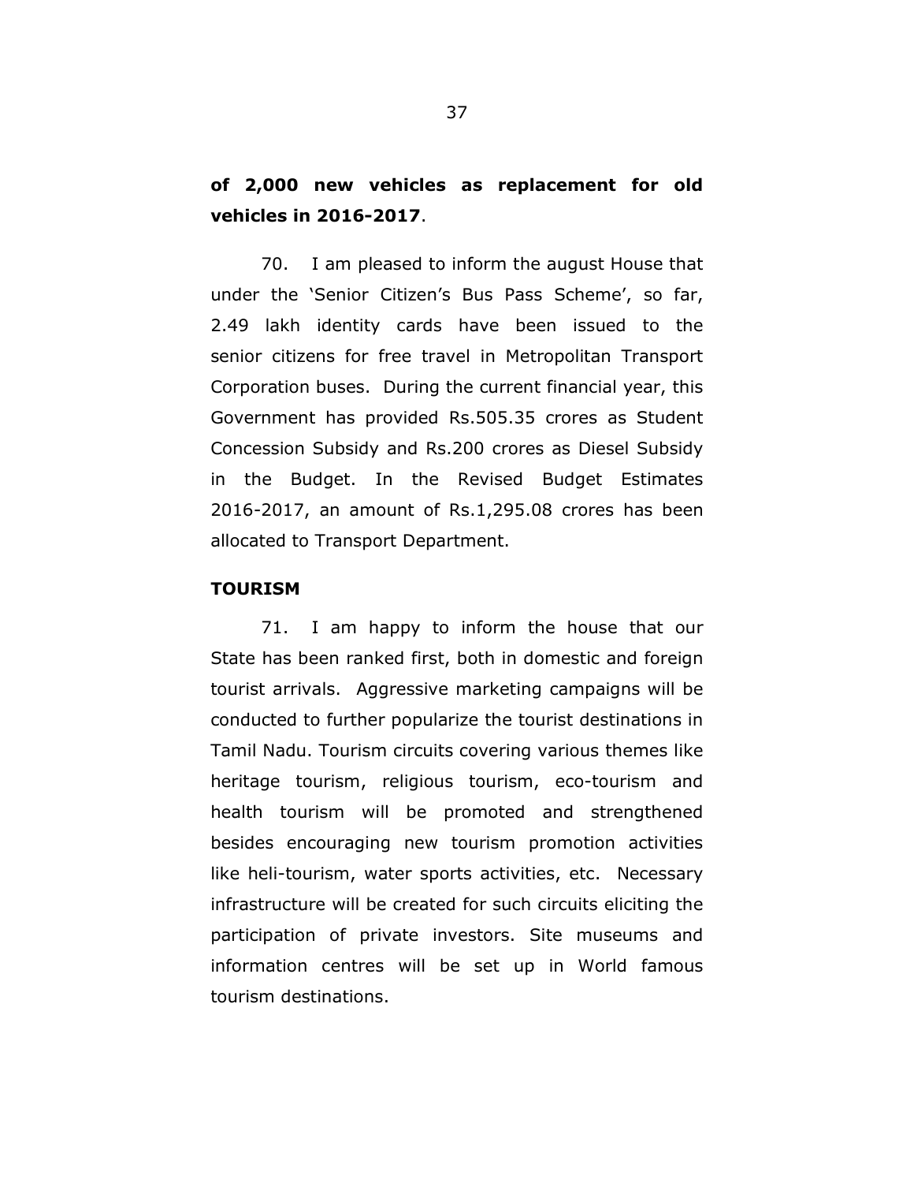**of 2,000 new vehicles as replacement for old vehicles in 2016-2017**.

70. I am pleased to inform the august House that under the 'Senior Citizen's Bus Pass Scheme', so far, 2.49 lakh identity cards have been issued to the senior citizens for free travel in Metropolitan Transport Corporation buses. During the current financial year, this Government has provided Rs.505.35 crores as Student Concession Subsidy and Rs.200 crores as Diesel Subsidy in the Budget. In the Revised Budget Estimates 2016-2017, an amount of Rs.1,295.08 crores has been allocated to Transport Department.

**TOURISM**

71. I am happy to inform the house that our State has been ranked first, both in domestic and foreign tourist arrivals. Aggressive marketing campaigns will be conducted to further popularize the tourist destinations in Tamil Nadu. Tourism circuits covering various themes like heritage tourism, religious tourism, eco-tourism and health tourism will be promoted and strengthened besides encouraging new tourism promotion activities like heli-tourism, water sports activities, etc. Necessary infrastructure will be created for such circuits eliciting the participation of private investors. Site museums and information centres will be set up in World famous tourism destinations.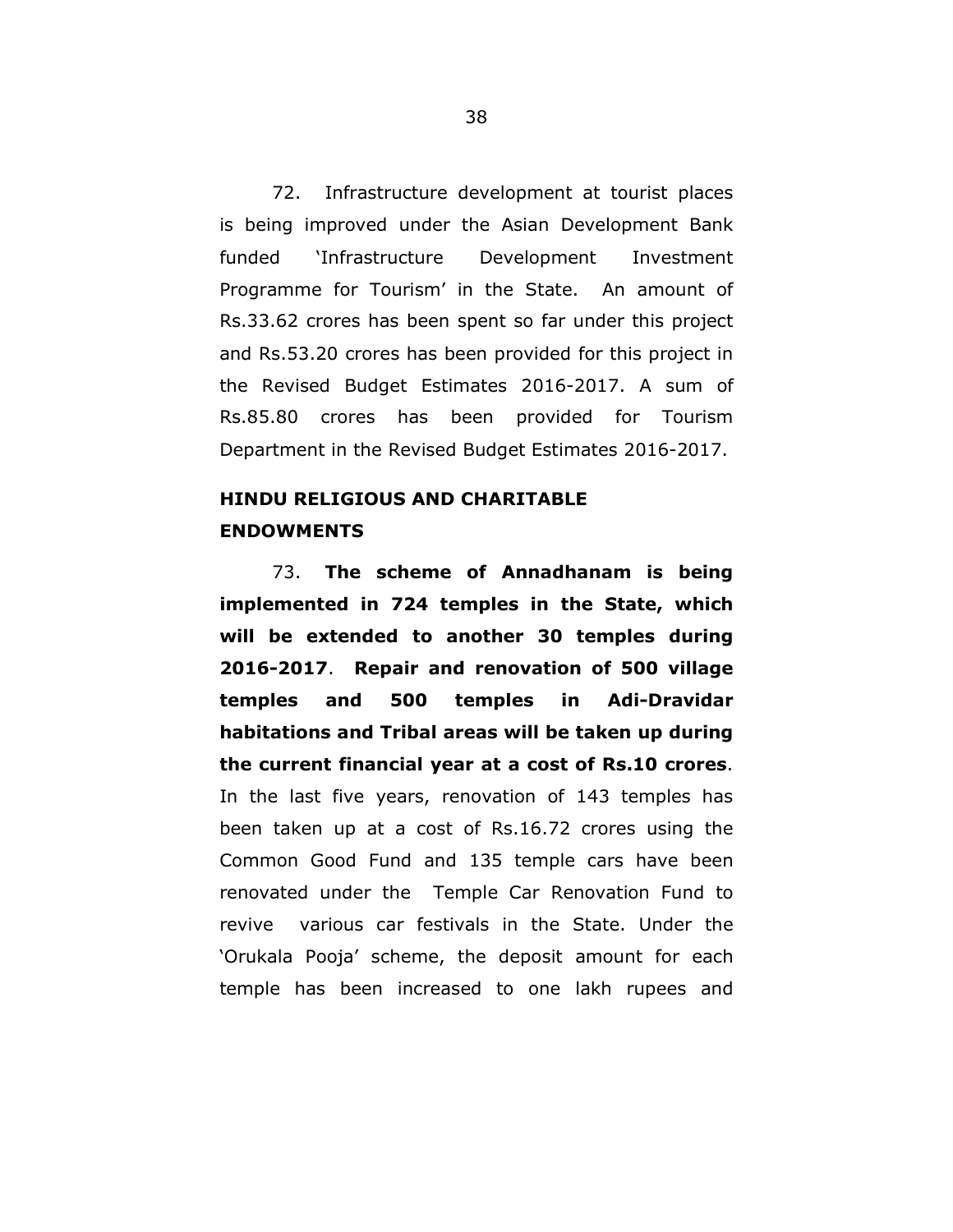72. Infrastructure development at tourist places is being improved under the Asian Development Bank funded 'Infrastructure Development Investment Programme for Tourism' in the State. An amount of Rs.33.62 crores has been spent so far under this project and Rs.53.20 crores has been provided for this project in the Revised Budget Estimates 2016-2017. A sum of Rs.85.80 crores has been provided for Tourism Department in the Revised Budget Estimates 2016-2017.

## HINDU RELIGIOUS AND CHARITABLE ENDOWMENTS

73. **The scheme of Annadhanam is being implemented in 724 temples in the State, which will be extended to another 30 temples during 2016-2017**. **Repair and renovation of 500 village temples and 500 temples in Adi-Dravidar habitations and Tribal areas will be taken up during the current financial year at a cost of Rs.10 crores**. In the last five years, renovation of 143 temples has been taken up at a cost of Rs.16.72 crores using the Common Good Fund and 135 temple cars have been renovated under the Temple Car Renovation Fund to revive various car festivals in the State. Under the 'Orukala Pooja' scheme, the deposit amount for each temple has been increased to one lakh rupees and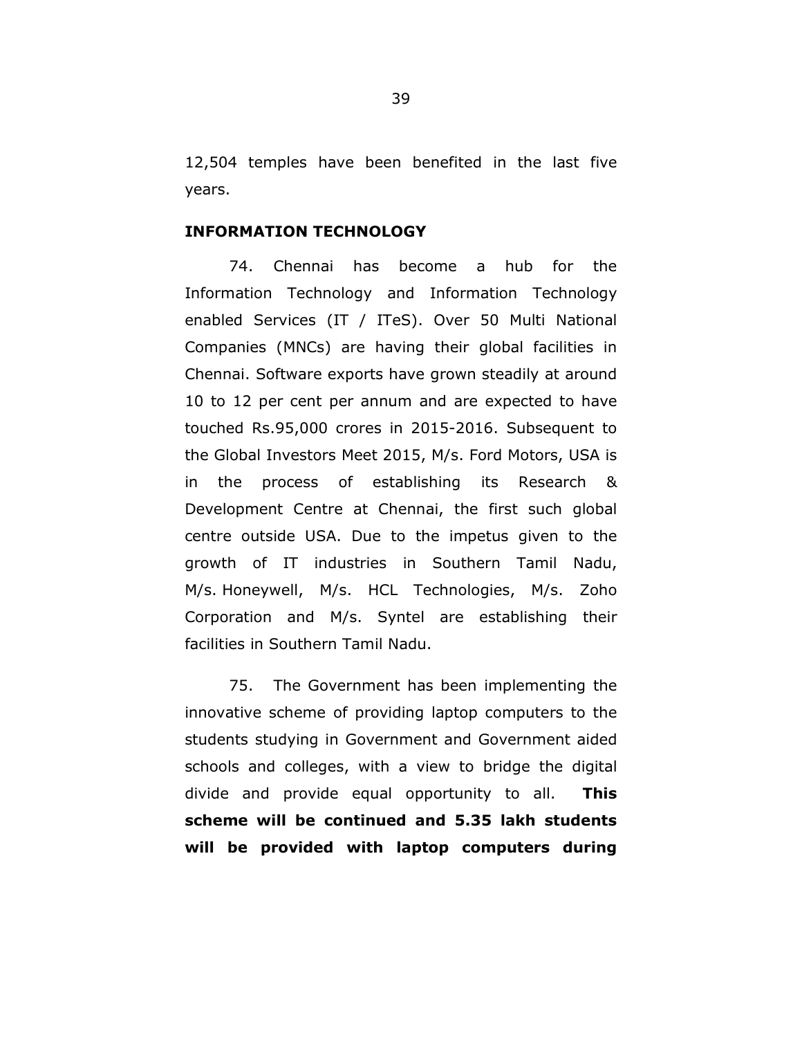12,504 temples have been benefited in the last five years.

**INFORMATION TECHNOLOGY**

74. Chennai has become a hub for the Information Technology and Information Technology enabled Services (IT / ITeS). Over 50 Multi National Companies (MNCs) are having their global facilities in Chennai. Software exports have grown steadily at around 10 to 12 per cent per annum and are expected to have touched Rs.95,000 crores in 2015-2016. Subsequent to the Global Investors Meet 2015, M/s. Ford Motors, USA is in the process of establishing its Research & Development Centre at Chennai, the first such global centre outside USA. Due to the impetus given to the growth of IT industries in Southern Tamil Nadu, M/s. Honeywell, M/s. HCL Technologies, M/s. Zoho Corporation and M/s. Syntel are establishing their facilities in Southern Tamil Nadu.

75. The Government has been implementing the innovative scheme of providing laptop computers to the students studying in Government and Government aided schools and colleges, with a view to bridge the digital divide and provide equal opportunity to all. **This scheme will be continued and 5.35 lakh students will be provided with laptop computers during**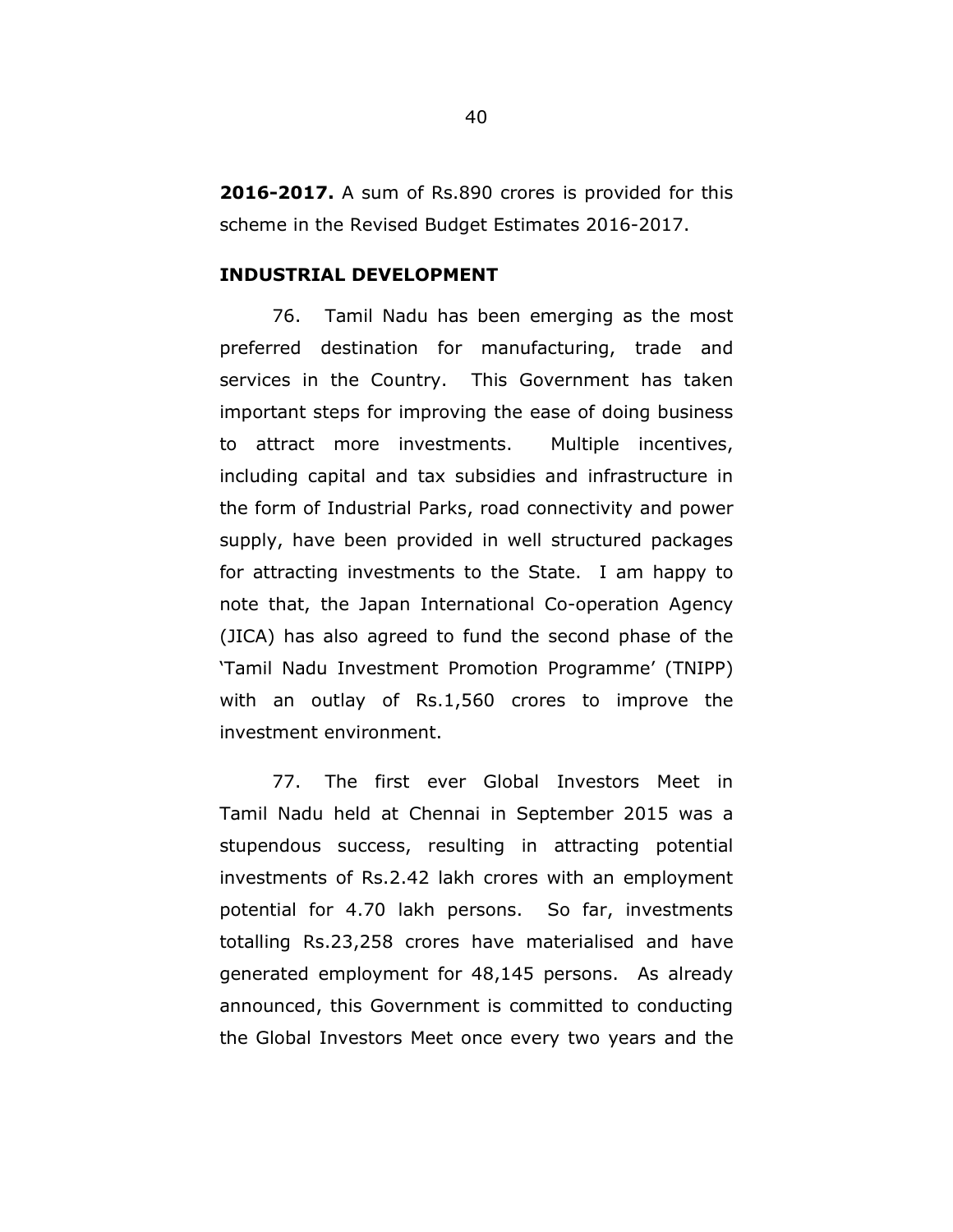**2016-2017.** A sum of Rs.890 crores is provided for this scheme in the Revised Budget Estimates 2016-2017.

## INDUSTRIAL DEVELOPMENT

76. Tamil Nadu has been emerging as the most preferred destination for manufacturing, trade and services in the Country. This Government has taken important steps for improving the ease of doing business to attract more investments. Multiple incentives, including capital and tax subsidies and infrastructure in the form of Industrial Parks, road connectivity and power supply, have been provided in well structured packages for attracting investments to the State. I am happy to note that, the Japan International Co-operation Agency (JICA) has also agreed to fund the second phase of the 'Tamil Nadu Investment Promotion Programme' (TNIPP) with an outlay of Rs.1,560 crores to improve the investment environment.

77. The first ever Global Investors Meet in Tamil Nadu held at Chennai in September 2015 was a stupendous success, resulting in attracting potential investments of Rs.2.42 lakh crores with an employment potential for 4.70 lakh persons. So far, investments totalling Rs.23,258 crores have materialised and have generated employment for 48,145 persons. As already announced, this Government is committed to conducting the Global Investors Meet once every two years and the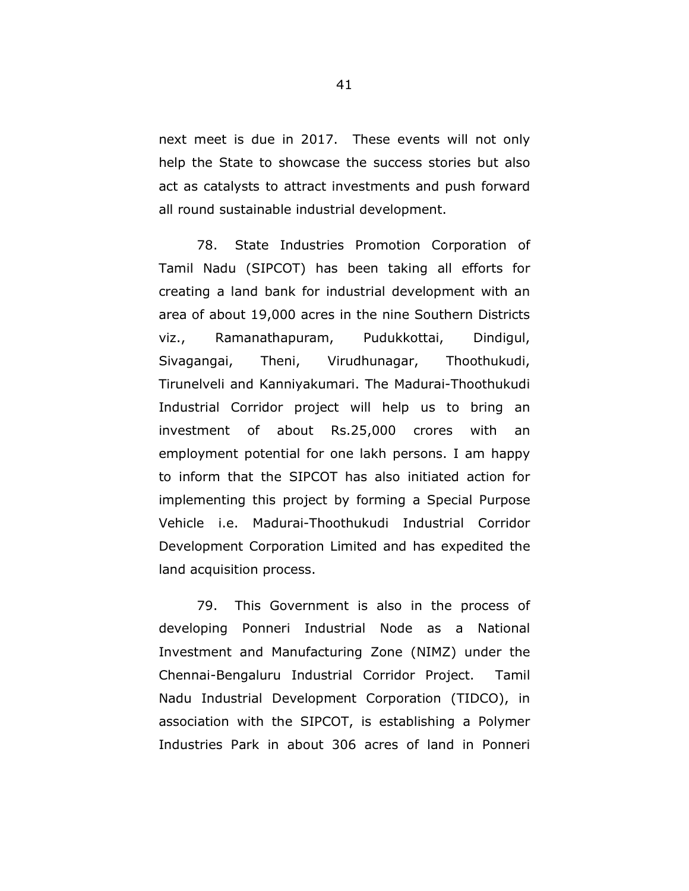next meet is due in 2017. These events will not only help the State to showcase the success stories but also act as catalysts to attract investments and push forward all round sustainable industrial development.

78. State Industries Promotion Corporation of Tamil Nadu (SIPCOT) has been taking all efforts for creating a land bank for industrial development with an area of about 19,000 acres in the nine Southern Districts viz., Ramanathapuram, Pudukkottai, Dindigul, Sivagangai, Theni, Virudhunagar, Thoothukudi, Tirunelveli and Kanniyakumari. The Madurai-Thoothukudi Industrial Corridor project will help us to bring an investment of about Rs.25,000 crores with an employment potential for one lakh persons. I am happy to inform that the SIPCOT has also initiated action for implementing this project by forming a Special Purpose Vehicle i.e. Madurai-Thoothukudi Industrial Corridor Development Corporation Limited and has expedited the land acquisition process.

79. This Government is also in the process of developing Ponneri Industrial Node as a National Investment and Manufacturing Zone (NIMZ) under the Chennai-Bengaluru Industrial Corridor Project. Tamil Nadu Industrial Development Corporation (TIDCO), in association with the SIPCOT, is establishing a Polymer Industries Park in about 306 acres of land in Ponneri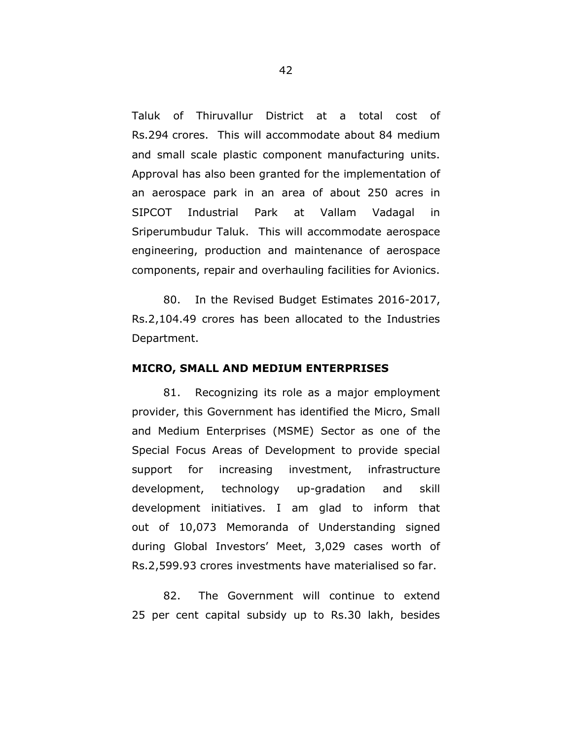Taluk of Thiruvallur District at a total cost of Rs.294 crores. This will accommodate about 84 medium and small scale plastic component manufacturing units. Approval has also been granted for the implementation of an aerospace park in an area of about 250 acres in SIPCOT Industrial Park at Vallam Vadagal in Sriperumbudur Taluk. This will accommodate aerospace engineering, production and maintenance of aerospace components, repair and overhauling facilities for Avionics.

80. In the Revised Budget Estimates 2016-2017, Rs.2,104.49 crores has been allocated to the Industries Department.

**MICRO, SMALL AND MEDIUM ENTERPRISES**

81. Recognizing its role as a major employment provider, this Government has identified the Micro, Small and Medium Enterprises (MSME) Sector as one of the Special Focus Areas of Development to provide special support for increasing investment, infrastructure development, technology up-gradation and skill development initiatives. I am glad to inform that out of 10,073 Memoranda of Understanding signed during Global Investors' Meet, 3,029 cases worth of Rs.2,599.93 crores investments have materialised so far.

82. The Government will continue to extend 25 per cent capital subsidy up to Rs.30 lakh, besides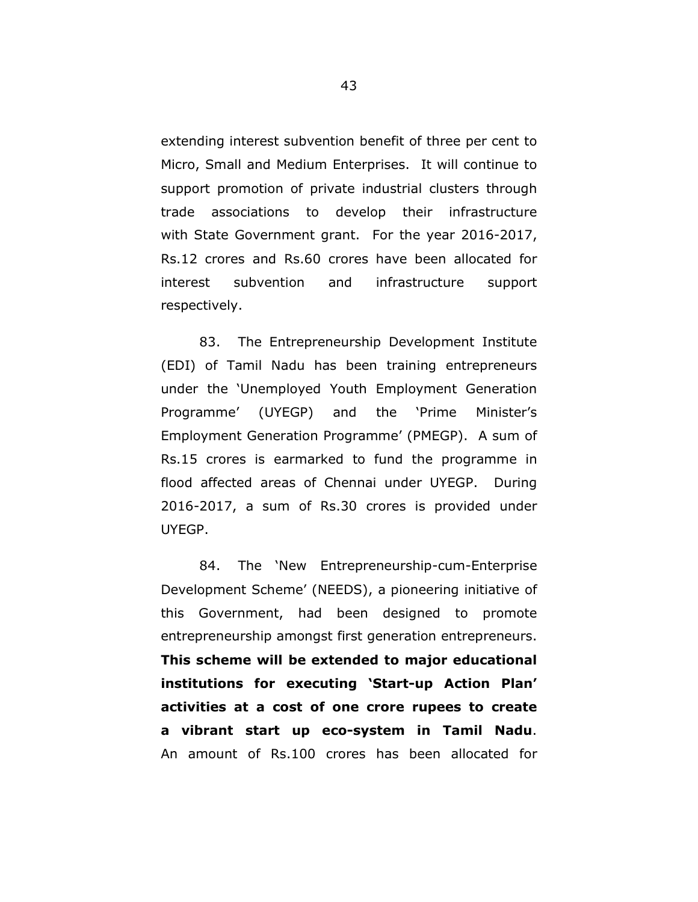extending interest subvention benefit of three per cent to Micro, Small and Medium Enterprises. It will continue to support promotion of private industrial clusters through trade associations to develop their infrastructure with State Government grant. For the year 2016-2017, Rs.12 crores and Rs.60 crores have been allocated for interest subvention and infrastructure support respectively.

83. The Entrepreneurship Development Institute (EDI) of Tamil Nadu has been training entrepreneurs under the 'Unemployed Youth Employment Generation Programme' (UYEGP) and the 'Prime Minister's Employment Generation Programme' (PMEGP). A sum of Rs.15 crores is earmarked to fund the programme in flood affected areas of Chennai under UYEGP. During 2016-2017, a sum of Rs.30 crores is provided under UYEGP.

84. The 'New Entrepreneurship-cum-Enterprise Development Scheme' (NEEDS), a pioneering initiative of this Government, had been designed to promote entrepreneurship amongst first generation entrepreneurs. **This scheme will be extended to major educational institutions for executing 'Start-up Action Plan' activities at a cost of one crore rupees to create a vibrant start up eco-system in Tamil Nadu**. An amount of Rs.100 crores has been allocated for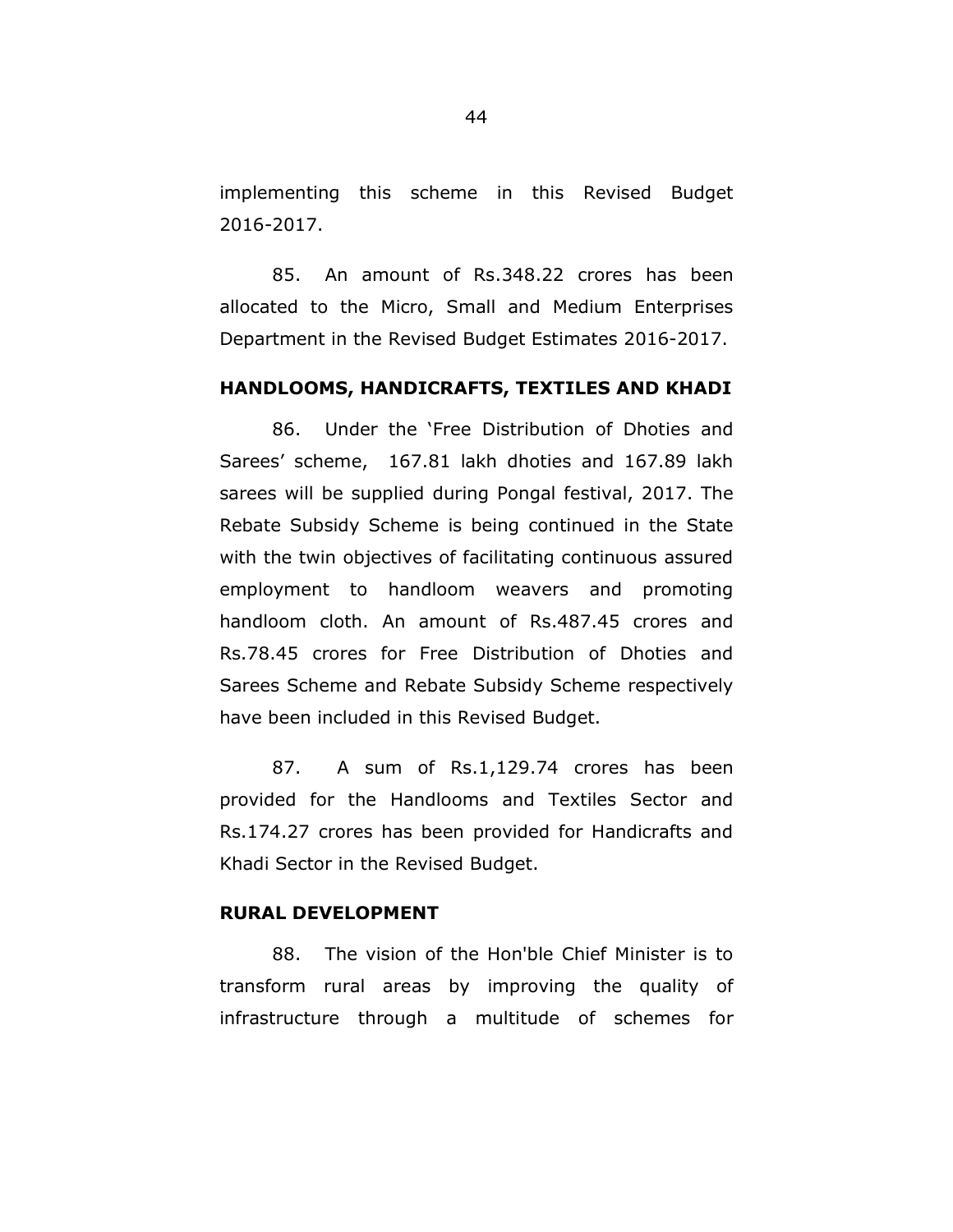implementing this scheme in this Revised Budget 2016-2017.

85. An amount of Rs.348.22 crores has been allocated to the Micro, Small and Medium Enterprises Department in the Revised Budget Estimates 2016-2017.

**HANDLOOMS, HANDICRAFTS, TEXTILES AND KHADI**

86. Under the 'Free Distribution of Dhoties and Sarees' scheme, 167.81 lakh dhoties and 167.89 lakh sarees will be supplied during Pongal festival, 2017. The Rebate Subsidy Scheme is being continued in the State with the twin objectives of facilitating continuous assured employment to handloom weavers and promoting handloom cloth. An amount of Rs.487.45 crores and Rs.78.45 crores for Free Distribution of Dhoties and Sarees Scheme and Rebate Subsidy Scheme respectively have been included in this Revised Budget.

87. A sum of Rs.1,129.74 crores has been provided for the Handlooms and Textiles Sector and Rs.174.27 crores has been provided for Handicrafts and Khadi Sector in the Revised Budget.

**RURAL DEVELOPMENT**

88. The vision of the Hon'ble Chief Minister is to transform rural areas by improving the quality of infrastructure through a multitude of schemes for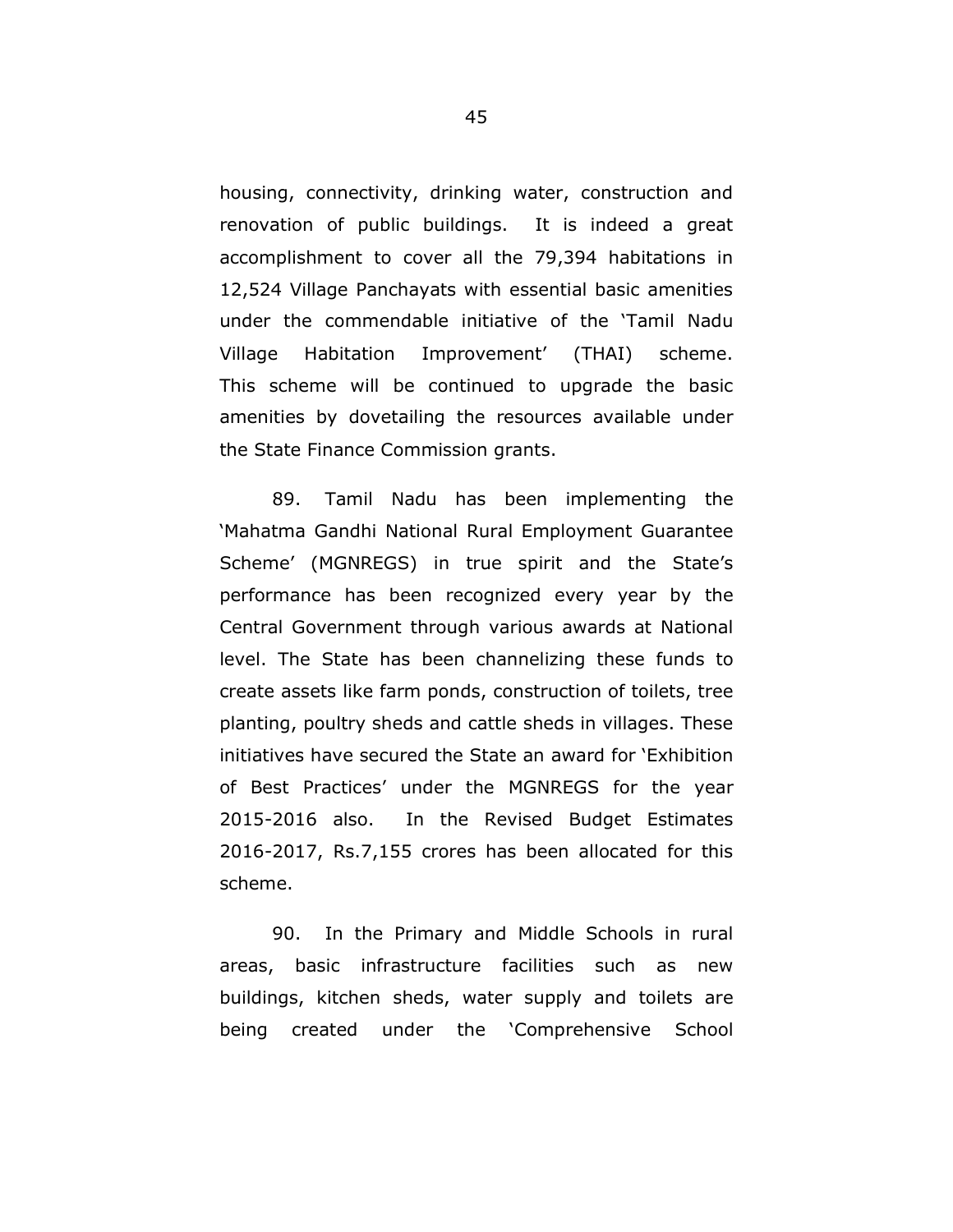housing, connectivity, drinking water, construction and renovation of public buildings. It is indeed a great accomplishment to cover all the 79,394 habitations in 12,524 Village Panchayats with essential basic amenities under the commendable initiative of the 'Tamil Nadu Village Habitation Improvement' (THAI) scheme. This scheme will be continued to upgrade the basic amenities by dovetailing the resources available under the State Finance Commission grants.

89. Tamil Nadu has been implementing the 'Mahatma Gandhi National Rural Employment Guarantee Scheme' (MGNREGS) in true spirit and the State's performance has been recognized every year by the Central Government through various awards at National level. The State has been channelizing these funds to create assets like farm ponds, construction of toilets, tree planting, poultry sheds and cattle sheds in villages. These initiatives have secured the State an award for 'Exhibition of Best Practices' under the MGNREGS for the year 2015-2016 also. In the Revised Budget Estimates 2016-2017, Rs.7,155 crores has been allocated for this scheme.

90. In the Primary and Middle Schools in rural areas, basic infrastructure facilities such as new buildings, kitchen sheds, water supply and toilets are being created under the 'Comprehensive School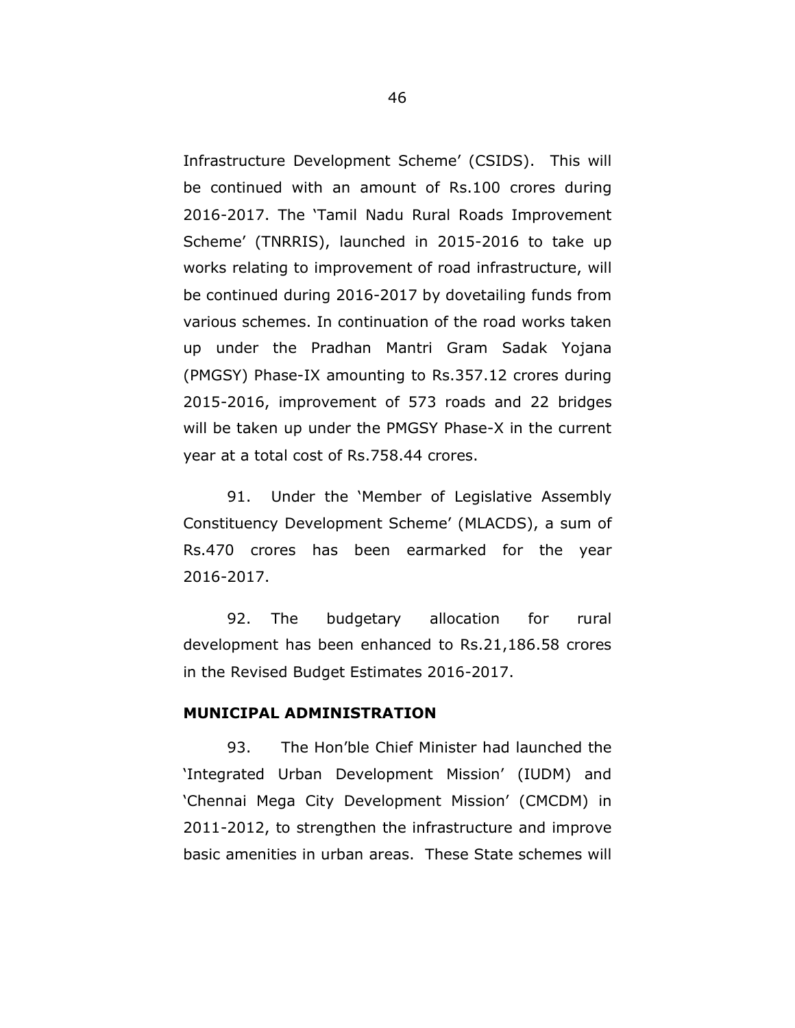Infrastructure Development Scheme' (CSIDS). This will be continued with an amount of Rs.100 crores during 2016-2017. The 'Tamil Nadu Rural Roads Improvement Scheme' (TNRRIS), launched in 2015-2016 to take up works relating to improvement of road infrastructure, will be continued during 2016-2017 by dovetailing funds from various schemes. In continuation of the road works taken up under the Pradhan Mantri Gram Sadak Yojana (PMGSY) Phase-IX amounting to Rs.357.12 crores during 2015-2016, improvement of 573 roads and 22 bridges will be taken up under the PMGSY Phase-X in the current year at a total cost of Rs.758.44 crores.

91. Under the 'Member of Legislative Assembly Constituency Development Scheme' (MLACDS), a sum of Rs.470 crores has been earmarked for the year 2016-2017.

92. The budgetary allocation for rural development has been enhanced to Rs.21,186.58 crores in the Revised Budget Estimates 2016-2017.

**MUNICIPAL ADMINISTRATION**

93. The Hon'ble Chief Minister had launched the 'Integrated Urban Development Mission' (IUDM) and 'Chennai Mega City Development Mission' (CMCDM) in 2011-2012, to strengthen the infrastructure and improve basic amenities in urban areas. These State schemes will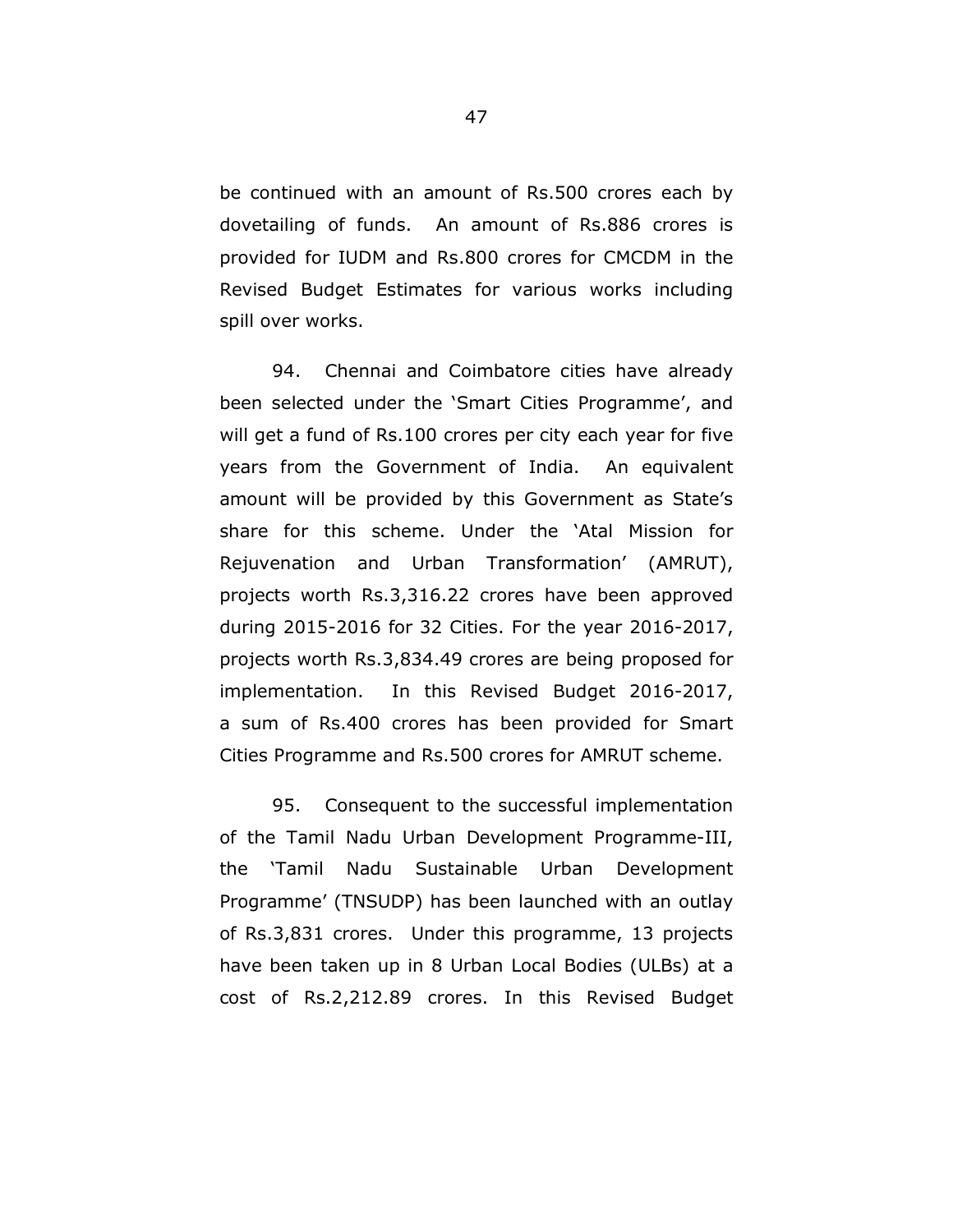be continued with an amount of Rs.500 crores each by dovetailing of funds. An amount of Rs.886 crores is provided for IUDM and Rs.800 crores for CMCDM in the Revised Budget Estimates for various works including spill over works.

94. Chennai and Coimbatore cities have already been selected under the 'Smart Cities Programme', and will get a fund of Rs.100 crores per city each year for five years from the Government of India. An equivalent amount will be provided by this Government as State's share for this scheme. Under the 'Atal Mission for Rejuvenation and Urban Transformation' (AMRUT), projects worth Rs.3,316.22 crores have been approved during 2015-2016 for 32 Cities. For the year 2016-2017, projects worth Rs.3,834.49 crores are being proposed for implementation. In this Revised Budget 2016-2017, a sum of Rs.400 crores has been provided for Smart Cities Programme and Rs.500 crores for AMRUT scheme.

95. Consequent to the successful implementation of the Tamil Nadu Urban Development Programme-III, the 'Tamil Nadu Sustainable Urban Development Programme' (TNSUDP) has been launched with an outlay of Rs.3,831 crores. Under this programme, 13 projects have been taken up in 8 Urban Local Bodies (ULBs) at a cost of Rs.2,212.89 crores. In this Revised Budget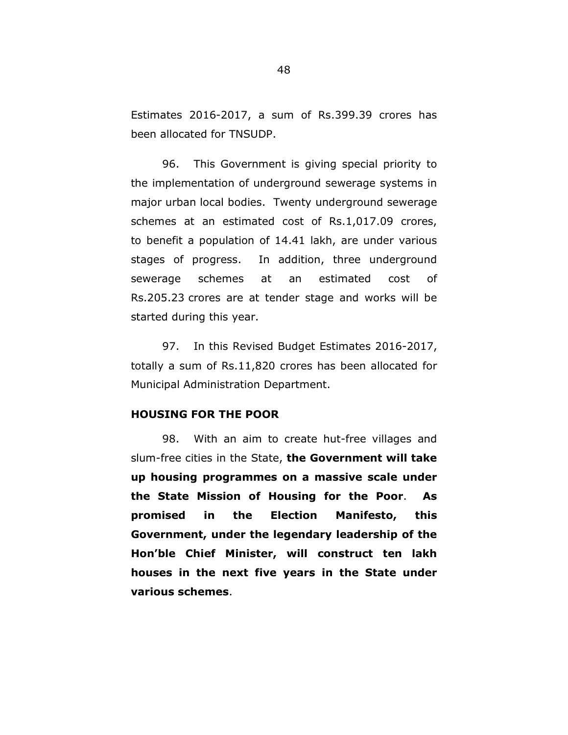Estimates 2016-2017, a sum of Rs.399.39 crores has been allocated for TNSUDP.

96. This Government is giving special priority to the implementation of underground sewerage systems in major urban local bodies. Twenty underground sewerage schemes at an estimated cost of Rs.1,017.09 crores, to benefit a population of 14.41 lakh, are under various stages of progress. In addition, three underground sewerage schemes at an estimated cost of Rs.205.23 crores are at tender stage and works will be started during this year.

97. In this Revised Budget Estimates 2016-2017, totally a sum of Rs.11,820 crores has been allocated for Municipal Administration Department.

## HOUSING FOR THE POOR

98. With an aim to create hut-free villages and slum-free cities in the State, **the Government will take up housing programmes on a massive scale under the State Mission of Housing for the Poor**. **As promised in the Election Manifesto, this Government, under the legendary leadership of the Hon'ble Chief Minister, will construct ten lakh houses in the next five years in the State under various schemes**.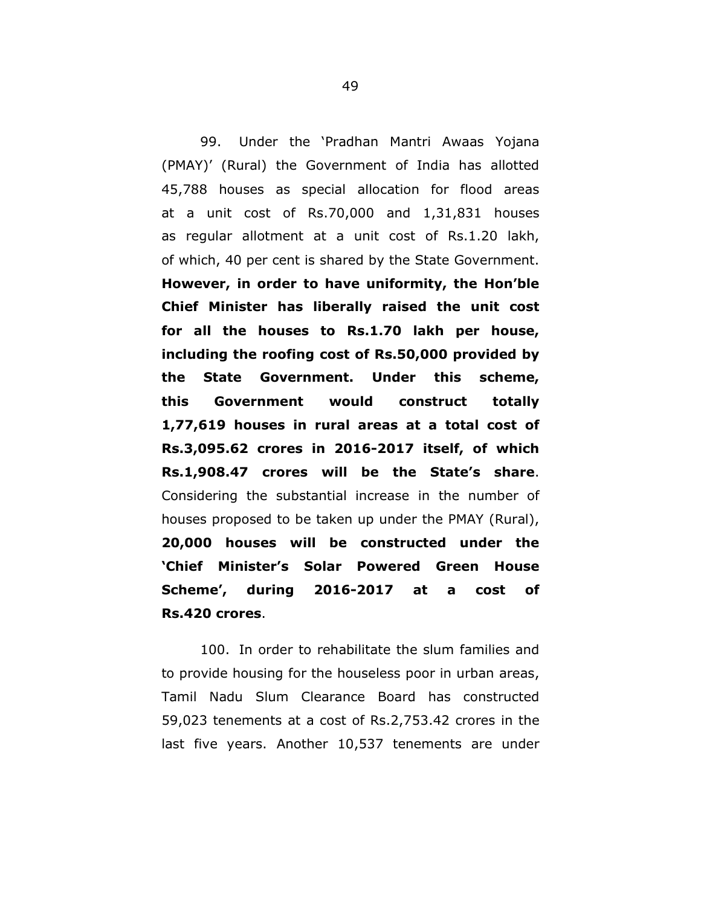99. Under the 'Pradhan Mantri Awaas Yojana (PMAY)' (Rural) the Government of India has allotted 45,788 houses as special allocation for flood areas at a unit cost of Rs.70,000 and 1,31,831 houses as regular allotment at a unit cost of Rs.1.20 lakh, of which, 40 per cent is shared by the State Government. **However, in order to have uniformity, the Hon'ble Chief Minister has liberally raised the unit cost for all the houses to Rs.1.70 lakh per house, including the roofing cost of Rs.50,000 provided by the State Government. Under this scheme, this Government would construct totally 1,77,619 houses in rural areas at a total cost of Rs.3,095.62 crores in 2016-2017 itself, of which Rs.1,908.47 crores will be the State's share**. Considering the substantial increase in the number of houses proposed to be taken up under the PMAY (Rural), **20,000 houses will be constructed under the 'Chief Minister's Solar Powered Green House Scheme', during 2016-2017 at a cost of Rs.420 crores**.

100. In order to rehabilitate the slum families and to provide housing for the houseless poor in urban areas, Tamil Nadu Slum Clearance Board has constructed 59,023 tenements at a cost of Rs.2,753.42 crores in the last five years. Another 10,537 tenements are under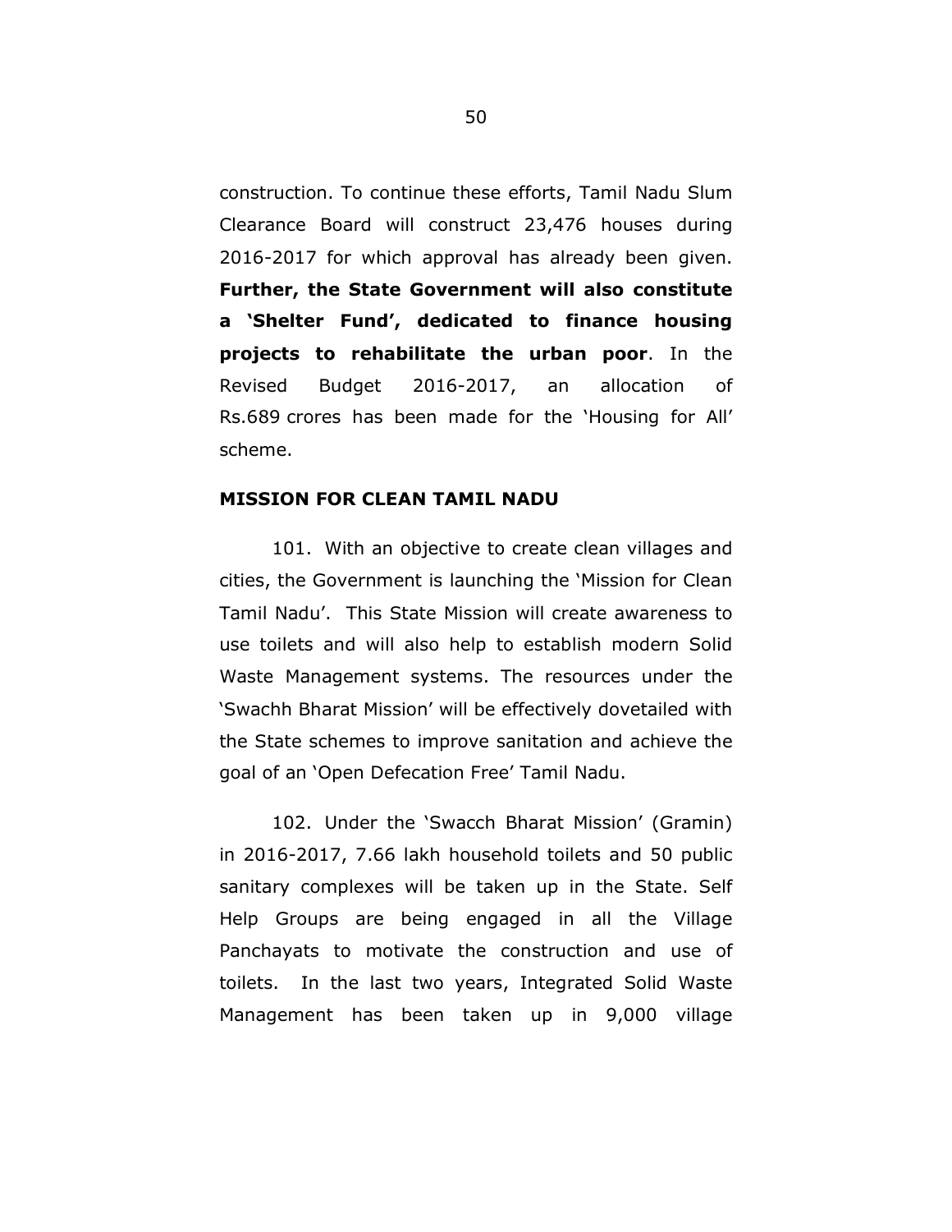construction. To continue these efforts, Tamil Nadu Slum Clearance Board will construct 23,476 houses during 2016-2017 for which approval has already been given. **Further, the State Government will also constitute a 'Shelter Fund', dedicated to finance housing projects to rehabilitate the urban poor**. In the Revised Budget 2016-2017, an allocation of Rs.689 crores has been made for the 'Housing for All' scheme.

## MISSION FOR CLEAN TAMIL NADU

101. With an objective to create clean villages and cities, the Government is launching the 'Mission for Clean Tamil Nadu'. This State Mission will create awareness to use toilets and will also help to establish modern Solid Waste Management systems. The resources under the 'Swachh Bharat Mission' will be effectively dovetailed with the State schemes to improve sanitation and achieve the goal of an 'Open Defecation Free' Tamil Nadu.

102. Under the 'Swacch Bharat Mission' (Gramin) in 2016-2017, 7.66 lakh household toilets and 50 public sanitary complexes will be taken up in the State. Self Help Groups are being engaged in all the Village Panchayats to motivate the construction and use of toilets. In the last two years, Integrated Solid Waste Management has been taken up in 9,000 village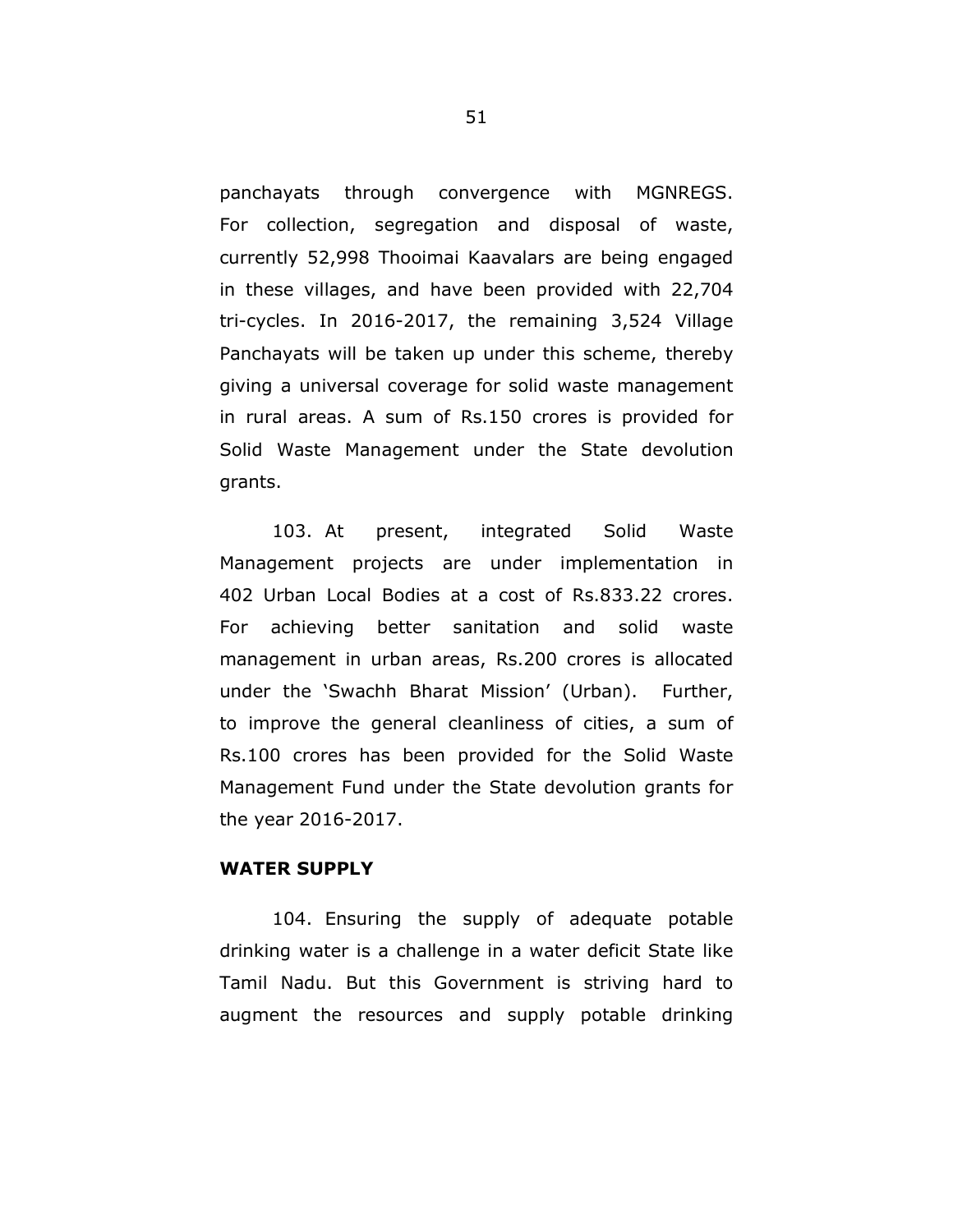panchayats through convergence with MGNREGS. For collection, segregation and disposal of waste, currently 52,998 Thooimai Kaavalars are being engaged in these villages, and have been provided with 22,704 tri-cycles. In 2016-2017, the remaining 3,524 Village Panchayats will be taken up under this scheme, thereby giving a universal coverage for solid waste management in rural areas. A sum of Rs.150 crores is provided for Solid Waste Management under the State devolution grants.

103. At present, integrated Solid Waste Management projects are under implementation in 402 Urban Local Bodies at a cost of Rs.833.22 crores. For achieving better sanitation and solid waste management in urban areas, Rs.200 crores is allocated under the 'Swachh Bharat Mission' (Urban). Further, to improve the general cleanliness of cities, a sum of Rs.100 crores has been provided for the Solid Waste Management Fund under the State devolution grants for the year 2016-2017.

**WATER SUPPLY**

104. Ensuring the supply of adequate potable drinking water is a challenge in a water deficit State like Tamil Nadu. But this Government is striving hard to augment the resources and supply potable drinking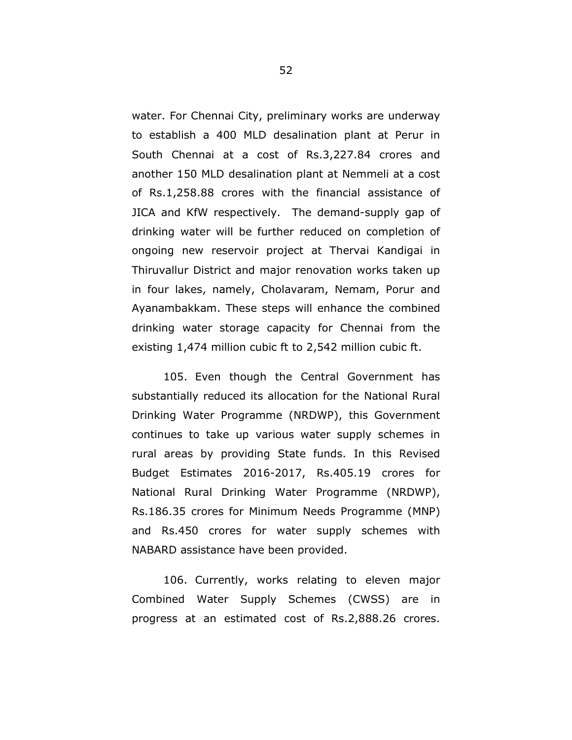water. For Chennai City, preliminary works are underway to establish a 400 MLD desalination plant at Perur in South Chennai at a cost of Rs.3,227.84 crores and another 150 MLD desalination plant at Nemmeli at a cost of Rs.1,258.88 crores with the financial assistance of JICA and KfW respectively. The demand-supply gap of drinking water will be further reduced on completion of ongoing new reservoir project at Thervai Kandigai in Thiruvallur District and major renovation works taken up in four lakes, namely, Cholavaram, Nemam, Porur and Ayanambakkam. These steps will enhance the combined drinking water storage capacity for Chennai from the existing 1,474 million cubic ft to 2,542 million cubic ft.

105. Even though the Central Government has substantially reduced its allocation for the National Rural Drinking Water Programme (NRDWP), this Government continues to take up various water supply schemes in rural areas by providing State funds. In this Revised Budget Estimates 2016-2017, Rs.405.19 crores for National Rural Drinking Water Programme (NRDWP), Rs.186.35 crores for Minimum Needs Programme (MNP) and Rs.450 crores for water supply schemes with NABARD assistance have been provided.

106. Currently, works relating to eleven major Combined Water Supply Schemes (CWSS) are in progress at an estimated cost of Rs.2,888.26 crores.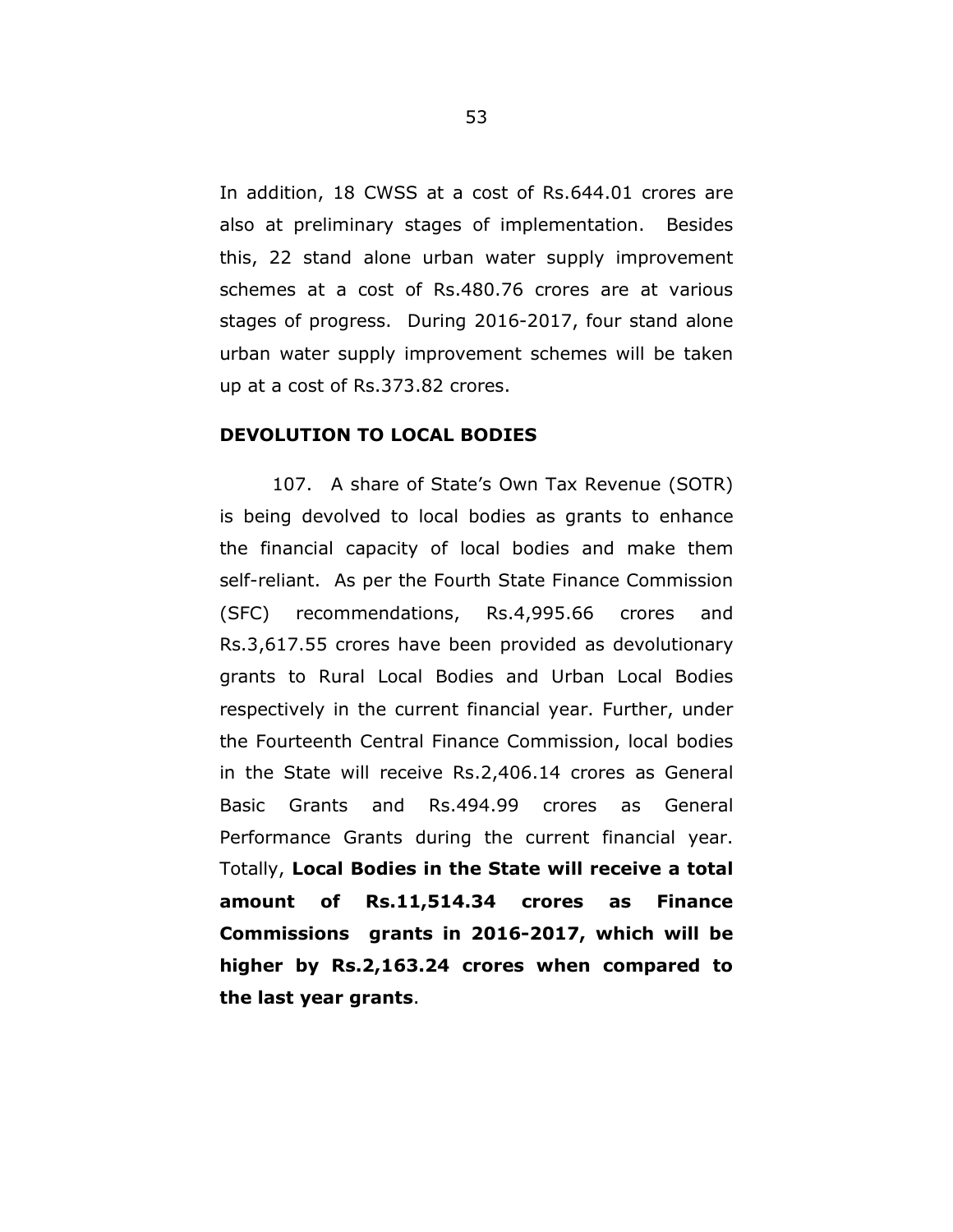In addition, 18 CWSS at a cost of Rs.644.01 crores are also at preliminary stages of implementation. Besides this, 22 stand alone urban water supply improvement schemes at a cost of Rs.480.76 crores are at various stages of progress. During 2016-2017, four stand alone urban water supply improvement schemes will be taken up at a cost of Rs.373.82 crores.

## DEVOLUTION TO LOCAL BODIES

107. A share of State's Own Tax Revenue (SOTR) is being devolved to local bodies as grants to enhance the financial capacity of local bodies and make them self-reliant. As per the Fourth State Finance Commission (SFC) recommendations, Rs.4,995.66 crores and Rs.3,617.55 crores have been provided as devolutionary grants to Rural Local Bodies and Urban Local Bodies respectively in the current financial year. Further, under the Fourteenth Central Finance Commission, local bodies in the State will receive Rs.2,406.14 crores as General Basic Grants and Rs.494.99 crores as General Performance Grants during the current financial year. Totally, **Local Bodies in the State will receive a total amount of Rs.11,514.34 crores as Finance Commissions grants in 2016-2017, which will be higher by Rs.2,163.24 crores when compared to the last year grants**.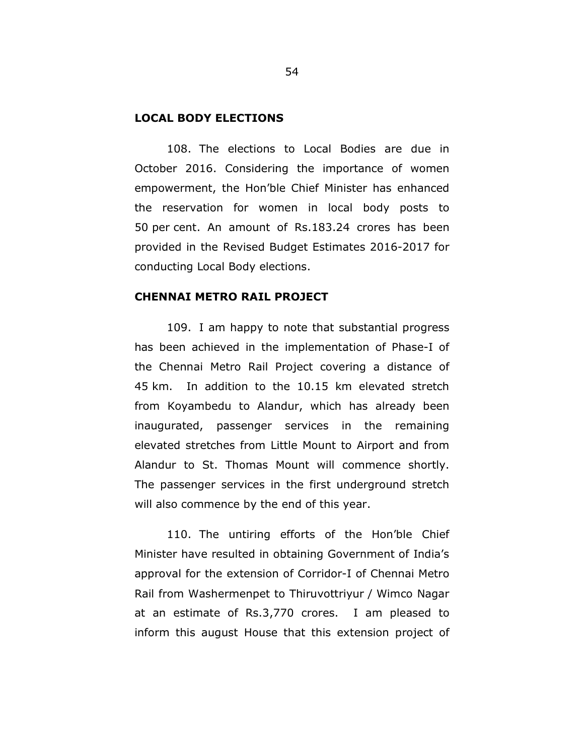**LOCAL BODY ELECTIONS**

108. The elections to Local Bodies are due in October 2016. Considering the importance of women empowerment, the Hon'ble Chief Minister has enhanced the reservation for women in local body posts to 50 per cent. An amount of Rs.183.24 crores has been provided in the Revised Budget Estimates 2016-2017 for conducting Local Body elections.

**CHENNAI METRO RAIL PROJECT**

109. I am happy to note that substantial progress has been achieved in the implementation of Phase-I of the Chennai Metro Rail Project covering a distance of 45 km. In addition to the 10.15 km elevated stretch from Koyambedu to Alandur, which has already been inaugurated, passenger services in the remaining elevated stretches from Little Mount to Airport and from Alandur to St. Thomas Mount will commence shortly. The passenger services in the first underground stretch will also commence by the end of this year.

110. The untiring efforts of the Hon'ble Chief Minister have resulted in obtaining Government of India's approval for the extension of Corridor-I of Chennai Metro Rail from Washermenpet to Thiruvottriyur / Wimco Nagar at an estimate of Rs.3,770 crores. I am pleased to inform this august House that this extension project of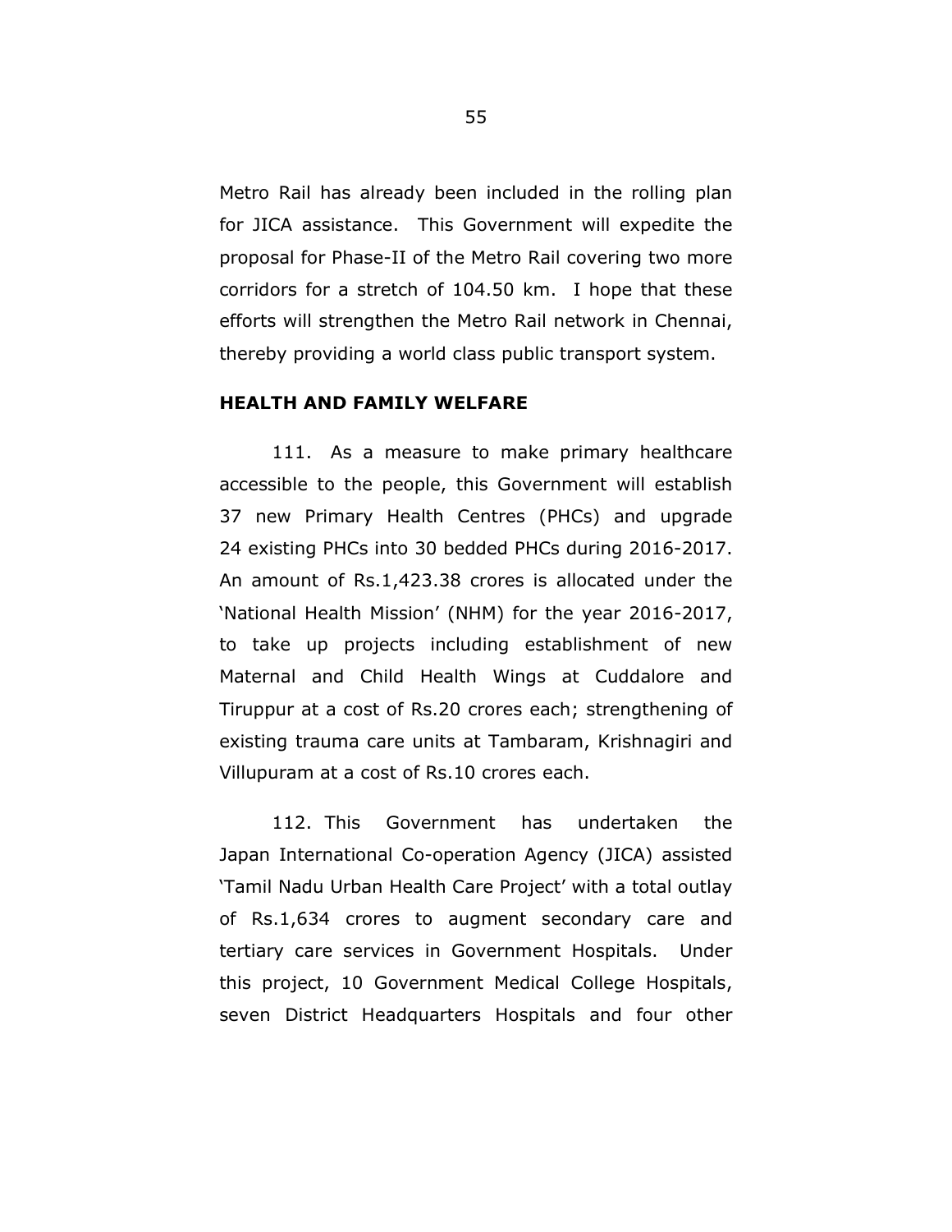Metro Rail has already been included in the rolling plan for JICA assistance. This Government will expedite the proposal for Phase-II of the Metro Rail covering two more corridors for a stretch of 104.50 km. I hope that these efforts will strengthen the Metro Rail network in Chennai, thereby providing a world class public transport system.

## HEALTH AND FAMILY WELFARE

111. As a measure to make primary healthcare accessible to the people, this Government will establish 37 new Primary Health Centres (PHCs) and upgrade 24 existing PHCs into 30 bedded PHCs during 2016-2017. An amount of Rs.1,423.38 crores is allocated under the 'National Health Mission' (NHM) for the year 2016-2017, to take up projects including establishment of new Maternal and Child Health Wings at Cuddalore and Tiruppur at a cost of Rs.20 crores each; strengthening of existing trauma care units at Tambaram, Krishnagiri and Villupuram at a cost of Rs.10 crores each.

112. This Government has undertaken the Japan International Co-operation Agency (JICA) assisted 'Tamil Nadu Urban Health Care Project' with a total outlay of Rs.1,634 crores to augment secondary care and tertiary care services in Government Hospitals. Under this project, 10 Government Medical College Hospitals, seven District Headquarters Hospitals and four other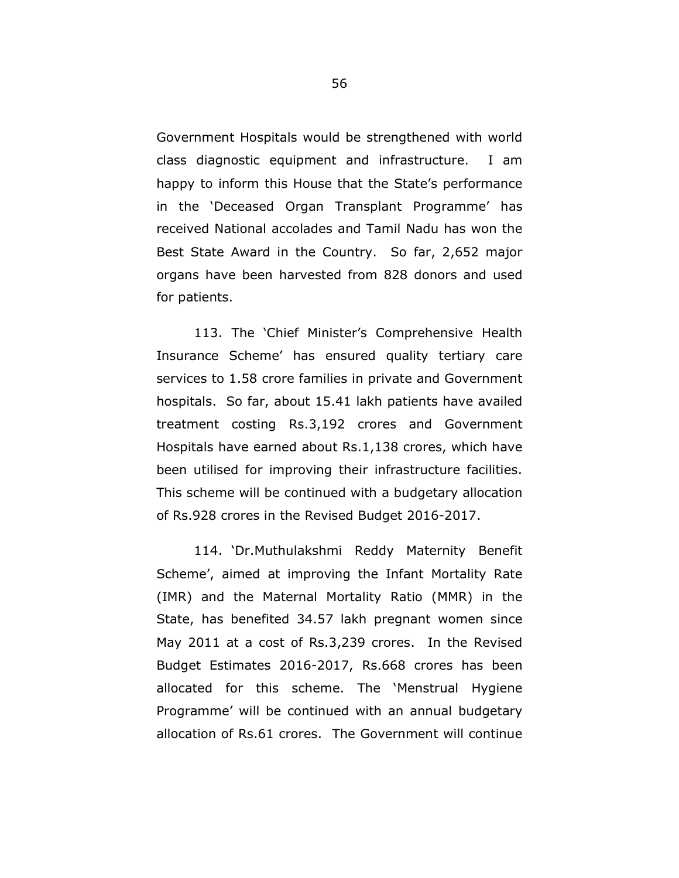Government Hospitals would be strengthened with world class diagnostic equipment and infrastructure. I am happy to inform this House that the State's performance in the 'Deceased Organ Transplant Programme' has received National accolades and Tamil Nadu has won the Best State Award in the Country. So far, 2,652 major organs have been harvested from 828 donors and used for patients.

113. The 'Chief Minister's Comprehensive Health Insurance Scheme' has ensured quality tertiary care services to 1.58 crore families in private and Government hospitals. So far, about 15.41 lakh patients have availed treatment costing Rs.3,192 crores and Government Hospitals have earned about Rs.1,138 crores, which have been utilised for improving their infrastructure facilities. This scheme will be continued with a budgetary allocation of Rs.928 crores in the Revised Budget 2016-2017.

114. 'Dr.Muthulakshmi Reddy Maternity Benefit Scheme', aimed at improving the Infant Mortality Rate (IMR) and the Maternal Mortality Ratio (MMR) in the State, has benefited 34.57 lakh pregnant women since May 2011 at a cost of Rs.3,239 crores. In the Revised Budget Estimates 2016-2017, Rs.668 crores has been allocated for this scheme. The 'Menstrual Hygiene Programme' will be continued with an annual budgetary allocation of Rs.61 crores. The Government will continue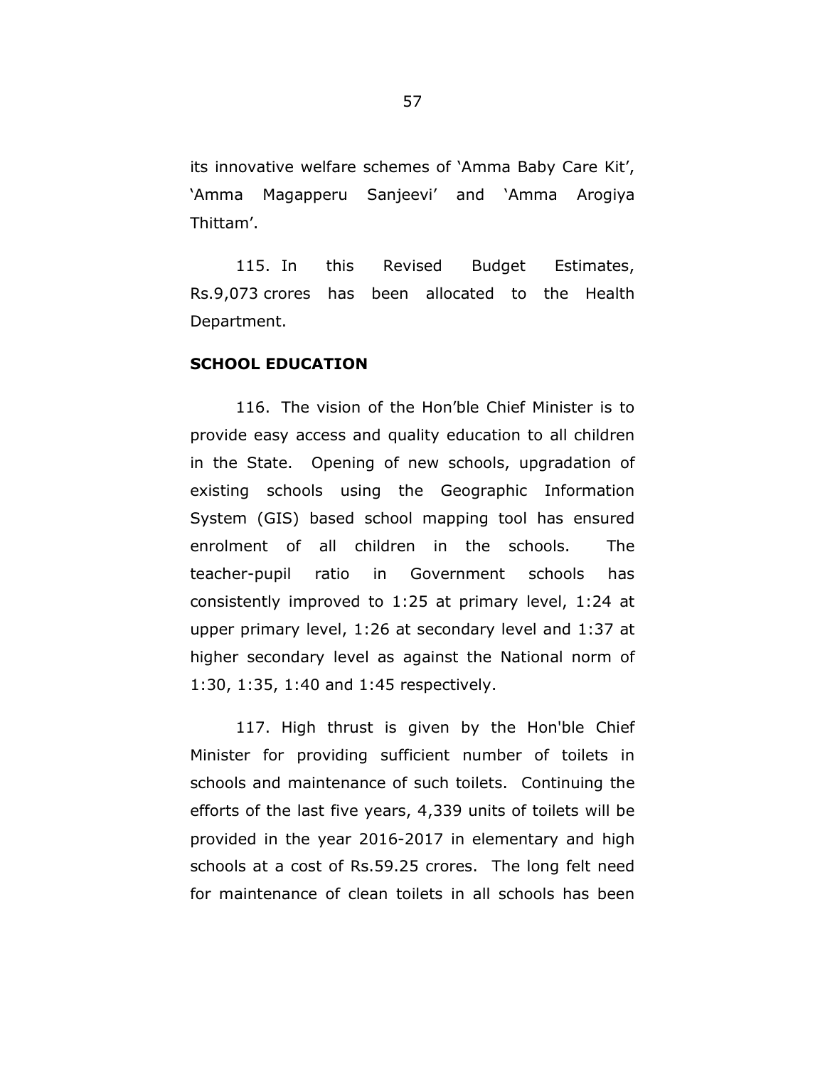its innovative welfare schemes of 'Amma Baby Care Kit', 'Amma Magapperu Sanjeevi' and 'Amma Arogiya Thittam'.

115. In this Revised Budget Estimates, Rs.9,073 crores has been allocated to the Health Department.

**SCHOOL EDUCATION**

116. The vision of the Hon'ble Chief Minister is to provide easy access and quality education to all children in the State. Opening of new schools, upgradation of existing schools using the Geographic Information System (GIS) based school mapping tool has ensured enrolment of all children in the schools. The teacher-pupil ratio in Government schools has consistently improved to 1:25 at primary level, 1:24 at upper primary level, 1:26 at secondary level and 1:37 at higher secondary level as against the National norm of 1:30, 1:35, 1:40 and 1:45 respectively.

117. High thrust is given by the Hon'ble Chief Minister for providing sufficient number of toilets in schools and maintenance of such toilets. Continuing the efforts of the last five years, 4,339 units of toilets will be provided in the year 2016-2017 in elementary and high schools at a cost of Rs.59.25 crores. The long felt need for maintenance of clean toilets in all schools has been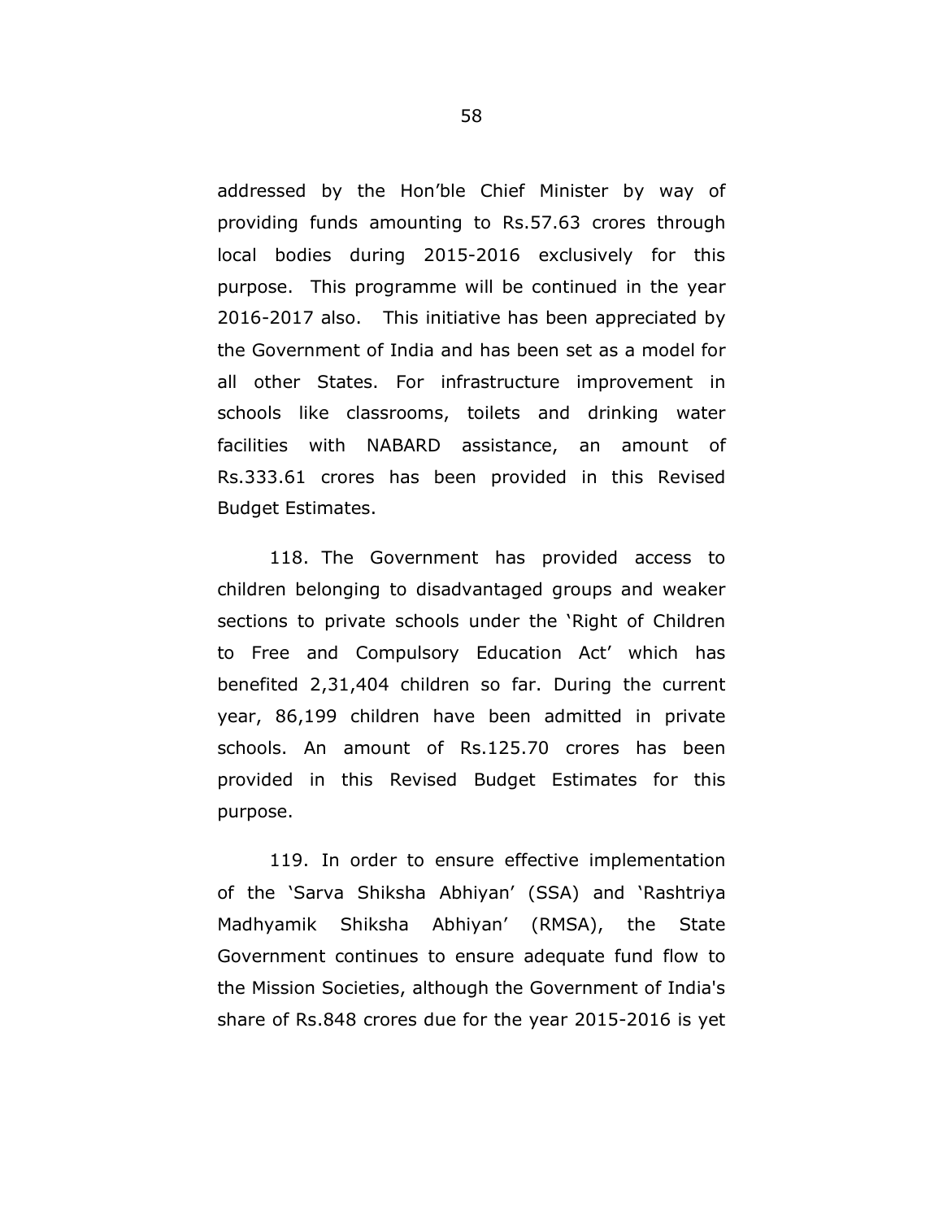addressed by the Hon'ble Chief Minister by way of providing funds amounting to Rs.57.63 crores through local bodies during 2015-2016 exclusively for this purpose. This programme will be continued in the year 2016-2017 also. This initiative has been appreciated by the Government of India and has been set as a model for all other States. For infrastructure improvement in schools like classrooms, toilets and drinking water facilities with NABARD assistance, an amount of Rs.333.61 crores has been provided in this Revised Budget Estimates.

118. The Government has provided access to children belonging to disadvantaged groups and weaker sections to private schools under the 'Right of Children to Free and Compulsory Education Act' which has benefited 2,31,404 children so far. During the current year, 86,199 children have been admitted in private schools. An amount of Rs.125.70 crores has been provided in this Revised Budget Estimates for this purpose.

119. In order to ensure effective implementation of the 'Sarva Shiksha Abhiyan' (SSA) and 'Rashtriya Madhyamik Shiksha Abhiyan' (RMSA), the State Government continues to ensure adequate fund flow to the Mission Societies, although the Government of India's share of Rs.848 crores due for the year 2015-2016 is yet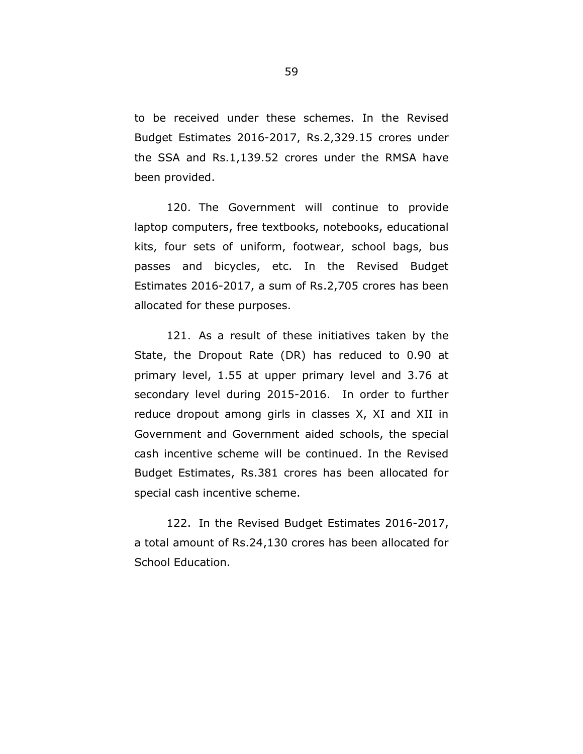to be received under these schemes. In the Revised Budget Estimates 2016-2017, Rs.2,329.15 crores under the SSA and Rs.1,139.52 crores under the RMSA have been provided.

120. The Government will continue to provide laptop computers, free textbooks, notebooks, educational kits, four sets of uniform, footwear, school bags, bus passes and bicycles, etc. In the Revised Budget Estimates 2016-2017, a sum of Rs.2,705 crores has been allocated for these purposes.

121. As a result of these initiatives taken by the State, the Dropout Rate (DR) has reduced to 0.90 at primary level, 1.55 at upper primary level and 3.76 at secondary level during 2015-2016. In order to further reduce dropout among girls in classes X, XI and XII in Government and Government aided schools, the special cash incentive scheme will be continued. In the Revised Budget Estimates, Rs.381 crores has been allocated for special cash incentive scheme.

122. In the Revised Budget Estimates 2016-2017, a total amount of Rs.24,130 crores has been allocated for School Education.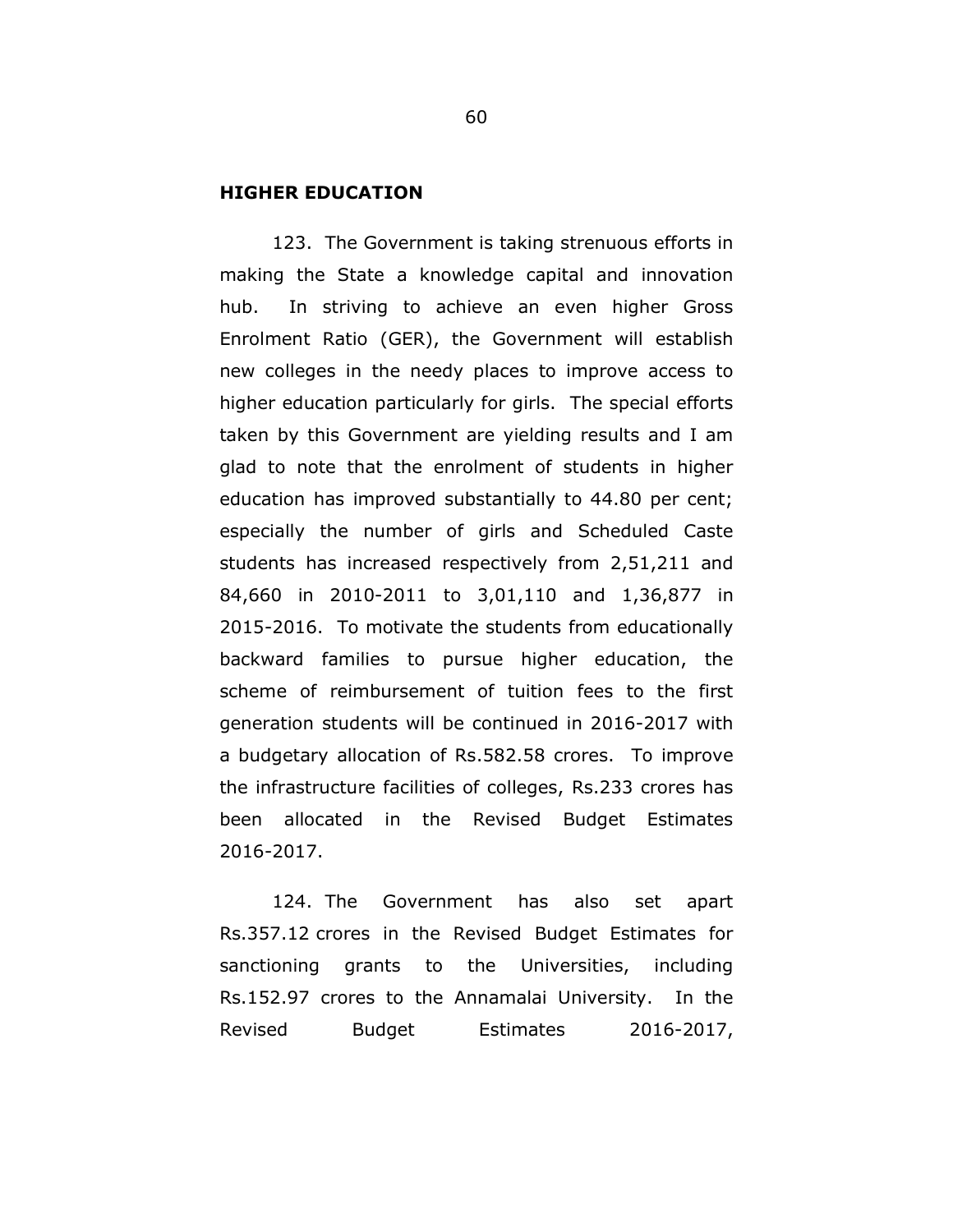## HIGHER EDUCATION

123. The Government is taking strenuous efforts in making the State a knowledge capital and innovation hub. In striving to achieve an even higher Gross Enrolment Ratio (GER), the Government will establish new colleges in the needy places to improve access to higher education particularly for girls. The special efforts taken by this Government are yielding results and I am glad to note that the enrolment of students in higher education has improved substantially to 44.80 per cent; especially the number of girls and Scheduled Caste students has increased respectively from 2,51,211 and 84,660 in 2010-2011 to 3,01,110 and 1,36,877 in 2015-2016. To motivate the students from educationally backward families to pursue higher education, the scheme of reimbursement of tuition fees to the first generation students will be continued in 2016-2017 with a budgetary allocation of Rs.582.58 crores. To improve the infrastructure facilities of colleges, Rs.233 crores has been allocated in the Revised Budget Estimates 2016-2017.

124. The Government has also set apart Rs.357.12 crores in the Revised Budget Estimates for sanctioning grants to the Universities, including Rs.152.97 crores to the Annamalai University. In the Revised Budget Estimates 2016-2017,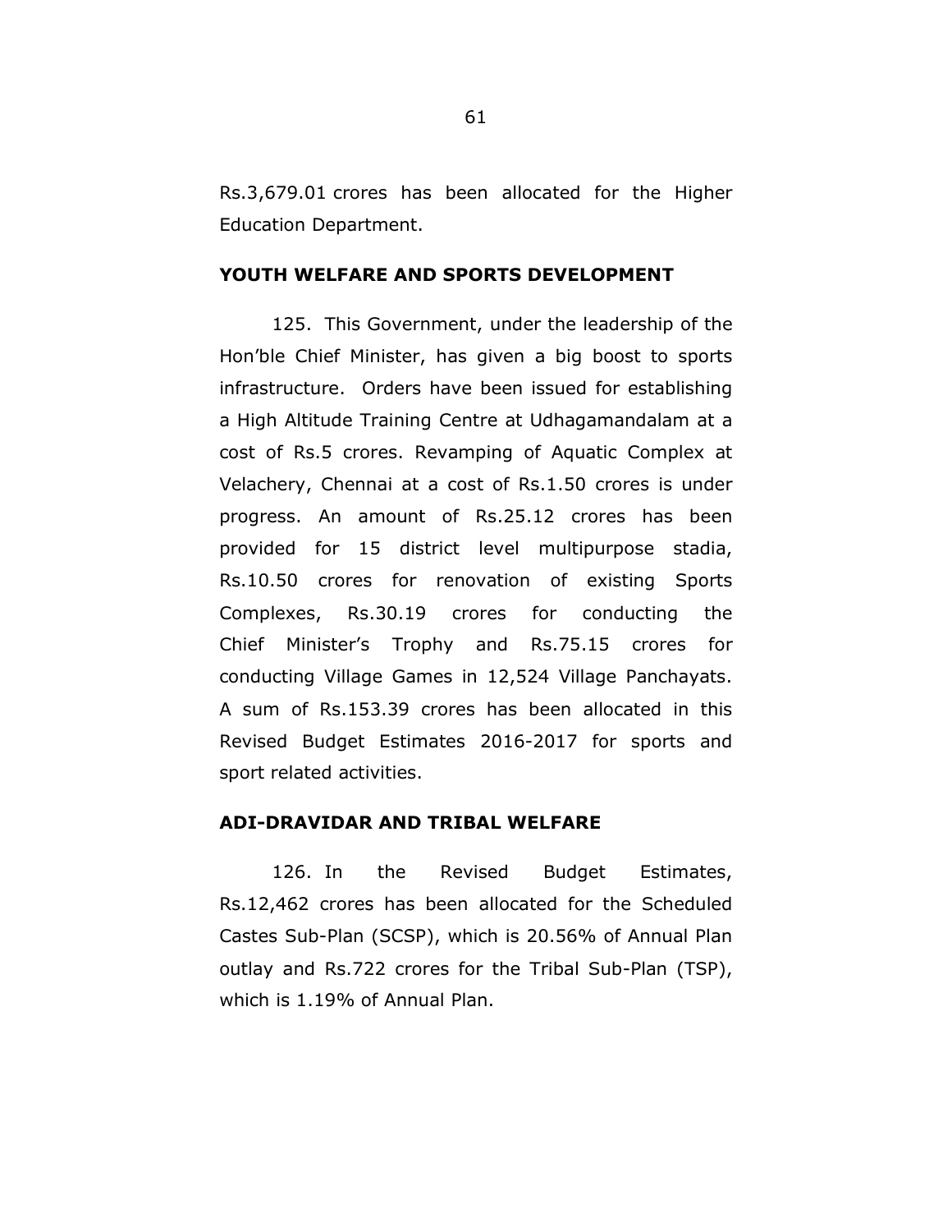Rs.3,679.01 crores has been allocated for the Higher Education Department.

## YOUTH WELFARE AND SPORTS DEVELOPMENT

125. This Government, under the leadership of the Hon'ble Chief Minister, has given a big boost to sports infrastructure. Orders have been issued for establishing a High Altitude Training Centre at Udhagamandalam at a cost of Rs.5 crores. Revamping of Aquatic Complex at Velachery, Chennai at a cost of Rs.1.50 crores is under progress. An amount of Rs.25.12 crores has been provided for 15 district level multipurpose stadia, Rs.10.50 crores for renovation of existing Sports Complexes, Rs.30.19 crores for conducting the Chief Minister's Trophy and Rs.75.15 crores for conducting Village Games in 12,524 Village Panchayats. A sum of Rs.153.39 crores has been allocated in this Revised Budget Estimates 2016-2017 for sports and sport related activities.

## ADI-DRAVIDAR AND TRIBAL WELFARE

126. In the Revised Budget Estimates, Rs.12,462 crores has been allocated for the Scheduled Castes Sub-Plan (SCSP), which is 20.56% of Annual Plan outlay and Rs.722 crores for the Tribal Sub-Plan (TSP), which is 1.19% of Annual Plan.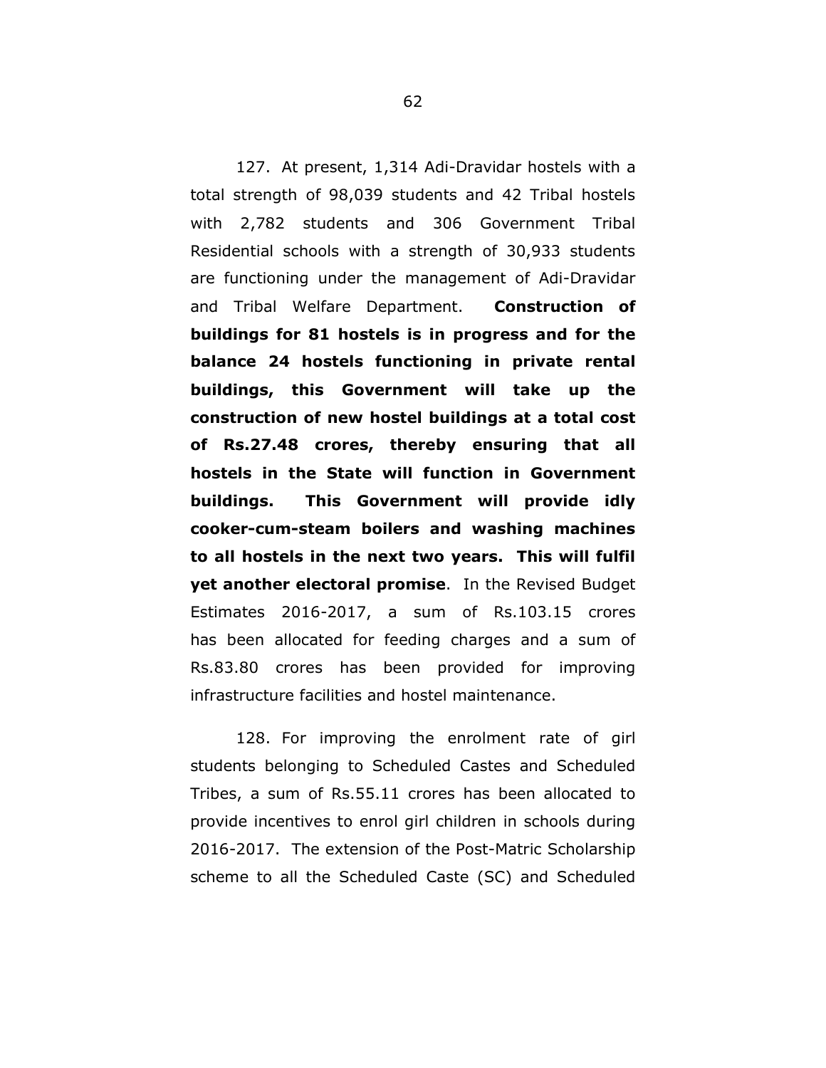127. At present, 1,314 Adi-Dravidar hostels with a total strength of 98,039 students and 42 Tribal hostels with 2,782 students and 306 Government Tribal Residential schools with a strength of 30,933 students are functioning under the management of Adi-Dravidar and Tribal Welfare Department. **Construction of buildings for 81 hostels is in progress and for the balance 24 hostels functioning in private rental buildings, this Government will take up the construction of new hostel buildings at a total cost of Rs.27.48 crores, thereby ensuring that all hostels in the State will function in Government buildings. This Government will provide idly cooker-cum-steam boilers and washing machines to all hostels in the next two years. This will fulfil yet another electoral promise**. In the Revised Budget Estimates 2016-2017, a sum of Rs.103.15 crores has been allocated for feeding charges and a sum of Rs.83.80 crores has been provided for improving infrastructure facilities and hostel maintenance.

128. For improving the enrolment rate of girl students belonging to Scheduled Castes and Scheduled Tribes, a sum of Rs.55.11 crores has been allocated to provide incentives to enrol girl children in schools during 2016-2017. The extension of the Post-Matric Scholarship scheme to all the Scheduled Caste (SC) and Scheduled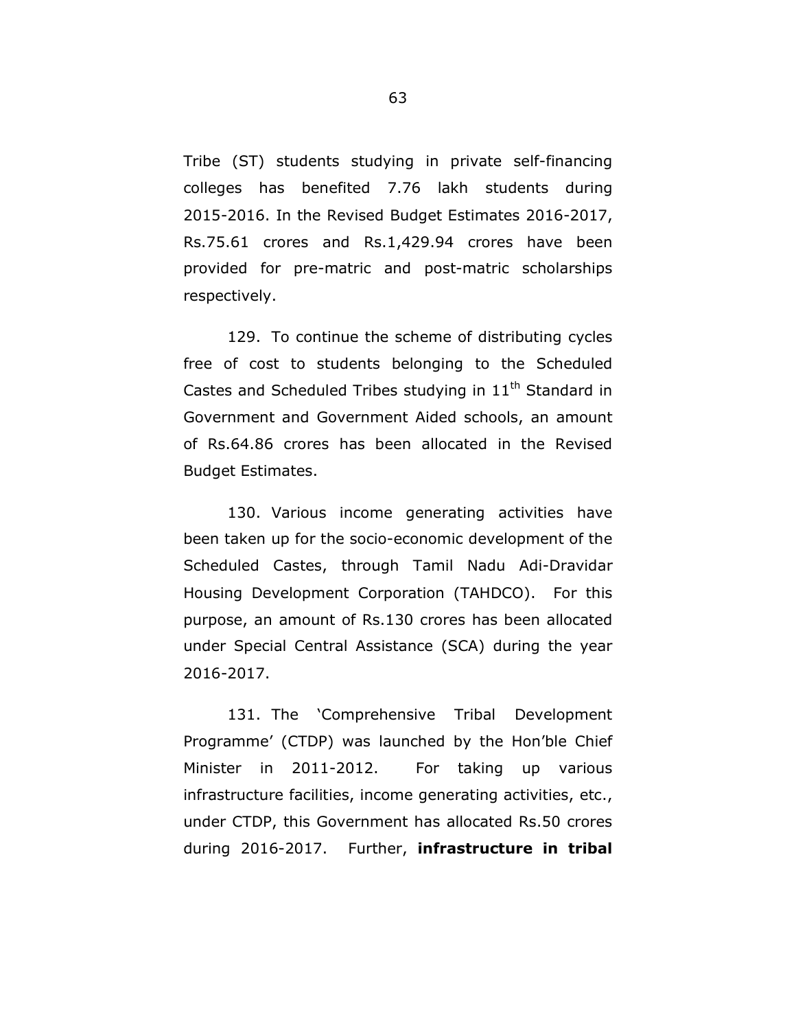Tribe (ST) students studying in private self-financing colleges has benefited 7.76 lakh students during 2015-2016. In the Revised Budget Estimates 2016-2017, Rs.75.61 crores and Rs.1,429.94 crores have been provided for pre-matric and post-matric scholarships respectively.

129. To continue the scheme of distributing cycles free of cost to students belonging to the Scheduled Castes and Scheduled Tribes studying in 11th Standard in Government and Government Aided schools, an amount of Rs.64.86 crores has been allocated in the Revised Budget Estimates.

130. Various income generating activities have been taken up for the socio-economic development of the Scheduled Castes, through Tamil Nadu Adi-Dravidar Housing Development Corporation (TAHDCO). For this purpose, an amount of Rs.130 crores has been allocated under Special Central Assistance (SCA) during the year 2016-2017.

131. The 'Comprehensive Tribal Development Programme' (CTDP) was launched by the Hon'ble Chief Minister in 2011-2012. For taking up various infrastructure facilities, income generating activities, etc., under CTDP, this Government has allocated Rs.50 crores during 2016-2017. Further, **infrastructure in tribal**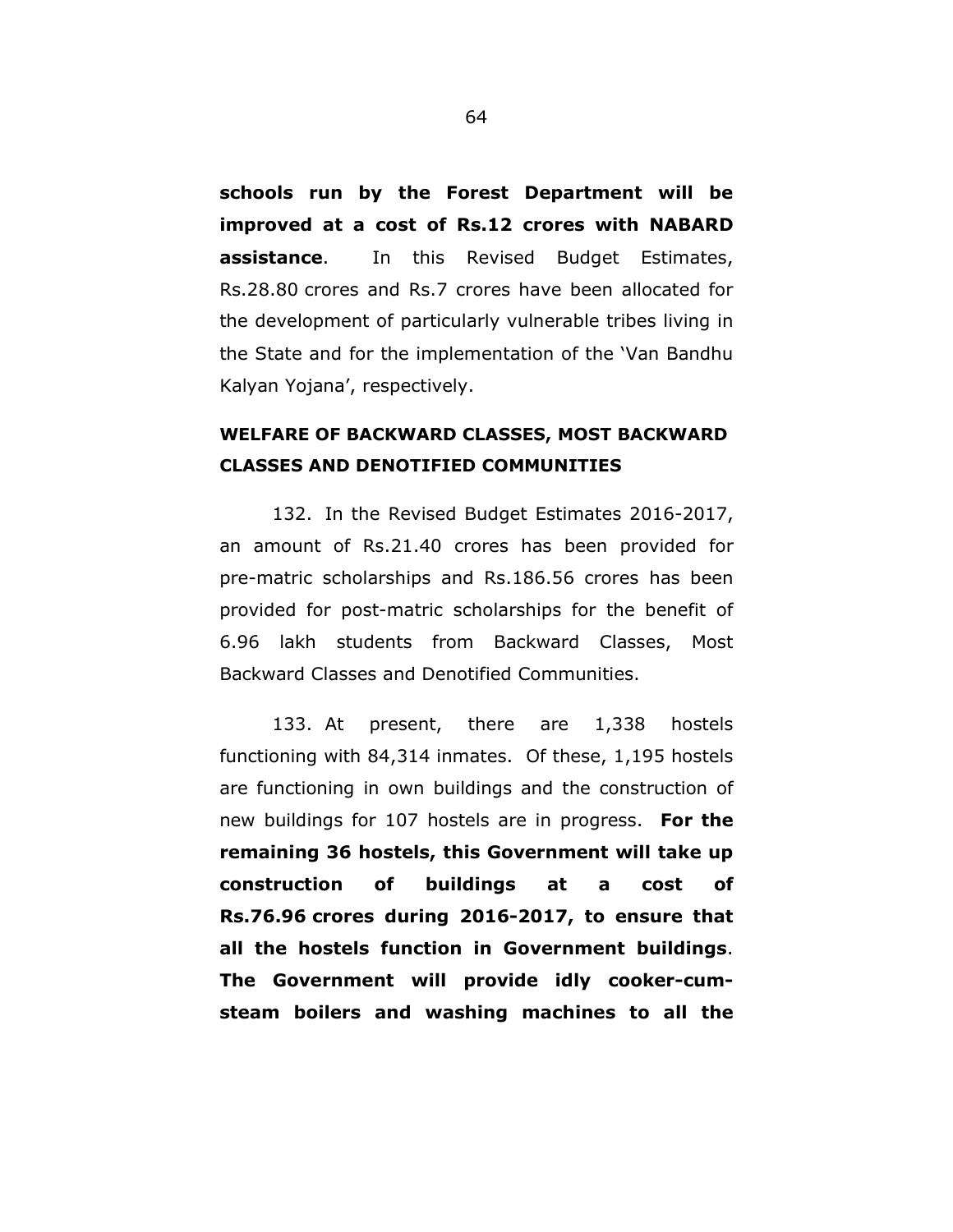**schools run by the Forest Department will be improved at a cost of Rs.12 crores with NABARD assistance**. In this Revised Budget Estimates, Rs.28.80 crores and Rs.7 crores have been allocated for the development of particularly vulnerable tribes living in the State and for the implementation of the 'Van Bandhu Kalyan Yojana', respectively.

## WELFARE OF BACKWARD CLASSES, MOST BACKWARD CLASSES AND DENOTIFIED COMMUNITIES

132. In the Revised Budget Estimates 2016-2017, an amount of Rs.21.40 crores has been provided for pre-matric scholarships and Rs.186.56 crores has been provided for post-matric scholarships for the benefit of 6.96 lakh students from Backward Classes, Most Backward Classes and Denotified Communities.

133. At present, there are 1,338 hostels functioning with 84,314 inmates. Of these, 1,195 hostels are functioning in own buildings and the construction of new buildings for 107 hostels are in progress. **For the remaining 36 hostels, this Government will take up construction of buildings at a cost of Rs.76.96 crores during 2016-2017, to ensure that all the hostels function in Government buildings**. **The Government will provide idly cooker-cum-steam boilers and washing machines to all the**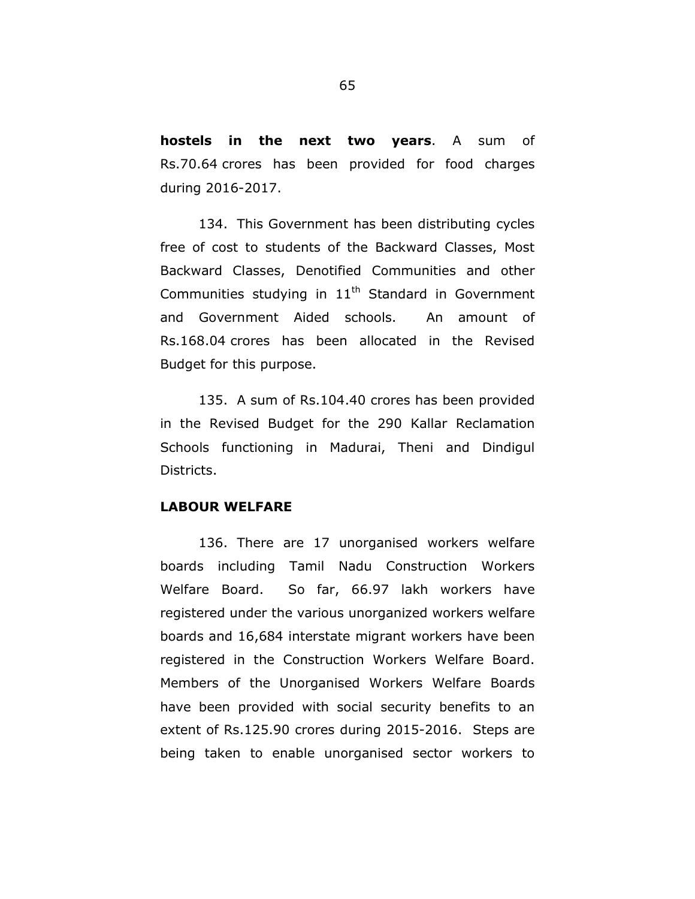**hostels in the next two years**. A sum of Rs.70.64 crores has been provided for food charges during 2016-2017.

134. This Government has been distributing cycles free of cost to students of the Backward Classes, Most Backward Classes, Denotified Communities and other Communities studying in 11th Standard in Government and Government Aided schools. An amount of Rs.168.04 crores has been allocated in the Revised Budget for this purpose.

135. A sum of Rs.104.40 crores has been provided in the Revised Budget for the 290 Kallar Reclamation Schools functioning in Madurai, Theni and Dindigul Districts.

**LABOUR WELFARE**

136. There are 17 unorganised workers welfare boards including Tamil Nadu Construction Workers Welfare Board. So far, 66.97 lakh workers have registered under the various unorganized workers welfare boards and 16,684 interstate migrant workers have been registered in the Construction Workers Welfare Board. Members of the Unorganised Workers Welfare Boards have been provided with social security benefits to an extent of Rs.125.90 crores during 2015-2016. Steps are being taken to enable unorganised sector workers to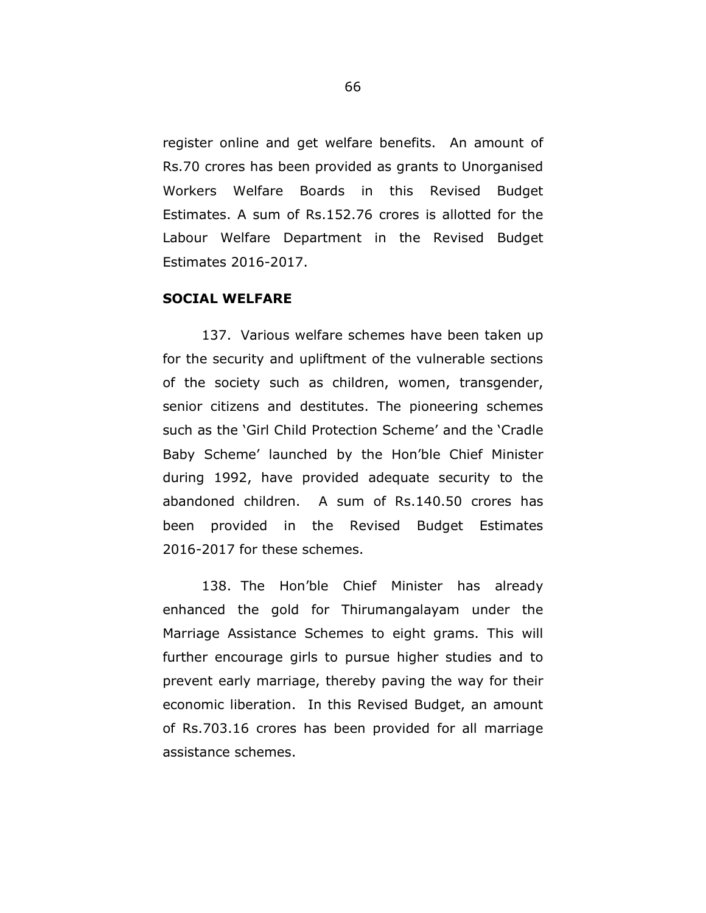register online and get welfare benefits. An amount of Rs.70 crores has been provided as grants to Unorganised Workers Welfare Boards in this Revised Budget Estimates. A sum of Rs.152.76 crores is allotted for the Labour Welfare Department in the Revised Budget Estimates 2016-2017.

## SOCIAL WELFARE

137. Various welfare schemes have been taken up for the security and upliftment of the vulnerable sections of the society such as children, women, transgender, senior citizens and destitutes. The pioneering schemes such as the 'Girl Child Protection Scheme' and the 'Cradle Baby Scheme' launched by the Hon'ble Chief Minister during 1992, have provided adequate security to the abandoned children. A sum of Rs.140.50 crores has been provided in the Revised Budget Estimates 2016-2017 for these schemes.

138. The Hon'ble Chief Minister has already enhanced the gold for Thirumangalayam under the Marriage Assistance Schemes to eight grams. This will further encourage girls to pursue higher studies and to prevent early marriage, thereby paving the way for their economic liberation. In this Revised Budget, an amount of Rs.703.16 crores has been provided for all marriage assistance schemes.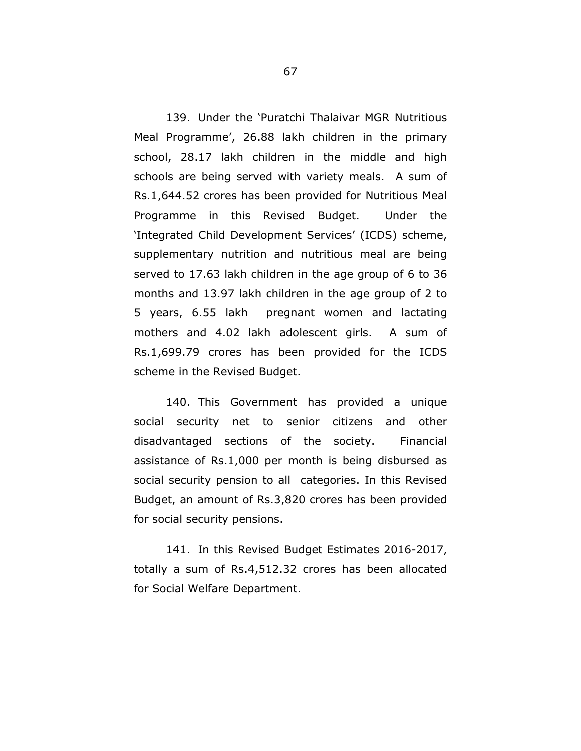139. Under the 'Puratchi Thalaivar MGR Nutritious Meal Programme', 26.88 lakh children in the primary school, 28.17 lakh children in the middle and high schools are being served with variety meals. A sum of Rs.1,644.52 crores has been provided for Nutritious Meal Programme in this Revised Budget. Under the 'Integrated Child Development Services' (ICDS) scheme, supplementary nutrition and nutritious meal are being served to 17.63 lakh children in the age group of 6 to 36 months and 13.97 lakh children in the age group of 2 to 5 years, 6.55 lakh pregnant women and lactating mothers and 4.02 lakh adolescent girls. A sum of Rs.1,699.79 crores has been provided for the ICDS scheme in the Revised Budget.

140. This Government has provided a unique social security net to senior citizens and other disadvantaged sections of the society. Financial assistance of Rs.1,000 per month is being disbursed as social security pension to all categories. In this Revised Budget, an amount of Rs.3,820 crores has been provided for social security pensions.

141. In this Revised Budget Estimates 2016-2017, totally a sum of Rs.4,512.32 crores has been allocated for Social Welfare Department.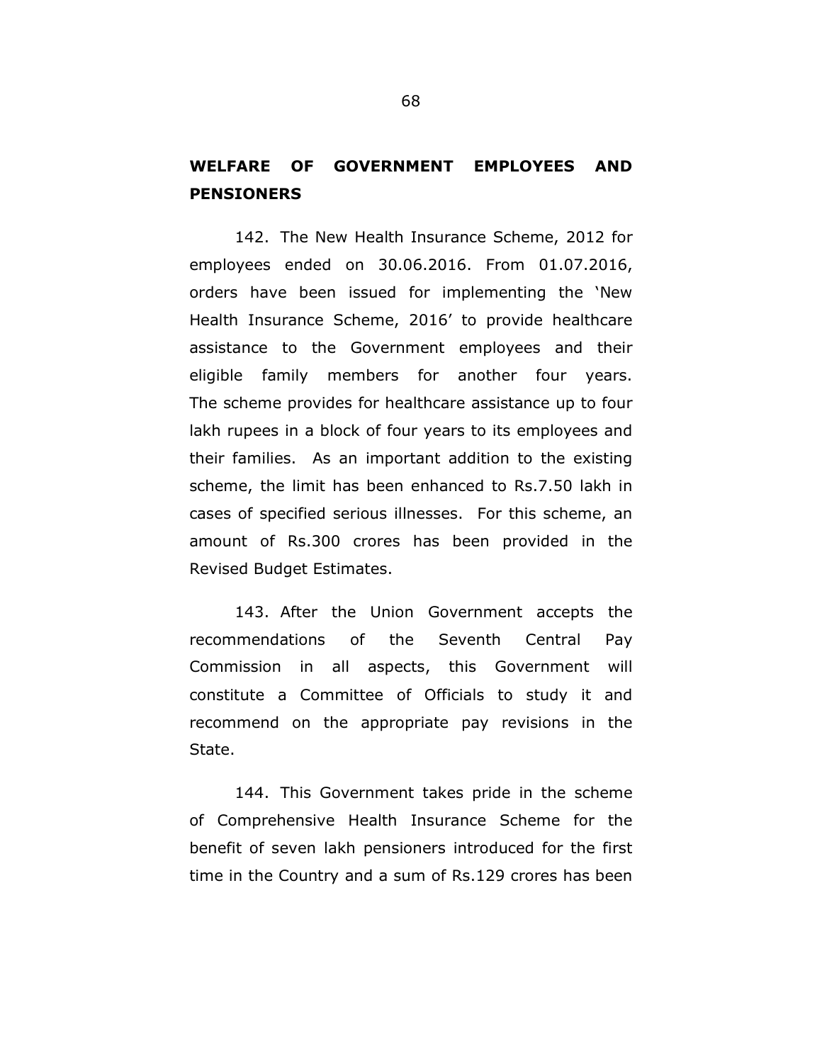## WELFARE OF GOVERNMENT EMPLOYEES AND PENSIONERS

142. The New Health Insurance Scheme, 2012 for employees ended on 30.06.2016. From 01.07.2016, orders have been issued for implementing the 'New Health Insurance Scheme, 2016' to provide healthcare assistance to the Government employees and their eligible family members for another four years. The scheme provides for healthcare assistance up to four lakh rupees in a block of four years to its employees and their families. As an important addition to the existing scheme, the limit has been enhanced to Rs.7.50 lakh in cases of specified serious illnesses. For this scheme, an amount of Rs.300 crores has been provided in the Revised Budget Estimates.

143. After the Union Government accepts the recommendations of the Seventh Central Pay Commission in all aspects, this Government will constitute a Committee of Officials to study it and recommend on the appropriate pay revisions in the State.

144. This Government takes pride in the scheme of Comprehensive Health Insurance Scheme for the benefit of seven lakh pensioners introduced for the first time in the Country and a sum of Rs.129 crores has been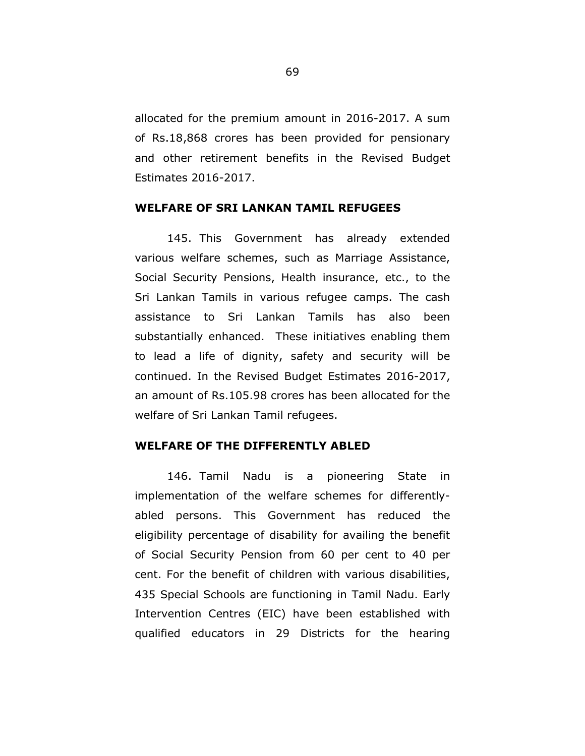allocated for the premium amount in 2016-2017. A sum of Rs.18,868 crores has been provided for pensionary and other retirement benefits in the Revised Budget Estimates 2016-2017.

**WELFARE OF SRI LANKAN TAMIL REFUGEES**

145. This Government has already extended various welfare schemes, such as Marriage Assistance, Social Security Pensions, Health insurance, etc., to the Sri Lankan Tamils in various refugee camps. The cash assistance to Sri Lankan Tamils has also been substantially enhanced. These initiatives enabling them to lead a life of dignity, safety and security will be continued. In the Revised Budget Estimates 2016-2017, an amount of Rs.105.98 crores has been allocated for the welfare of Sri Lankan Tamil refugees.

**WELFARE OF THE DIFFERENTLY ABLED**

146. Tamil Nadu is a pioneering State in implementation of the welfare schemes for differently-abled persons. This Government has reduced the eligibility percentage of disability for availing the benefit of Social Security Pension from 60 per cent to 40 per cent. For the benefit of children with various disabilities, 435 Special Schools are functioning in Tamil Nadu. Early Intervention Centres (EIC) have been established with qualified educators in 29 Districts for the hearing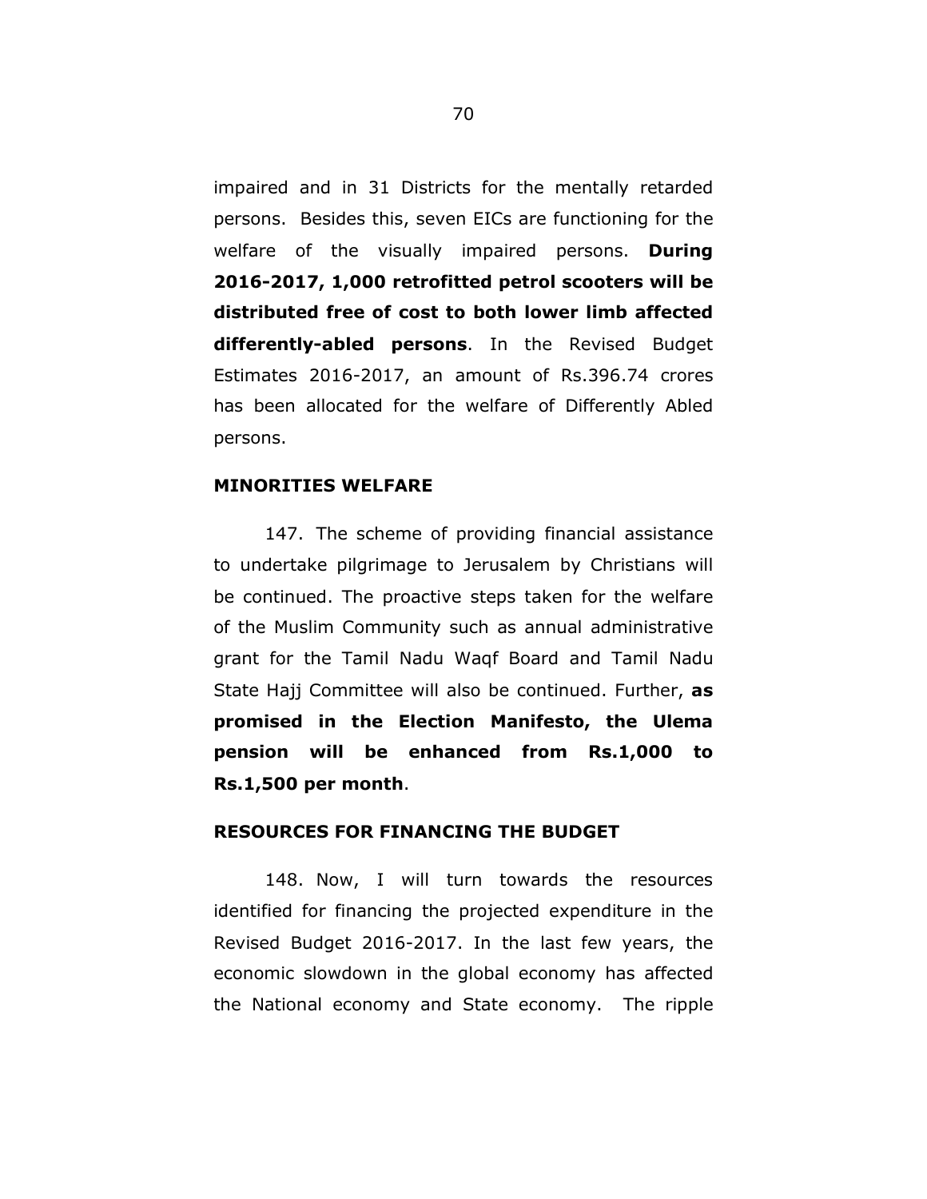impaired and in 31 Districts for the mentally retarded persons. Besides this, seven EICs are functioning for the welfare of the visually impaired persons. **During 2016-2017, 1,000 retrofitted petrol scooters will be distributed free of cost to both lower limb affected differently-abled persons**. In the Revised Budget Estimates 2016-2017, an amount of Rs.396.74 crores has been allocated for the welfare of Differently Abled persons.

## MINORITIES WELFARE

147. The scheme of providing financial assistance to undertake pilgrimage to Jerusalem by Christians will be continued. The proactive steps taken for the welfare of the Muslim Community such as annual administrative grant for the Tamil Nadu Waqf Board and Tamil Nadu State Hajj Committee will also be continued. Further, **as promised in the Election Manifesto, the Ulema pension will be enhanced from Rs.1,000 to Rs.1,500 per month**.

## RESOURCES FOR FINANCING THE BUDGET

148. Now, I will turn towards the resources identified for financing the projected expenditure in the Revised Budget 2016-2017. In the last few years, the economic slowdown in the global economy has affected the National economy and State economy. The ripple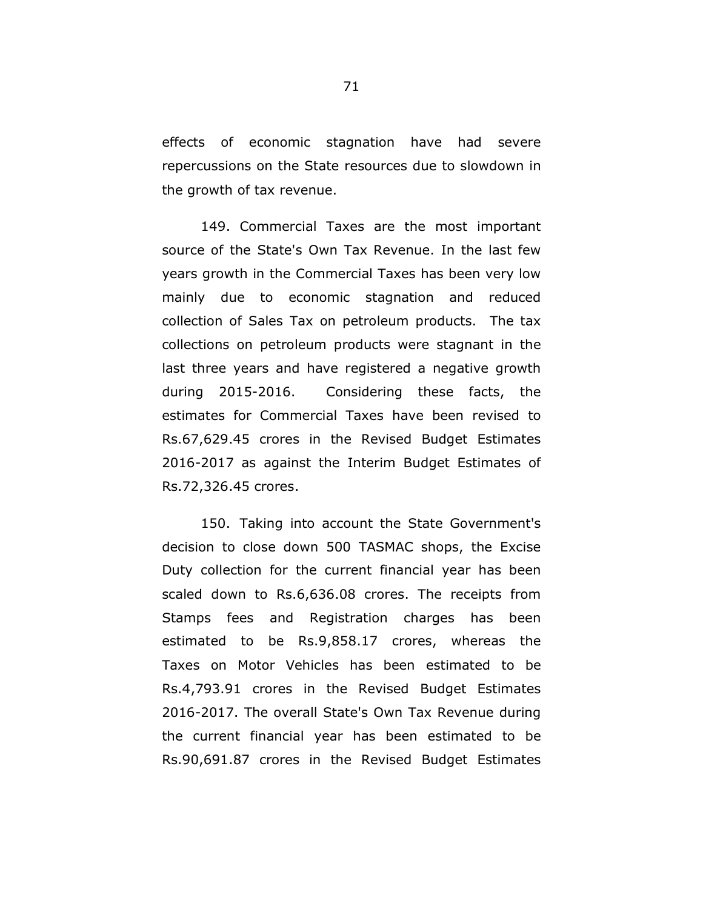effects of economic stagnation have had severe repercussions on the State resources due to slowdown in the growth of tax revenue.

149. Commercial Taxes are the most important source of the State's Own Tax Revenue. In the last few years growth in the Commercial Taxes has been very low mainly due to economic stagnation and reduced collection of Sales Tax on petroleum products. The tax collections on petroleum products were stagnant in the last three years and have registered a negative growth during 2015-2016. Considering these facts, the estimates for Commercial Taxes have been revised to Rs.67,629.45 crores in the Revised Budget Estimates 2016-2017 as against the Interim Budget Estimates of Rs.72,326.45 crores.

150. Taking into account the State Government's decision to close down 500 TASMAC shops, the Excise Duty collection for the current financial year has been scaled down to Rs.6,636.08 crores. The receipts from Stamps fees and Registration charges has been estimated to be Rs.9,858.17 crores, whereas the Taxes on Motor Vehicles has been estimated to be Rs.4,793.91 crores in the Revised Budget Estimates 2016-2017. The overall State's Own Tax Revenue during the current financial year has been estimated to be Rs.90,691.87 crores in the Revised Budget Estimates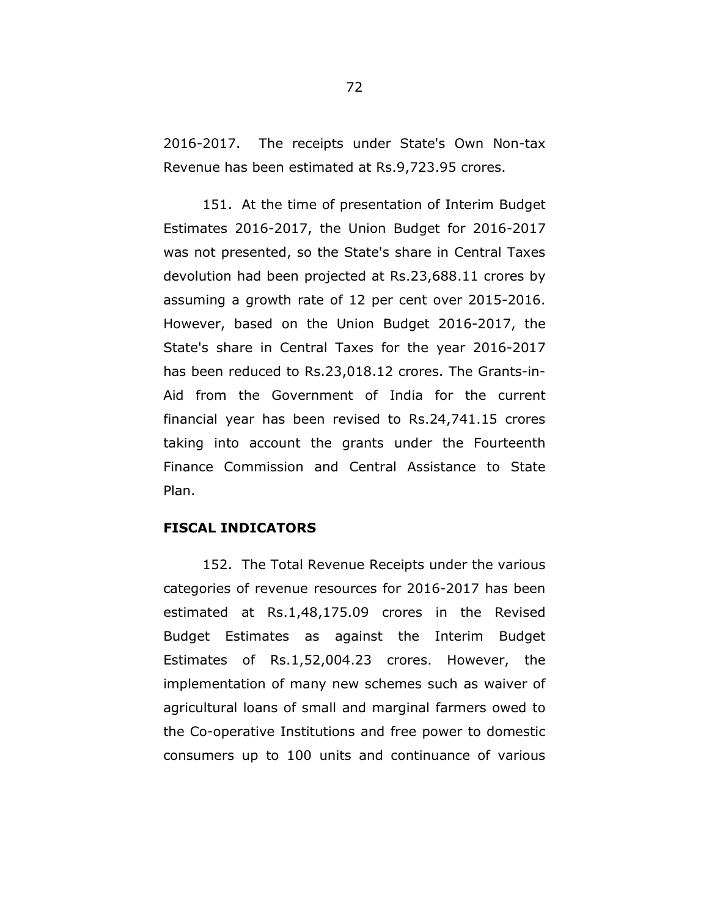2016-2017. The receipts under State's Own Non-tax Revenue has been estimated at Rs.9,723.95 crores.

151. At the time of presentation of Interim Budget Estimates 2016-2017, the Union Budget for 2016-2017 was not presented, so the State's share in Central Taxes devolution had been projected at Rs.23,688.11 crores by assuming a growth rate of 12 per cent over 2015-2016. However, based on the Union Budget 2016-2017, the State's share in Central Taxes for the year 2016-2017 has been reduced to Rs.23,018.12 crores. The Grants-in-Aid from the Government of India for the current financial year has been revised to Rs.24,741.15 crores taking into account the grants under the Fourteenth Finance Commission and Central Assistance to State Plan.

**FISCAL INDICATORS**

152. The Total Revenue Receipts under the various categories of revenue resources for 2016-2017 has been estimated at Rs.1,48,175.09 crores in the Revised Budget Estimates as against the Interim Budget Estimates of Rs.1,52,004.23 crores. However, the implementation of many new schemes such as waiver of agricultural loans of small and marginal farmers owed to the Co-operative Institutions and free power to domestic consumers up to 100 units and continuance of various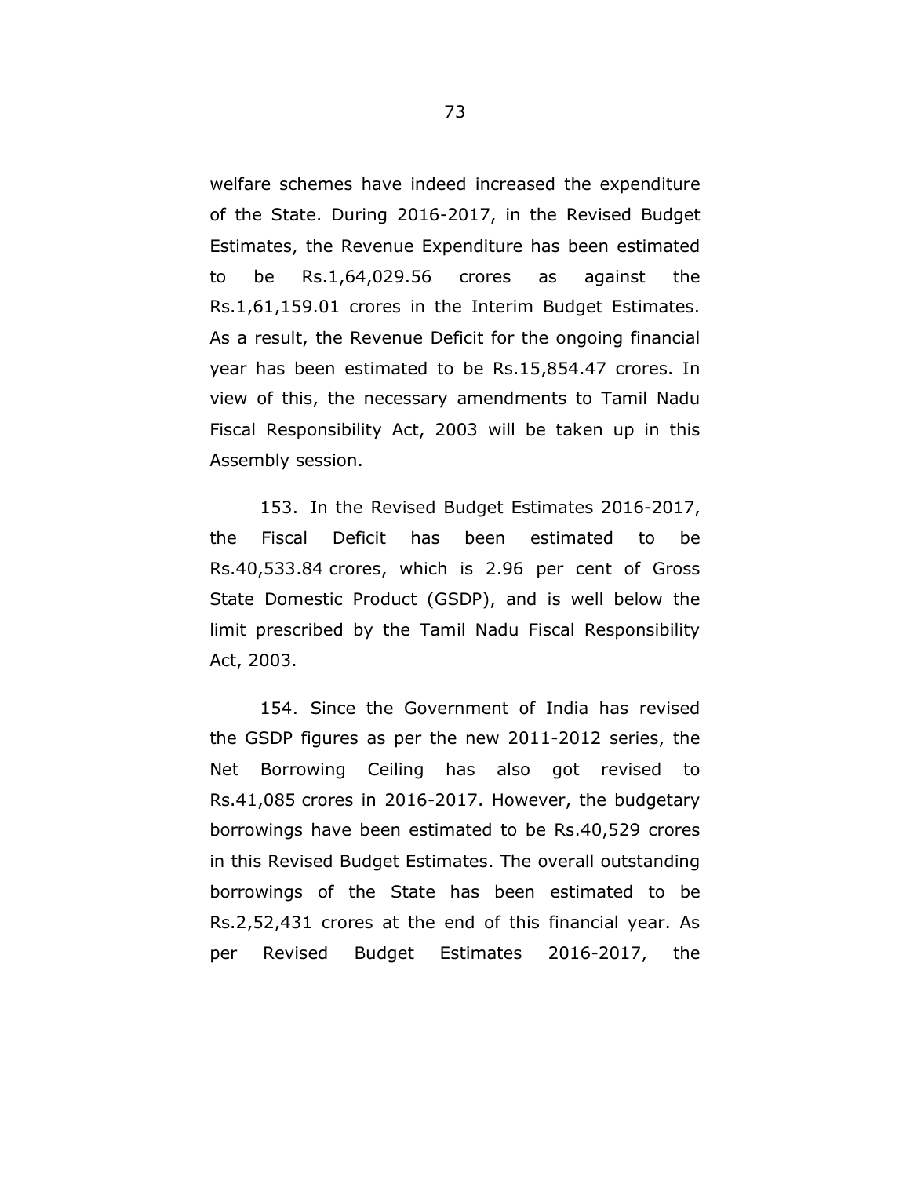welfare schemes have indeed increased the expenditure of the State. During 2016-2017, in the Revised Budget Estimates, the Revenue Expenditure has been estimated to be Rs.1,64,029.56 crores as against the Rs.1,61,159.01 crores in the Interim Budget Estimates. As a result, the Revenue Deficit for the ongoing financial year has been estimated to be Rs.15,854.47 crores. In view of this, the necessary amendments to Tamil Nadu Fiscal Responsibility Act, 2003 will be taken up in this Assembly session.

153. In the Revised Budget Estimates 2016-2017, the Fiscal Deficit has been estimated to be Rs.40,533.84 crores, which is 2.96 per cent of Gross State Domestic Product (GSDP), and is well below the limit prescribed by the Tamil Nadu Fiscal Responsibility Act, 2003.

154. Since the Government of India has revised the GSDP figures as per the new 2011-2012 series, the Net Borrowing Ceiling has also got revised to Rs.41,085 crores in 2016-2017. However, the budgetary borrowings have been estimated to be Rs.40,529 crores in this Revised Budget Estimates. The overall outstanding borrowings of the State has been estimated to be Rs.2,52,431 crores at the end of this financial year. As per Revised Budget Estimates 2016-2017, the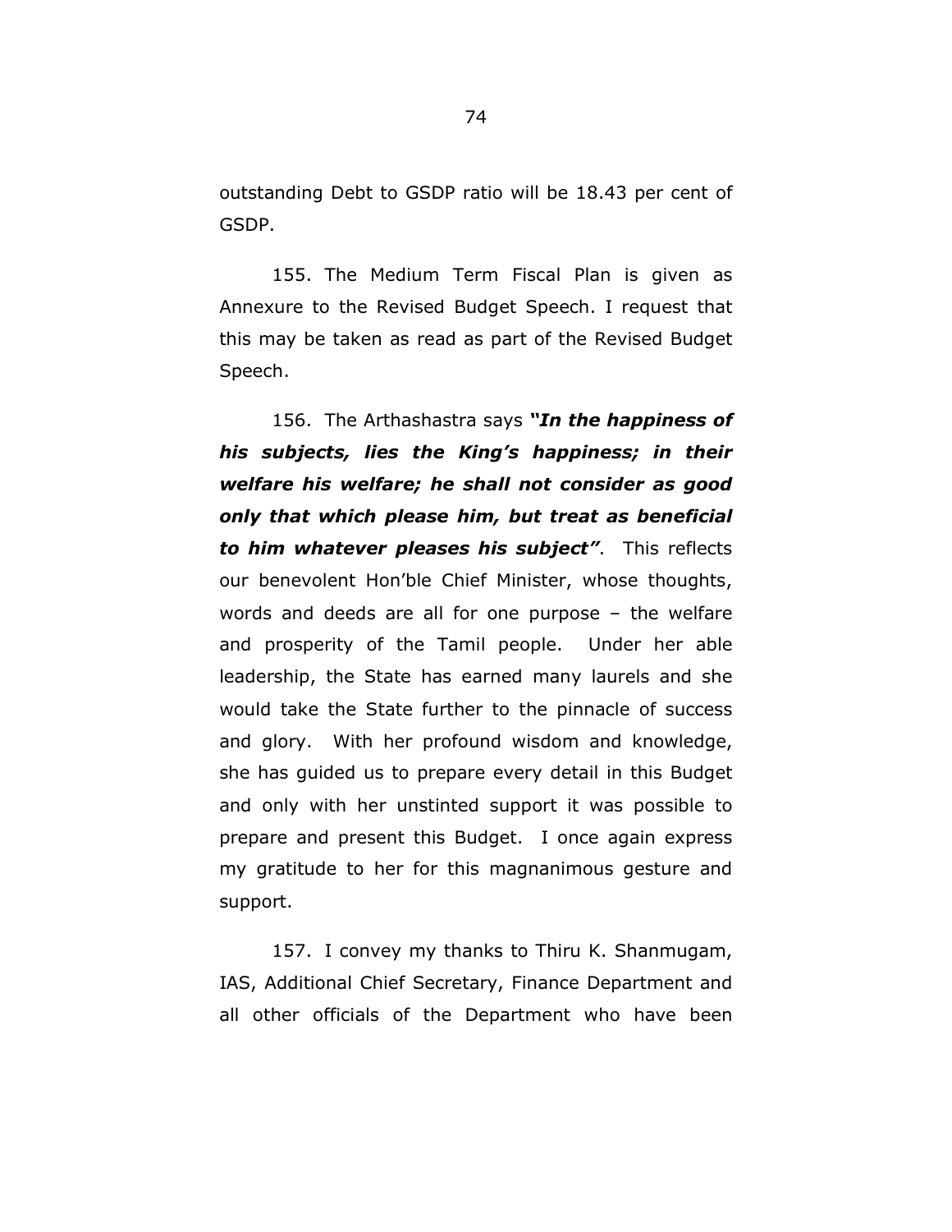outstanding Debt to GSDP ratio will be 18.43 per cent of GSDP.

155. The Medium Term Fiscal Plan is given as Annexure to the Revised Budget Speech. I request that this may be taken as read as part of the Revised Budget Speech.

156. The Arthashastra says ***"In the happiness of his subjects, lies the King's happiness; in their welfare his welfare; he shall not consider as good only that which please him, but treat as beneficial to him whatever pleases his subject"***. This reflects our benevolent Hon'ble Chief Minister, whose thoughts, words and deeds are all for one purpose – the welfare and prosperity of the Tamil people. Under her able leadership, the State has earned many laurels and she would take the State further to the pinnacle of success and glory. With her profound wisdom and knowledge, she has guided us to prepare every detail in this Budget and only with her unstinted support it was possible to prepare and present this Budget. I once again express my gratitude to her for this magnanimous gesture and support.

157. I convey my thanks to Thiru K. Shanmugam, IAS, Additional Chief Secretary, Finance Department and all other officials of the Department who have been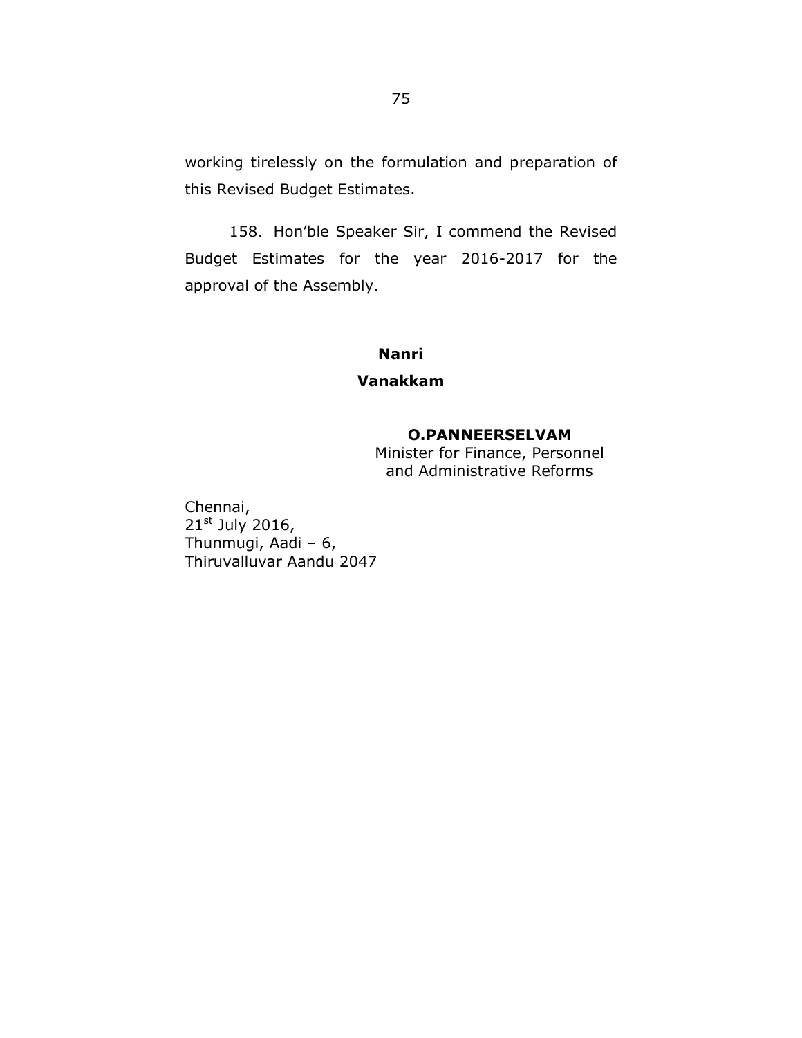working tirelessly on the formulation and preparation of this Revised Budget Estimates.

158. Hon'ble Speaker Sir, I commend the Revised Budget Estimates for the year 2016-2017 for the approval of the Assembly.

**Nanri**

**Vanakkam**

**O.PANNEERSELVAM**
Minister for Finance, Personnel and Administrative Reforms

Chennai,
21st July 2016,
Thunmugi, Aadi – 6,
Thiruvalluvar Aandu 2047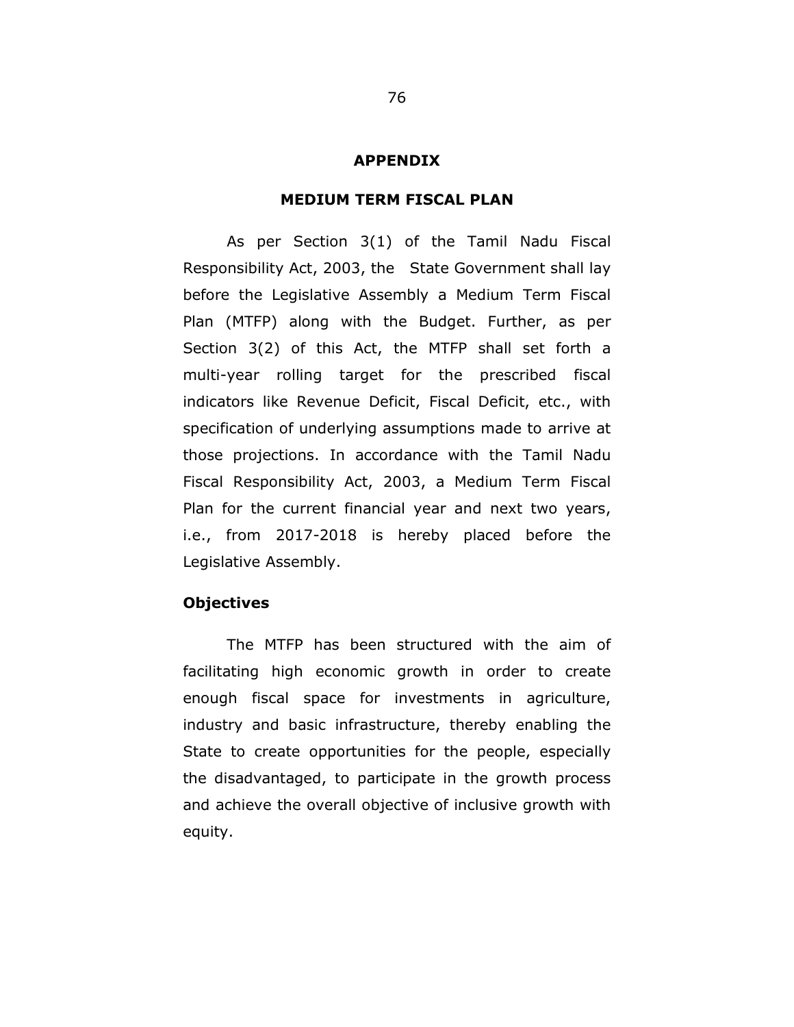# APPENDIX

## MEDIUM TERM FISCAL PLAN

As per Section 3(1) of the Tamil Nadu Fiscal Responsibility Act, 2003, the State Government shall lay before the Legislative Assembly a Medium Term Fiscal Plan (MTFP) along with the Budget. Further, as per Section 3(2) of this Act, the MTFP shall set forth a multi-year rolling target for the prescribed fiscal indicators like Revenue Deficit, Fiscal Deficit, etc., with specification of underlying assumptions made to arrive at those projections. In accordance with the Tamil Nadu Fiscal Responsibility Act, 2003, a Medium Term Fiscal Plan for the current financial year and next two years, i.e., from 2017-2018 is hereby placed before the Legislative Assembly.

### Objectives

The MTFP has been structured with the aim of facilitating high economic growth in order to create enough fiscal space for investments in agriculture, industry and basic infrastructure, thereby enabling the State to create opportunities for the people, especially the disadvantaged, to participate in the growth process and achieve the overall objective of inclusive growth with equity.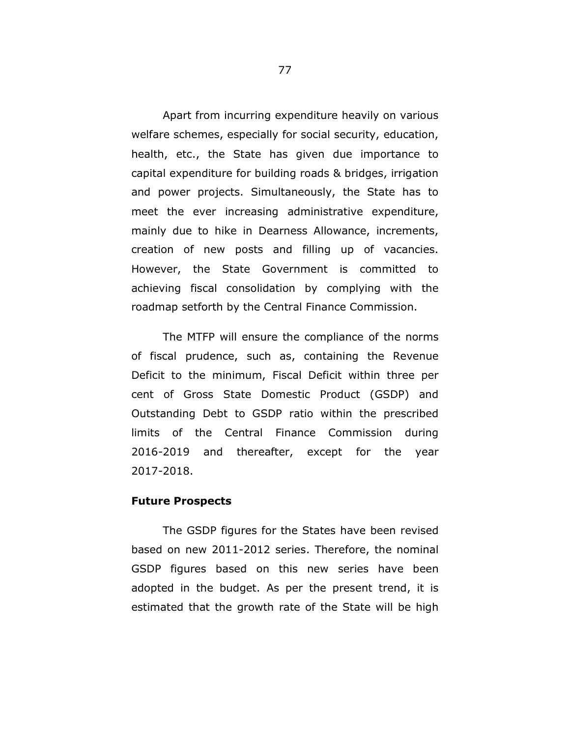Apart from incurring expenditure heavily on various welfare schemes, especially for social security, education, health, etc., the State has given due importance to capital expenditure for building roads & bridges, irrigation and power projects. Simultaneously, the State has to meet the ever increasing administrative expenditure, mainly due to hike in Dearness Allowance, increments, creation of new posts and filling up of vacancies. However, the State Government is committed to achieving fiscal consolidation by complying with the roadmap setforth by the Central Finance Commission.

The MTFP will ensure the compliance of the norms of fiscal prudence, such as, containing the Revenue Deficit to the minimum, Fiscal Deficit within three per cent of Gross State Domestic Product (GSDP) and Outstanding Debt to GSDP ratio within the prescribed limits of the Central Finance Commission during 2016-2019 and thereafter, except for the year 2017-2018.

**Future Prospects**

The GSDP figures for the States have been revised based on new 2011-2012 series. Therefore, the nominal GSDP figures based on this new series have been adopted in the budget. As per the present trend, it is estimated that the growth rate of the State will be high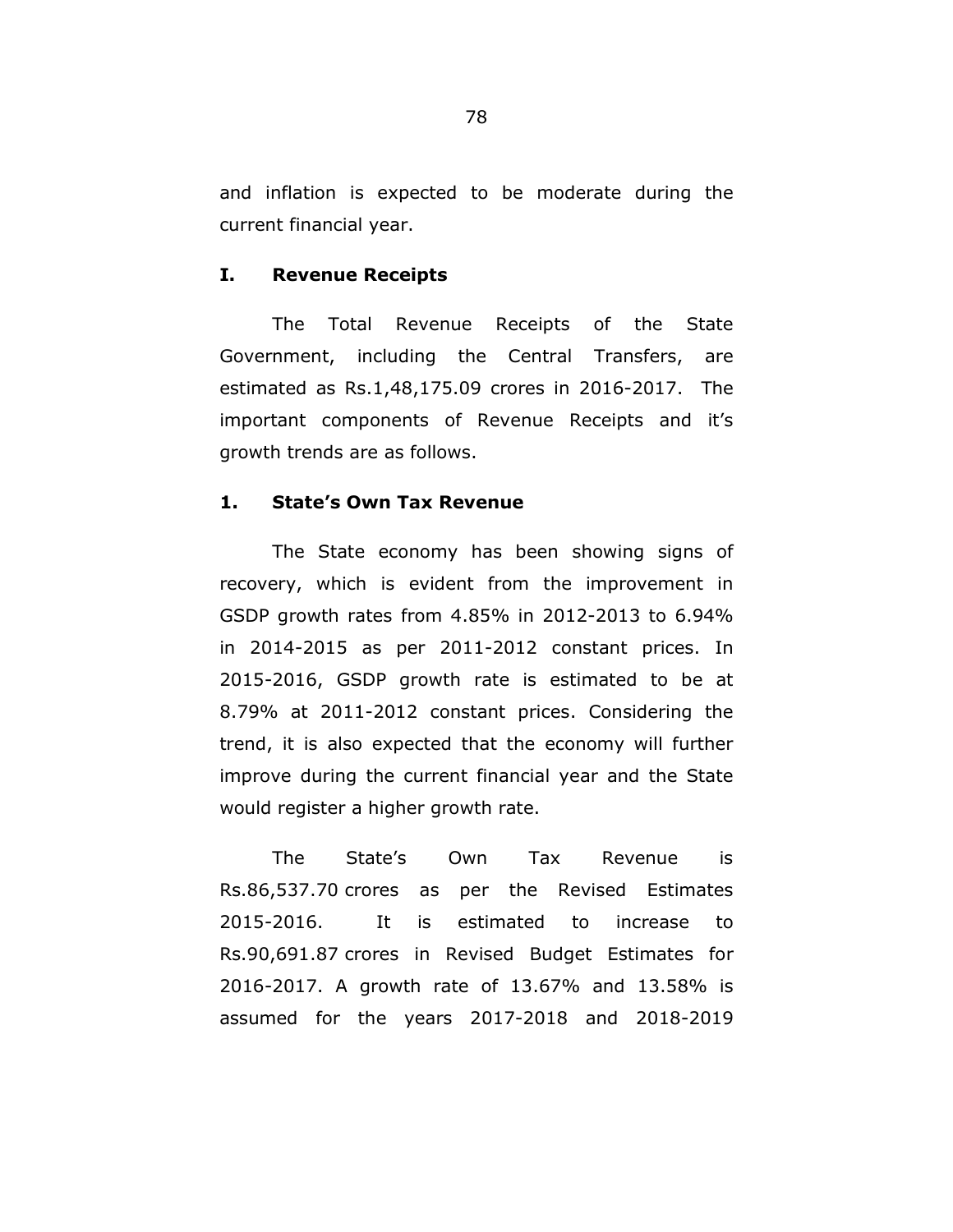and inflation is expected to be moderate during the current financial year.

## I. Revenue Receipts

The Total Revenue Receipts of the State Government, including the Central Transfers, are estimated as Rs.1,48,175.09 crores in 2016-2017. The important components of Revenue Receipts and it's growth trends are as follows.

### 1. State's Own Tax Revenue

The State economy has been showing signs of recovery, which is evident from the improvement in GSDP growth rates from 4.85% in 2012-2013 to 6.94% in 2014-2015 as per 2011-2012 constant prices. In 2015-2016, GSDP growth rate is estimated to be at 8.79% at 2011-2012 constant prices. Considering the trend, it is also expected that the economy will further improve during the current financial year and the State would register a higher growth rate.

The State's Own Tax Revenue is Rs.86,537.70 crores as per the Revised Estimates 2015-2016. It is estimated to increase to Rs.90,691.87 crores in Revised Budget Estimates for 2016-2017. A growth rate of 13.67% and 13.58% is assumed for the years 2017-2018 and 2018-2019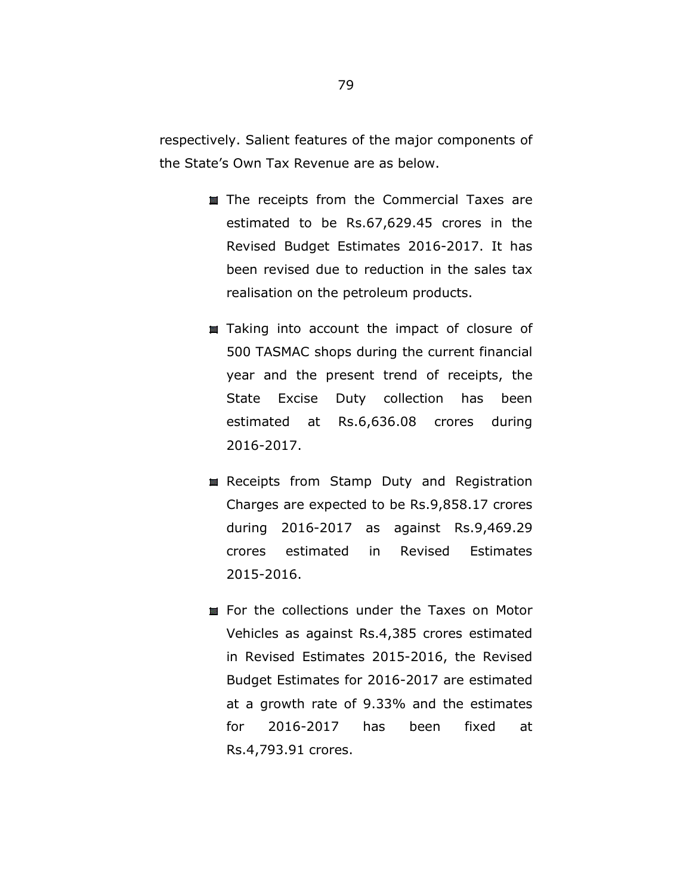respectively. Salient features of the major components of the State's Own Tax Revenue are as below.

- The receipts from the Commercial Taxes are estimated to be Rs.67,629.45 crores in the Revised Budget Estimates 2016-2017. It has been revised due to reduction in the sales tax realisation on the petroleum products.

- Taking into account the impact of closure of 500 TASMAC shops during the current financial year and the present trend of receipts, the State Excise Duty collection has been estimated at Rs.6,636.08 crores during 2016-2017.

- Receipts from Stamp Duty and Registration Charges are expected to be Rs.9,858.17 crores during 2016-2017 as against Rs.9,469.29 crores estimated in Revised Estimates 2015-2016.

- For the collections under the Taxes on Motor Vehicles as against Rs.4,385 crores estimated in Revised Estimates 2015-2016, the Revised Budget Estimates for 2016-2017 are estimated at a growth rate of 9.33% and the estimates for 2016-2017 has been fixed at Rs.4,793.91 crores.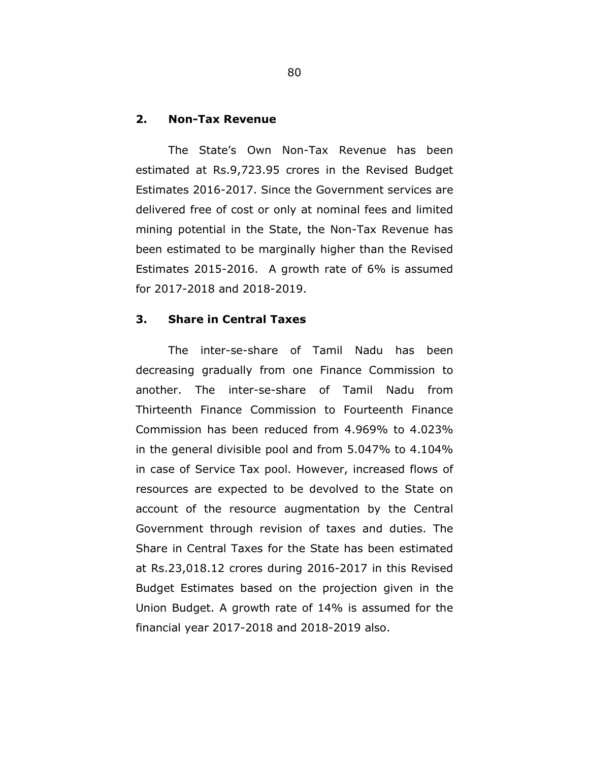## 2. Non-Tax Revenue

The State's Own Non-Tax Revenue has been estimated at Rs.9,723.95 crores in the Revised Budget Estimates 2016-2017. Since the Government services are delivered free of cost or only at nominal fees and limited mining potential in the State, the Non-Tax Revenue has been estimated to be marginally higher than the Revised Estimates 2015-2016. A growth rate of 6% is assumed for 2017-2018 and 2018-2019.

## 3. Share in Central Taxes

The inter-se-share of Tamil Nadu has been decreasing gradually from one Finance Commission to another. The inter-se-share of Tamil Nadu from Thirteenth Finance Commission to Fourteenth Finance Commission has been reduced from 4.969% to 4.023% in the general divisible pool and from 5.047% to 4.104% in case of Service Tax pool. However, increased flows of resources are expected to be devolved to the State on account of the resource augmentation by the Central Government through revision of taxes and duties. The Share in Central Taxes for the State has been estimated at Rs.23,018.12 crores during 2016-2017 in this Revised Budget Estimates based on the projection given in the Union Budget. A growth rate of 14% is assumed for the financial year 2017-2018 and 2018-2019 also.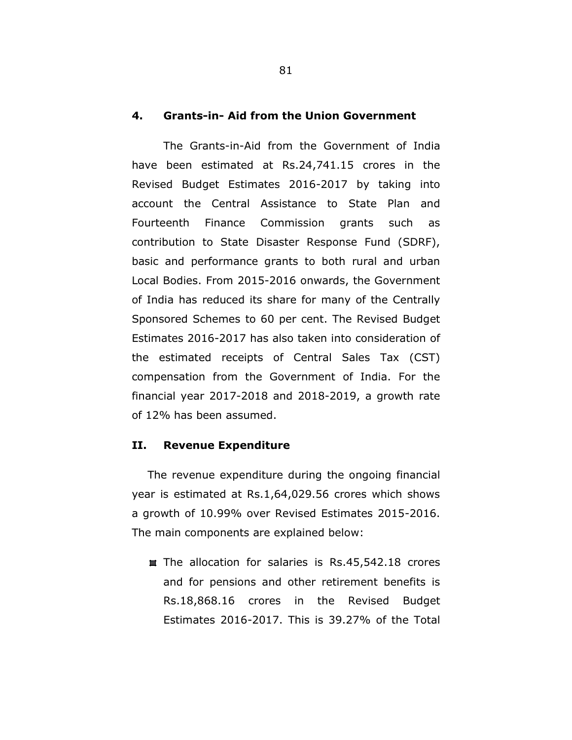### 4. Grants-in- Aid from the Union Government

The Grants-in-Aid from the Government of India have been estimated at Rs.24,741.15 crores in the Revised Budget Estimates 2016-2017 by taking into account the Central Assistance to State Plan and Fourteenth Finance Commission grants such as contribution to State Disaster Response Fund (SDRF), basic and performance grants to both rural and urban Local Bodies. From 2015-2016 onwards, the Government of India has reduced its share for many of the Centrally Sponsored Schemes to 60 per cent. The Revised Budget Estimates 2016-2017 has also taken into consideration of the estimated receipts of Central Sales Tax (CST) compensation from the Government of India. For the financial year 2017-2018 and 2018-2019, a growth rate of 12% has been assumed.

## II. Revenue Expenditure

The revenue expenditure during the ongoing financial year is estimated at Rs.1,64,029.56 crores which shows a growth of 10.99% over Revised Estimates 2015-2016. The main components are explained below:

- The allocation for salaries is Rs.45,542.18 crores and for pensions and other retirement benefits is Rs.18,868.16 crores in the Revised Budget Estimates 2016-2017. This is 39.27% of the Total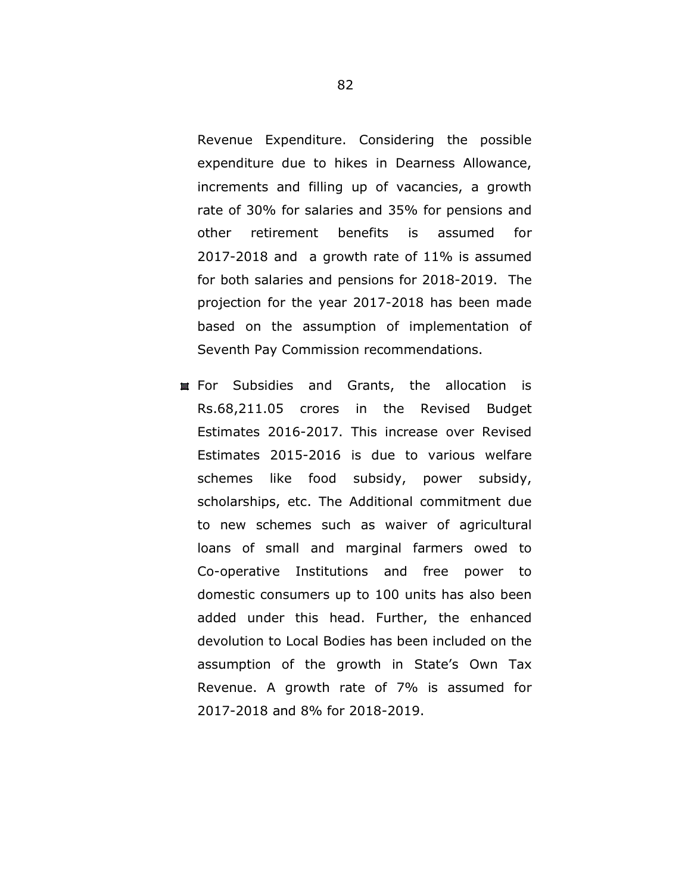Revenue Expenditure. Considering the possible expenditure due to hikes in Dearness Allowance, increments and filling up of vacancies, a growth rate of 30% for salaries and 35% for pensions and other retirement benefits is assumed for 2017-2018 and a growth rate of 11% is assumed for both salaries and pensions for 2018-2019. The projection for the year 2017-2018 has been made based on the assumption of implementation of Seventh Pay Commission recommendations.

- For Subsidies and Grants, the allocation is Rs.68,211.05 crores in the Revised Budget Estimates 2016-2017. This increase over Revised Estimates 2015-2016 is due to various welfare schemes like food subsidy, power subsidy, scholarships, etc. The Additional commitment due to new schemes such as waiver of agricultural loans of small and marginal farmers owed to Co-operative Institutions and free power to domestic consumers up to 100 units has also been added under this head. Further, the enhanced devolution to Local Bodies has been included on the assumption of the growth in State's Own Tax Revenue. A growth rate of 7% is assumed for 2017-2018 and 8% for 2018-2019.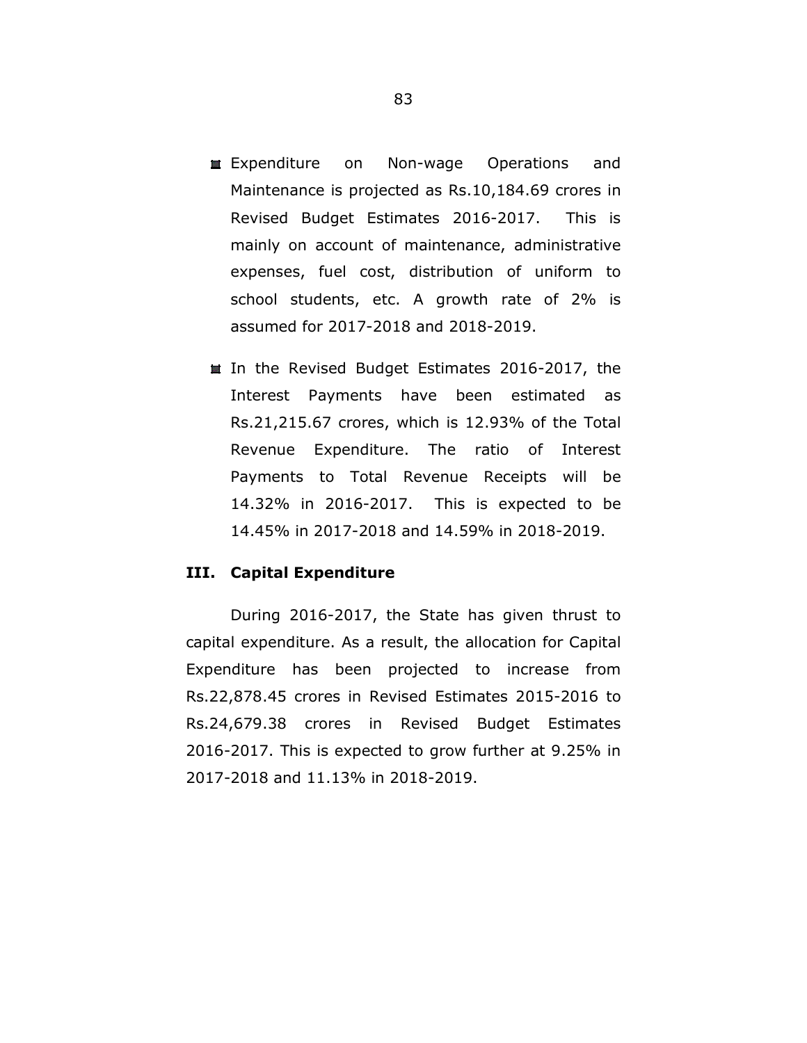- Expenditure on Non-wage Operations and Maintenance is projected as Rs.10,184.69 crores in Revised Budget Estimates 2016-2017. This is mainly on account of maintenance, administrative expenses, fuel cost, distribution of uniform to school students, etc. A growth rate of 2% is assumed for 2017-2018 and 2018-2019.

- In the Revised Budget Estimates 2016-2017, the Interest Payments have been estimated as Rs.21,215.67 crores, which is 12.93% of the Total Revenue Expenditure. The ratio of Interest Payments to Total Revenue Receipts will be 14.32% in 2016-2017. This is expected to be 14.45% in 2017-2018 and 14.59% in 2018-2019.

### III. Capital Expenditure

During 2016-2017, the State has given thrust to capital expenditure. As a result, the allocation for Capital Expenditure has been projected to increase from Rs.22,878.45 crores in Revised Estimates 2015-2016 to Rs.24,679.38 crores in Revised Budget Estimates 2016-2017. This is expected to grow further at 9.25% in 2017-2018 and 11.13% in 2018-2019.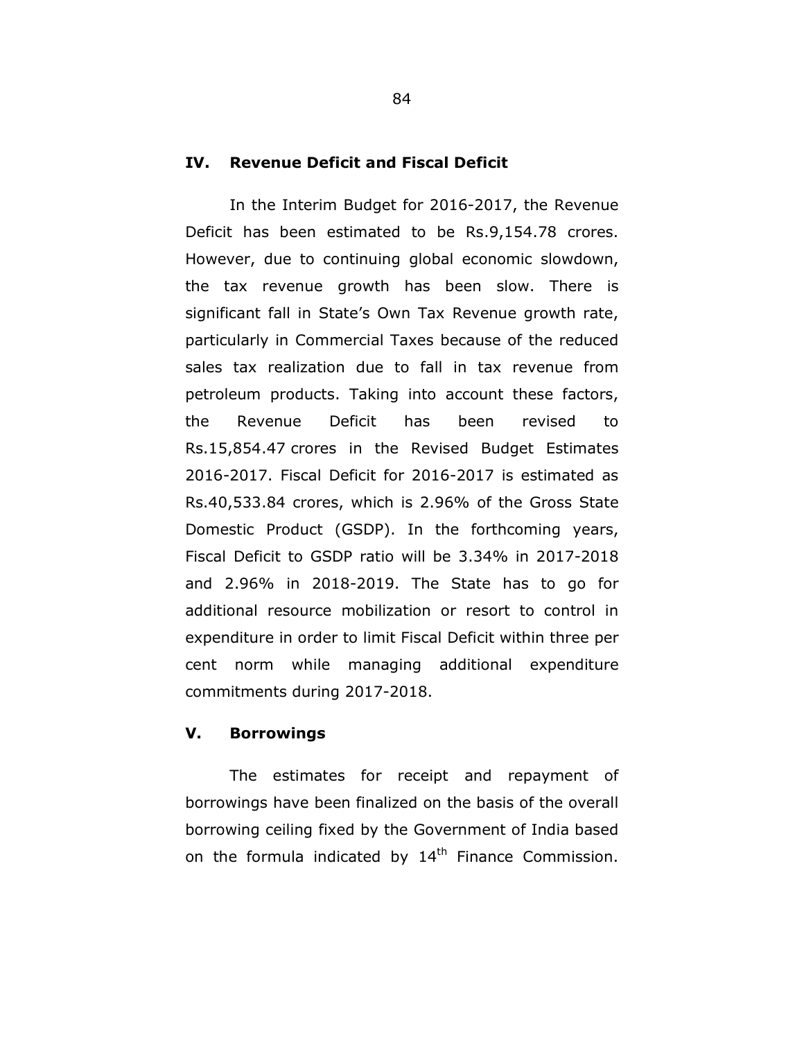## IV. Revenue Deficit and Fiscal Deficit

In the Interim Budget for 2016-2017, the Revenue Deficit has been estimated to be Rs.9,154.78 crores. However, due to continuing global economic slowdown, the tax revenue growth has been slow. There is significant fall in State's Own Tax Revenue growth rate, particularly in Commercial Taxes because of the reduced sales tax realization due to fall in tax revenue from petroleum products. Taking into account these factors, the Revenue Deficit has been revised to Rs.15,854.47 crores in the Revised Budget Estimates 2016-2017. Fiscal Deficit for 2016-2017 is estimated as Rs.40,533.84 crores, which is 2.96% of the Gross State Domestic Product (GSDP). In the forthcoming years, Fiscal Deficit to GSDP ratio will be 3.34% in 2017-2018 and 2.96% in 2018-2019. The State has to go for additional resource mobilization or resort to control in expenditure in order to limit Fiscal Deficit within three per cent norm while managing additional expenditure commitments during 2017-2018.

## V. Borrowings

The estimates for receipt and repayment of borrowings have been finalized on the basis of the overall borrowing ceiling fixed by the Government of India based on the formula indicated by 14th Finance Commission.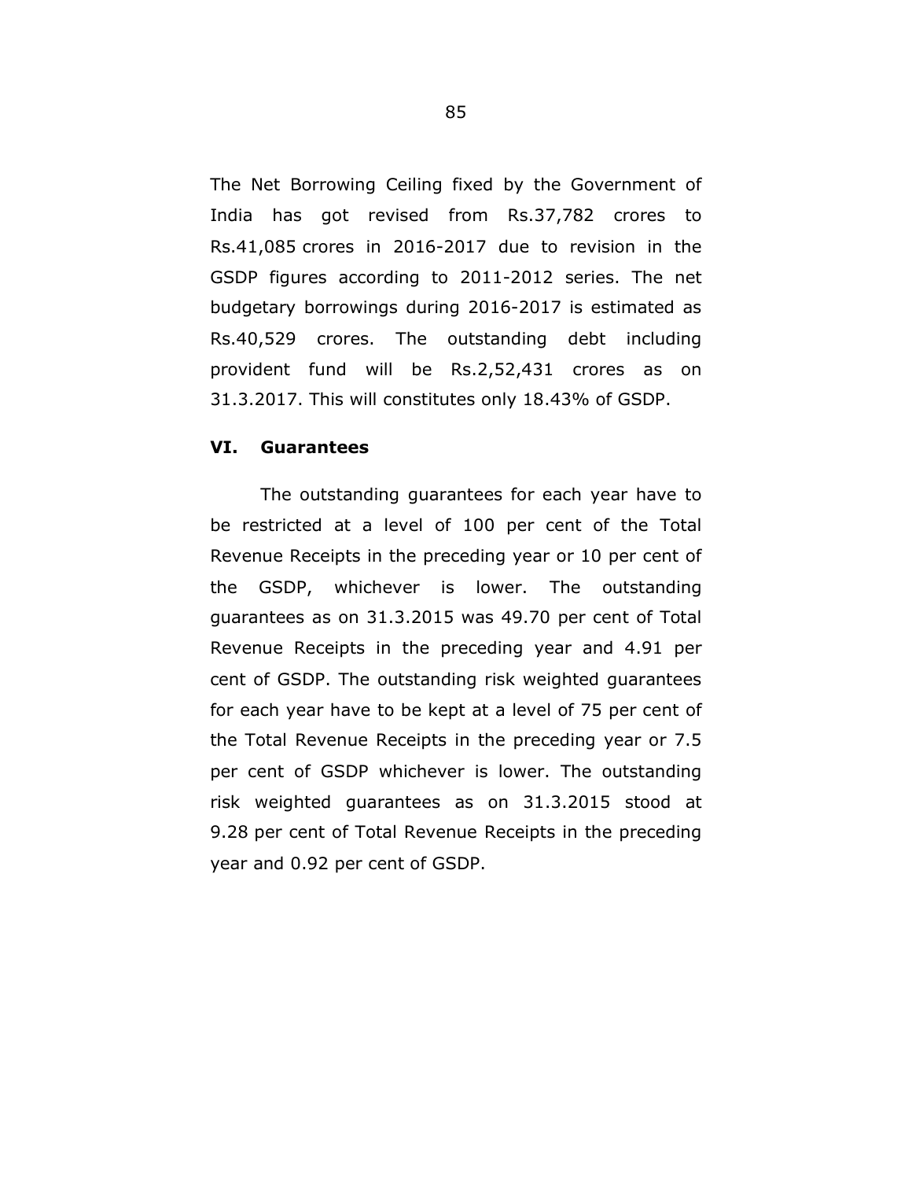The Net Borrowing Ceiling fixed by the Government of India has got revised from Rs.37,782 crores to Rs.41,085 crores in 2016-2017 due to revision in the GSDP figures according to 2011-2012 series. The net budgetary borrowings during 2016-2017 is estimated as Rs.40,529 crores. The outstanding debt including provident fund will be Rs.2,52,431 crores as on 31.3.2017. This will constitutes only 18.43% of GSDP.

## VI. Guarantees

The outstanding guarantees for each year have to be restricted at a level of 100 per cent of the Total Revenue Receipts in the preceding year or 10 per cent of the GSDP, whichever is lower. The outstanding guarantees as on 31.3.2015 was 49.70 per cent of Total Revenue Receipts in the preceding year and 4.91 per cent of GSDP. The outstanding risk weighted guarantees for each year have to be kept at a level of 75 per cent of the Total Revenue Receipts in the preceding year or 7.5 per cent of GSDP whichever is lower. The outstanding risk weighted guarantees as on 31.3.2015 stood at 9.28 per cent of Total Revenue Receipts in the preceding year and 0.92 per cent of GSDP.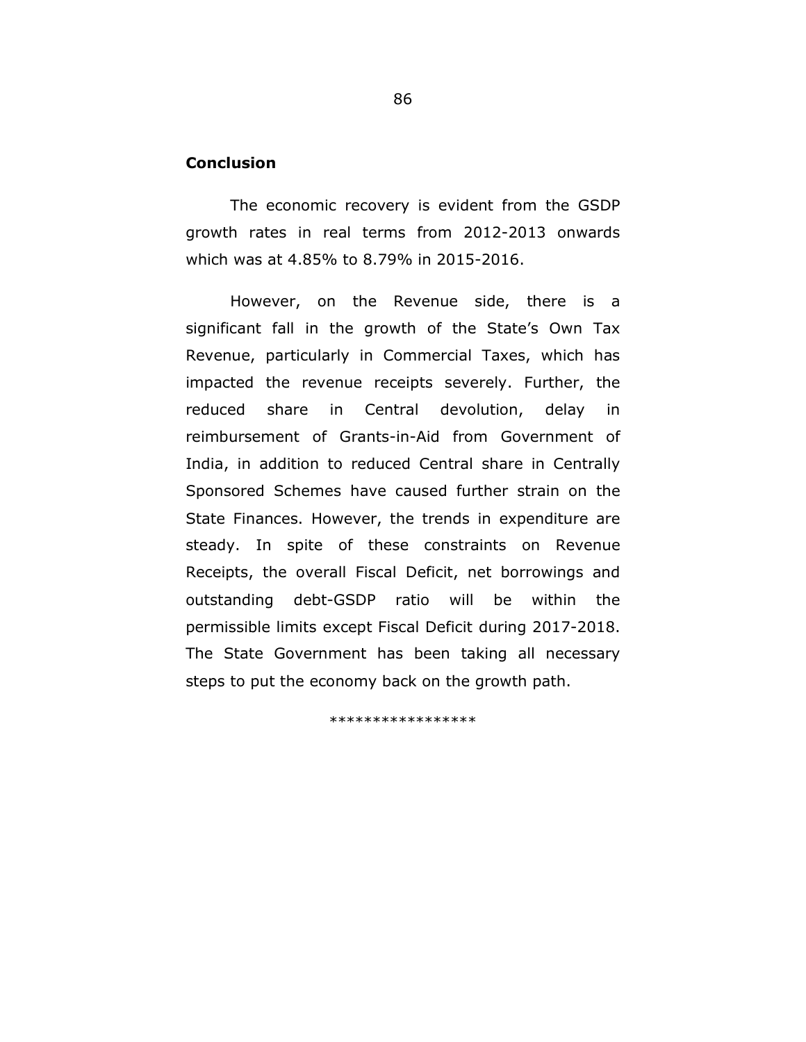## Conclusion

The economic recovery is evident from the GSDP growth rates in real terms from 2012-2013 onwards which was at 4.85% to 8.79% in 2015-2016.

However, on the Revenue side, there is a significant fall in the growth of the State's Own Tax Revenue, particularly in Commercial Taxes, which has impacted the revenue receipts severely. Further, the reduced share in Central devolution, delay in reimbursement of Grants-in-Aid from Government of India, in addition to reduced Central share in Centrally Sponsored Schemes have caused further strain on the State Finances. However, the trends in expenditure are steady. In spite of these constraints on Revenue Receipts, the overall Fiscal Deficit, net borrowings and outstanding debt-GSDP ratio will be within the permissible limits except Fiscal Deficit during 2017-2018. The State Government has been taking all necessary steps to put the economy back on the growth path.

*****************